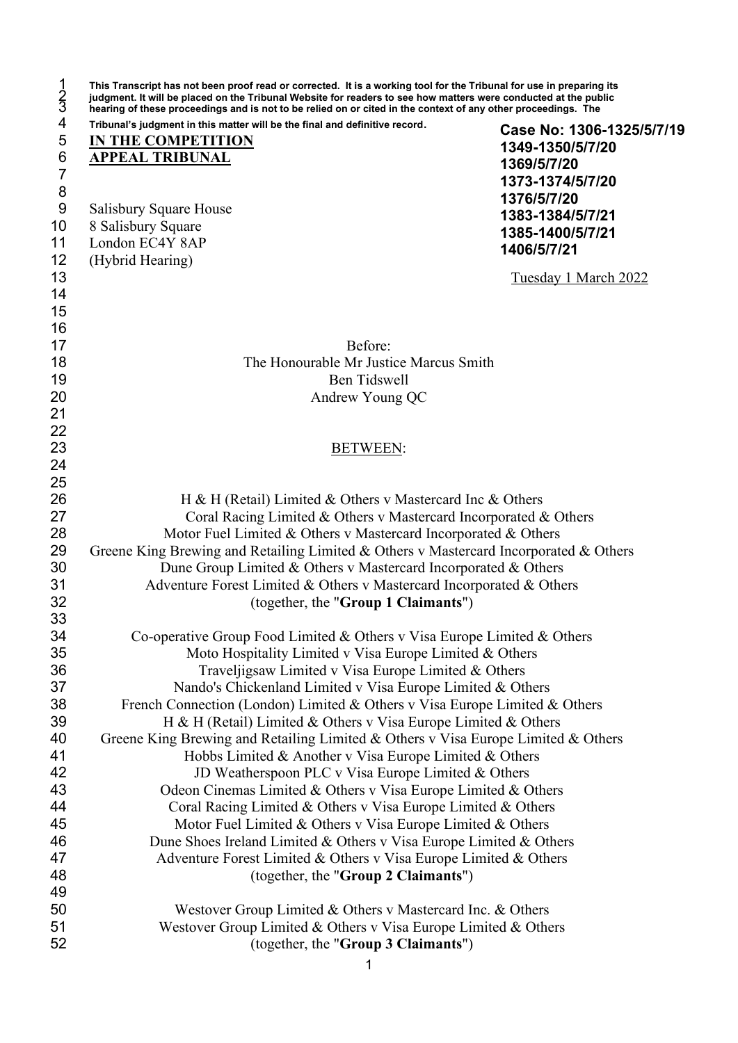**This Transcript has not been proof read or corrected. It is a working tool for the Tribunal for use in preparing its judgment. It will be placed on the Tribunal Website for readers to see how matters were conducted at the public hearing of these proceedings and is not to be relied on or cited in the context of any other proceedings. The Tribunal's judgment in this matter will be the final and definitive record.**

**Case No: 1306-1325/5/7/19**
**1349-1350/5/7/20**
**1369/5/7/20**
**1373-1374/5/7/20**
**1376/5/7/20**
**1383-1384/5/7/21**
**1385-1400/5/7/21**
**1406/5/7/21**

**IN THE COMPETITION APPEAL TRIBUNAL**

Salisbury Square House
8 Salisbury Square
London EC4Y 8AP
(Hybrid Hearing)

Tuesday 1 March 2022

Before:

The Honourable Mr Justice Marcus Smith
Ben Tidswell
Andrew Young QC

BETWEEN:

H & H (Retail) Limited & Others v Mastercard Inc & Others
Coral Racing Limited & Others v Mastercard Incorporated & Others
Motor Fuel Limited & Others v Mastercard Incorporated & Others
Greene King Brewing and Retailing Limited & Others v Mastercard Incorporated & Others
Dune Group Limited & Others v Mastercard Incorporated & Others
Adventure Forest Limited & Others v Mastercard Incorporated & Others
(together, the "**Group 1 Claimants**")

Co-operative Group Food Limited & Others v Visa Europe Limited & Others
Moto Hospitality Limited v Visa Europe Limited & Others
Traveljigsaw Limited v Visa Europe Limited & Others
Nando's Chickenland Limited v Visa Europe Limited & Others
French Connection (London) Limited & Others v Visa Europe Limited & Others
H & H (Retail) Limited & Others v Visa Europe Limited & Others
Greene King Brewing and Retailing Limited & Others v Visa Europe Limited & Others
Hobbs Limited & Another v Visa Europe Limited & Others
JD Weatherspoon PLC v Visa Europe Limited & Others
Odeon Cinemas Limited & Others v Visa Europe Limited & Others
Coral Racing Limited & Others v Visa Europe Limited & Others
Motor Fuel Limited & Others v Visa Europe Limited & Others
Dune Shoes Ireland Limited & Others v Visa Europe Limited & Others
Adventure Forest Limited & Others v Visa Europe Limited & Others
(together, the "**Group 2 Claimants**")

Westover Group Limited & Others v Mastercard Inc. & Others
Westover Group Limited & Others v Visa Europe Limited & Others
(together, the "**Group 3 Claimants**")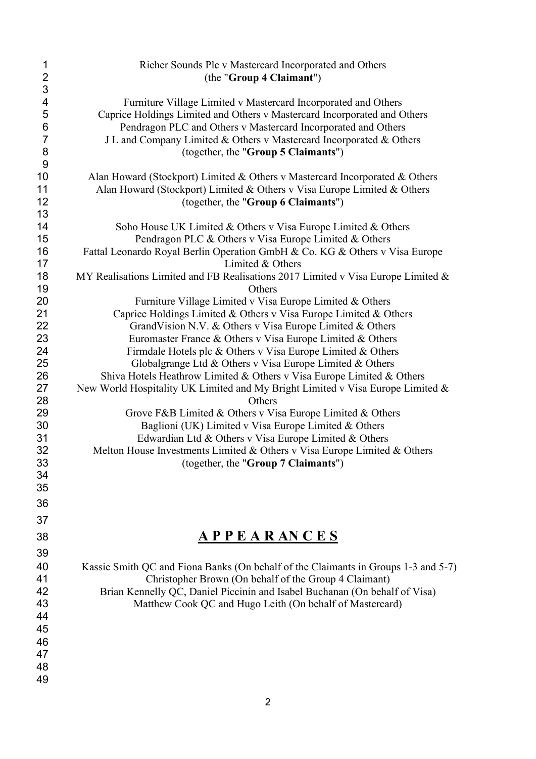Richer Sounds Plc v Mastercard Incorporated and Others
(the "**Group 4 Claimant**")

Furniture Village Limited v Mastercard Incorporated and Others
Caprice Holdings Limited and Others v Mastercard Incorporated and Others
Pendragon PLC and Others v Mastercard Incorporated and Others
J L and Company Limited & Others v Mastercard Incorporated & Others
(together, the "**Group 5 Claimants**")

Alan Howard (Stockport) Limited & Others v Mastercard Incorporated & Others
Alan Howard (Stockport) Limited & Others v Visa Europe Limited & Others
(together, the "**Group 6 Claimants**")

Soho House UK Limited & Others v Visa Europe Limited & Others
Pendragon PLC & Others v Visa Europe Limited & Others
Fattal Leonardo Royal Berlin Operation GmbH & Co. KG & Others v Visa Europe Limited & Others
MY Realisations Limited and FB Realisations 2017 Limited v Visa Europe Limited & Others
Furniture Village Limited v Visa Europe Limited & Others
Caprice Holdings Limited & Others v Visa Europe Limited & Others
GrandVision N.V. & Others v Visa Europe Limited & Others
Euromaster France & Others v Visa Europe Limited & Others
Firmdale Hotels plc & Others v Visa Europe Limited & Others
Globalgrange Ltd & Others v Visa Europe Limited & Others
Shiva Hotels Heathrow Limited & Others v Visa Europe Limited & Others
New World Hospitality UK Limited and My Bright Limited v Visa Europe Limited & Others
Grove F&B Limited & Others v Visa Europe Limited & Others
Baglioni (UK) Limited v Visa Europe Limited & Others
Edwardian Ltd & Others v Visa Europe Limited & Others
Melton House Investments Limited & Others v Visa Europe Limited & Others
(together, the "**Group 7 Claimants**")

# A P P E A R AN C E S

Kassie Smith QC and Fiona Banks (On behalf of the Claimants in Groups 1-3 and 5-7)
Christopher Brown (On behalf of the Group 4 Claimant)
Brian Kennelly QC, Daniel Piccinin and Isabel Buchanan (On behalf of Visa)
Matthew Cook QC and Hugo Leith (On behalf of Mastercard)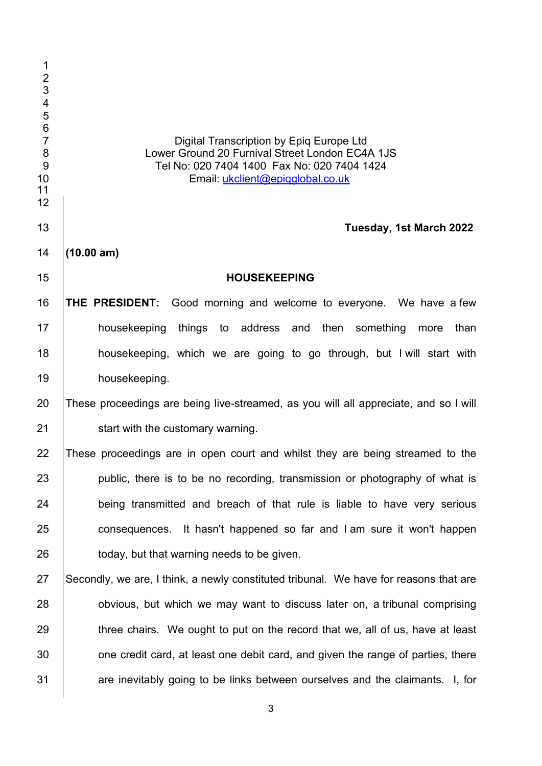Digital Transcription by Epiq Europe Ltd
Lower Ground 20 Furnival Street London EC4A 1JS
Tel No: 020 7404 1400 Fax No: 020 7404 1424
Email: ukclient@epiqglobal.co.uk

**Tuesday, 1st March 2022**

**(10.00 am)**

**HOUSEKEEPING**

**THE PRESIDENT:** Good morning and welcome to everyone. We have a few housekeeping things to address and then something more than housekeeping, which we are going to go through, but I will start with housekeeping.

These proceedings are being live-streamed, as you will all appreciate, and so I will start with the customary warning.

These proceedings are in open court and whilst they are being streamed to the public, there is to be no recording, transmission or photography of what is being transmitted and breach of that rule is liable to have very serious consequences. It hasn't happened so far and I am sure it won't happen today, but that warning needs to be given.

Secondly, we are, I think, a newly constituted tribunal. We have for reasons that are obvious, but which we may want to discuss later on, a tribunal comprising three chairs. We ought to put on the record that we, all of us, have at least one credit card, at least one debit card, and given the range of parties, there are inevitably going to be links between ourselves and the claimants. I, for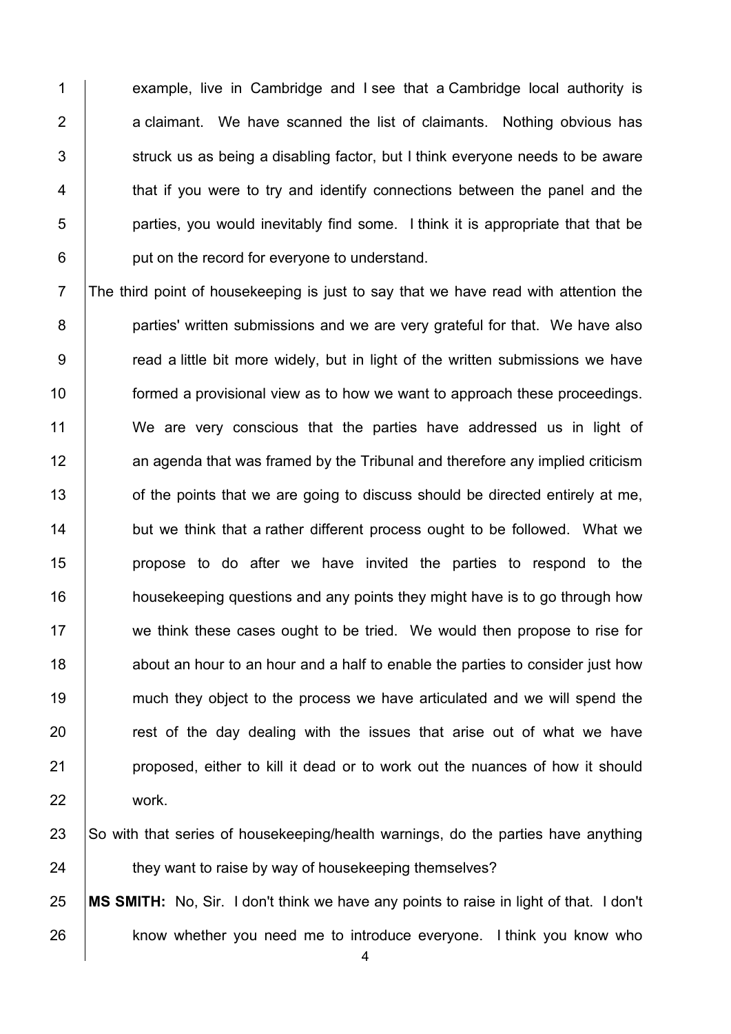example, live in Cambridge and I see that a Cambridge local authority is a claimant. We have scanned the list of claimants. Nothing obvious has struck us as being a disabling factor, but I think everyone needs to be aware that if you were to try and identify connections between the panel and the parties, you would inevitably find some. I think it is appropriate that that be put on the record for everyone to understand.

The third point of housekeeping is just to say that we have read with attention the parties' written submissions and we are very grateful for that. We have also read a little bit more widely, but in light of the written submissions we have formed a provisional view as to how we want to approach these proceedings. We are very conscious that the parties have addressed us in light of an agenda that was framed by the Tribunal and therefore any implied criticism of the points that we are going to discuss should be directed entirely at me, but we think that a rather different process ought to be followed. What we propose to do after we have invited the parties to respond to the housekeeping questions and any points they might have is to go through how we think these cases ought to be tried. We would then propose to rise for about an hour to an hour and a half to enable the parties to consider just how much they object to the process we have articulated and we will spend the rest of the day dealing with the issues that arise out of what we have proposed, either to kill it dead or to work out the nuances of how it should work.

So with that series of housekeeping/health warnings, do the parties have anything they want to raise by way of housekeeping themselves?

**MS SMITH:** No, Sir. I don't think we have any points to raise in light of that. I don't know whether you need me to introduce everyone. I think you know who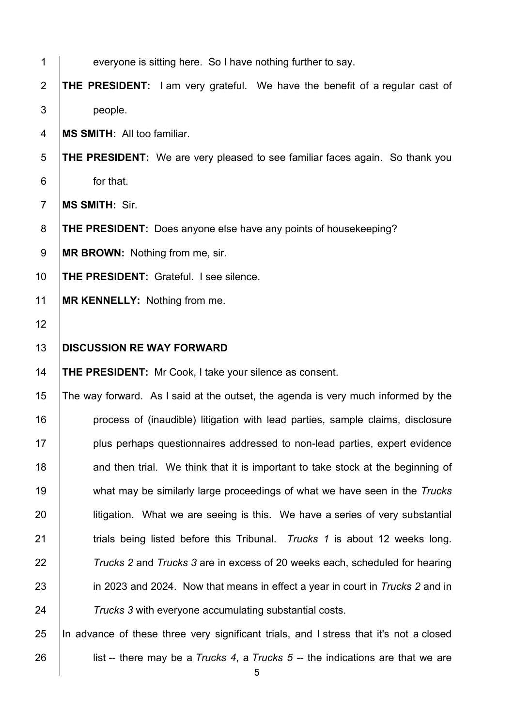everyone is sitting here. So I have nothing further to say.

**THE PRESIDENT:** I am very grateful. We have the benefit of a regular cast of people.

**MS SMITH:** All too familiar.

**THE PRESIDENT:** We are very pleased to see familiar faces again. So thank you for that.

**MS SMITH:** Sir.

**THE PRESIDENT:** Does anyone else have any points of housekeeping?

**MR BROWN:** Nothing from me, sir.

**THE PRESIDENT:** Grateful. I see silence.

**MR KENNELLY:** Nothing from me.

**DISCUSSION RE WAY FORWARD**

**THE PRESIDENT:** Mr Cook, I take your silence as consent.

The way forward. As I said at the outset, the agenda is very much informed by the process of (inaudible) litigation with lead parties, sample claims, disclosure plus perhaps questionnaires addressed to non-lead parties, expert evidence and then trial. We think that it is important to take stock at the beginning of what may be similarly large proceedings of what we have seen in the *Trucks* litigation. What we are seeing is this. We have a series of very substantial trials being listed before this Tribunal. *Trucks 1* is about 12 weeks long. *Trucks 2* and *Trucks 3* are in excess of 20 weeks each, scheduled for hearing in 2023 and 2024. Now that means in effect a year in court in *Trucks 2* and in *Trucks 3* with everyone accumulating substantial costs.

In advance of these three very significant trials, and I stress that it's not a closed list -- there may be a *Trucks 4*, a *Trucks 5* -- the indications are that we are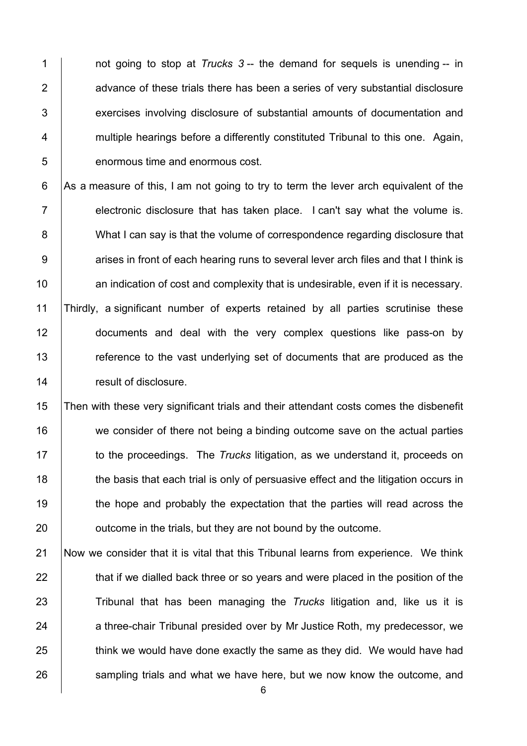not going to stop at *Trucks 3* -- the demand for sequels is unending -- in advance of these trials there has been a series of very substantial disclosure exercises involving disclosure of substantial amounts of documentation and multiple hearings before a differently constituted Tribunal to this one. Again, enormous time and enormous cost.

As a measure of this, I am not going to try to term the lever arch equivalent of the electronic disclosure that has taken place. I can't say what the volume is. What I can say is that the volume of correspondence regarding disclosure that arises in front of each hearing runs to several lever arch files and that I think is an indication of cost and complexity that is undesirable, even if it is necessary.

Thirdly, a significant number of experts retained by all parties scrutinise these documents and deal with the very complex questions like pass-on by reference to the vast underlying set of documents that are produced as the result of disclosure.

Then with these very significant trials and their attendant costs comes the disbenefit we consider of there not being a binding outcome save on the actual parties to the proceedings. The *Trucks* litigation, as we understand it, proceeds on the basis that each trial is only of persuasive effect and the litigation occurs in the hope and probably the expectation that the parties will read across the outcome in the trials, but they are not bound by the outcome.

Now we consider that it is vital that this Tribunal learns from experience. We think that if we dialled back three or so years and were placed in the position of the Tribunal that has been managing the *Trucks* litigation and, like us it is a three-chair Tribunal presided over by Mr Justice Roth, my predecessor, we think we would have done exactly the same as they did. We would have had sampling trials and what we have here, but we now know the outcome, and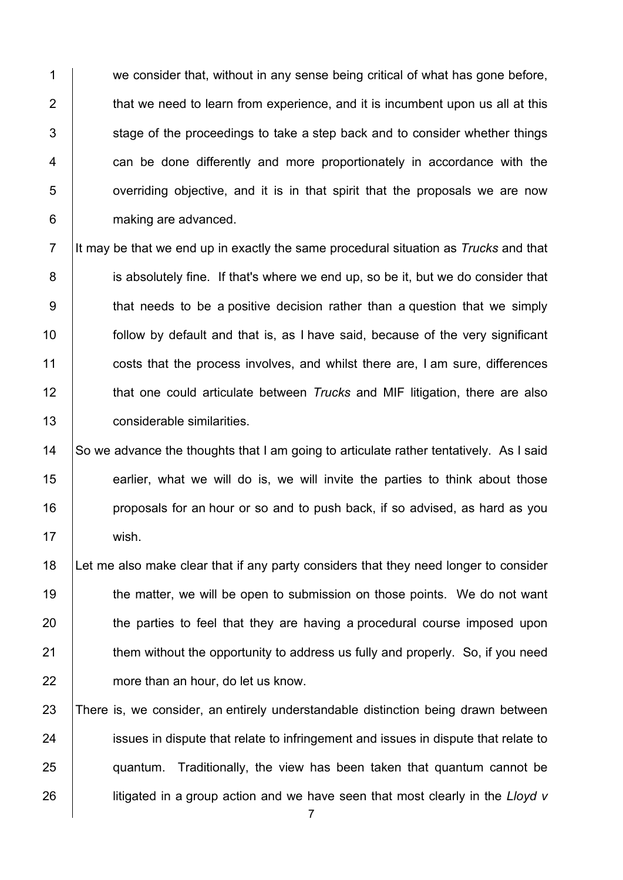we consider that, without in any sense being critical of what has gone before, that we need to learn from experience, and it is incumbent upon us all at this stage of the proceedings to take a step back and to consider whether things can be done differently and more proportionately in accordance with the overriding objective, and it is in that spirit that the proposals we are now making are advanced.

It may be that we end up in exactly the same procedural situation as *Trucks* and that is absolutely fine. If that's where we end up, so be it, but we do consider that that needs to be a positive decision rather than a question that we simply follow by default and that is, as I have said, because of the very significant costs that the process involves, and whilst there are, I am sure, differences that one could articulate between *Trucks* and MIF litigation, there are also considerable similarities.

So we advance the thoughts that I am going to articulate rather tentatively. As I said earlier, what we will do is, we will invite the parties to think about those proposals for an hour or so and to push back, if so advised, as hard as you wish.

Let me also make clear that if any party considers that they need longer to consider the matter, we will be open to submission on those points. We do not want the parties to feel that they are having a procedural course imposed upon them without the opportunity to address us fully and properly. So, if you need more than an hour, do let us know.

There is, we consider, an entirely understandable distinction being drawn between issues in dispute that relate to infringement and issues in dispute that relate to quantum. Traditionally, the view has been taken that quantum cannot be litigated in a group action and we have seen that most clearly in the *Lloyd v*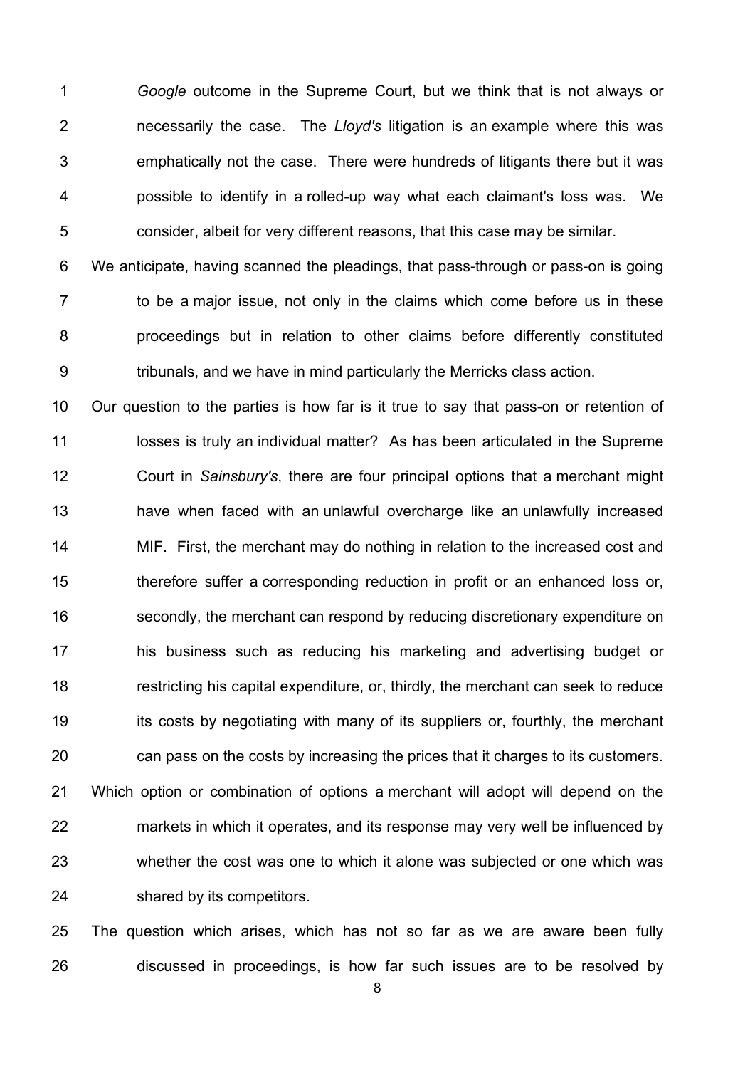*Google* outcome in the Supreme Court, but we think that is not always or necessarily the case. The *Lloyd's* litigation is an example where this was emphatically not the case. There were hundreds of litigants there but it was possible to identify in a rolled-up way what each claimant's loss was. We consider, albeit for very different reasons, that this case may be similar.

We anticipate, having scanned the pleadings, that pass-through or pass-on is going to be a major issue, not only in the claims which come before us in these proceedings but in relation to other claims before differently constituted tribunals, and we have in mind particularly the Merricks class action.

Our question to the parties is how far is it true to say that pass-on or retention of losses is truly an individual matter? As has been articulated in the Supreme Court in *Sainsbury's*, there are four principal options that a merchant might have when faced with an unlawful overcharge like an unlawfully increased MIF. First, the merchant may do nothing in relation to the increased cost and therefore suffer a corresponding reduction in profit or an enhanced loss or, secondly, the merchant can respond by reducing discretionary expenditure on his business such as reducing his marketing and advertising budget or restricting his capital expenditure, or, thirdly, the merchant can seek to reduce its costs by negotiating with many of its suppliers or, fourthly, the merchant can pass on the costs by increasing the prices that it charges to its customers.

Which option or combination of options a merchant will adopt will depend on the markets in which it operates, and its response may very well be influenced by whether the cost was one to which it alone was subjected or one which was shared by its competitors.

The question which arises, which has not so far as we are aware been fully discussed in proceedings, is how far such issues are to be resolved by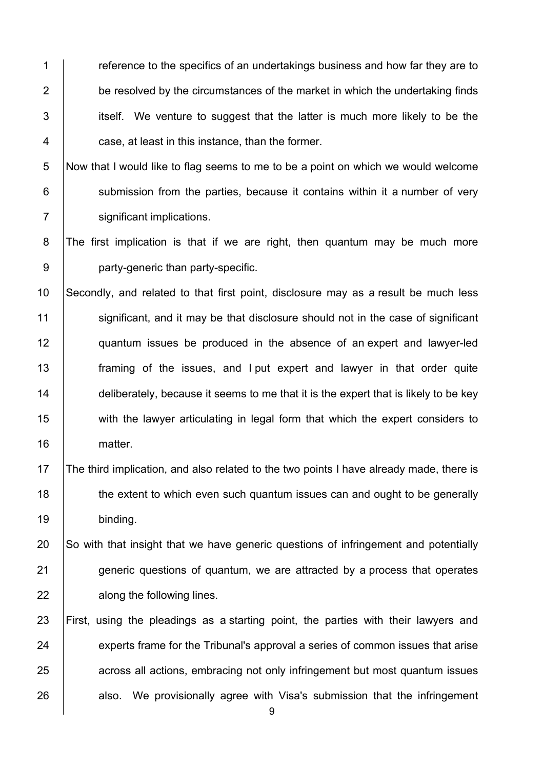reference to the specifics of an undertakings business and how far they are to be resolved by the circumstances of the market in which the undertaking finds itself. We venture to suggest that the latter is much more likely to be the case, at least in this instance, than the former.

Now that I would like to flag seems to me to be a point on which we would welcome submission from the parties, because it contains within it a number of very significant implications.

The first implication is that if we are right, then quantum may be much more party-generic than party-specific.

Secondly, and related to that first point, disclosure may as a result be much less significant, and it may be that disclosure should not in the case of significant quantum issues be produced in the absence of an expert and lawyer-led framing of the issues, and I put expert and lawyer in that order quite deliberately, because it seems to me that it is the expert that is likely to be key with the lawyer articulating in legal form that which the expert considers to matter.

The third implication, and also related to the two points I have already made, there is the extent to which even such quantum issues can and ought to be generally binding.

So with that insight that we have generic questions of infringement and potentially generic questions of quantum, we are attracted by a process that operates along the following lines.

First, using the pleadings as a starting point, the parties with their lawyers and experts frame for the Tribunal's approval a series of common issues that arise across all actions, embracing not only infringement but most quantum issues also. We provisionally agree with Visa's submission that the infringement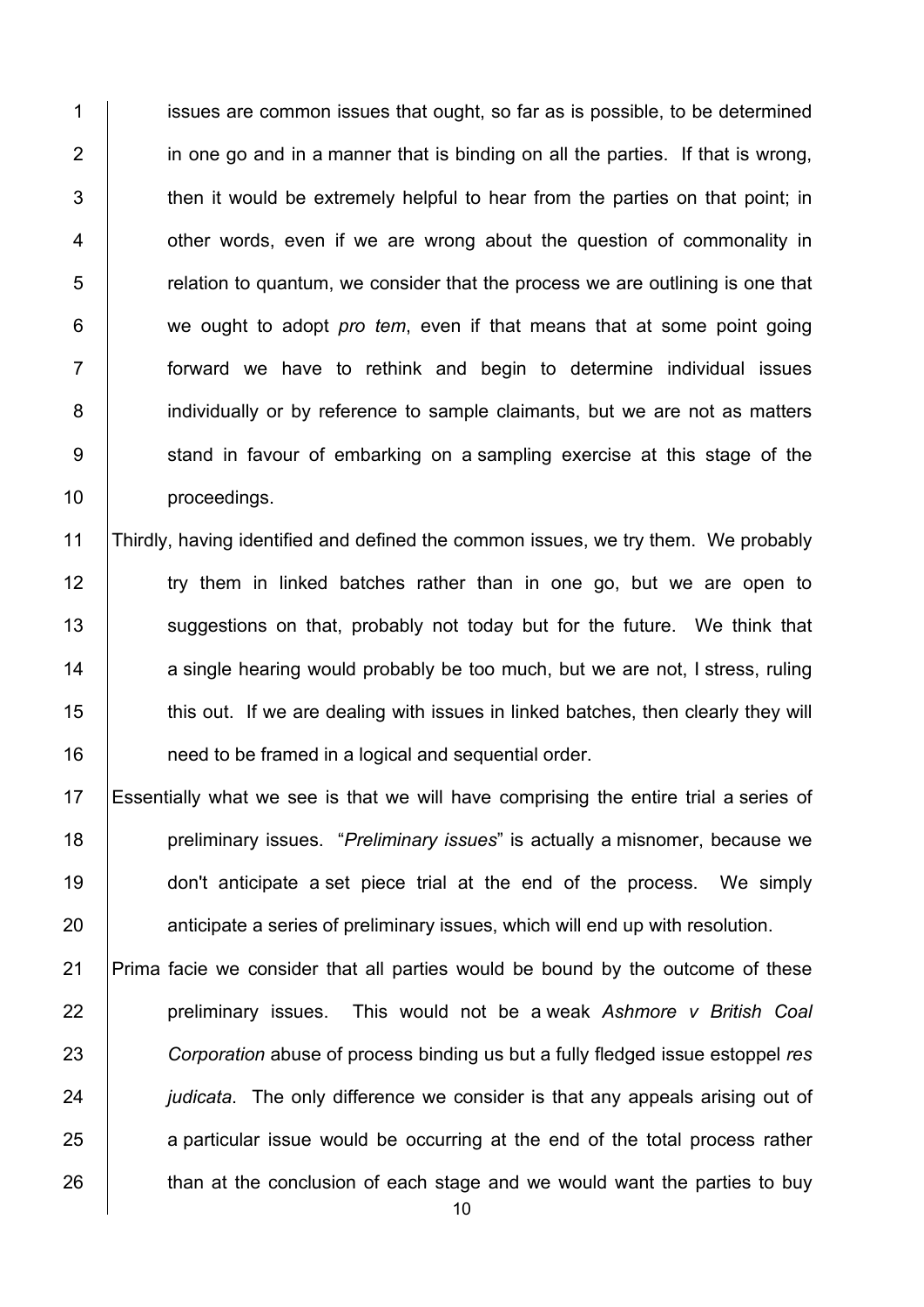issues are common issues that ought, so far as is possible, to be determined in one go and in a manner that is binding on all the parties. If that is wrong, then it would be extremely helpful to hear from the parties on that point; in other words, even if we are wrong about the question of commonality in relation to quantum, we consider that the process we are outlining is one that we ought to adopt *pro tem*, even if that means that at some point going forward we have to rethink and begin to determine individual issues individually or by reference to sample claimants, but we are not as matters stand in favour of embarking on a sampling exercise at this stage of the proceedings.

Thirdly, having identified and defined the common issues, we try them. We probably try them in linked batches rather than in one go, but we are open to suggestions on that, probably not today but for the future. We think that a single hearing would probably be too much, but we are not, I stress, ruling this out. If we are dealing with issues in linked batches, then clearly they will need to be framed in a logical and sequential order.

Essentially what we see is that we will have comprising the entire trial a series of preliminary issues. "*Preliminary issues*" is actually a misnomer, because we don't anticipate a set piece trial at the end of the process. We simply anticipate a series of preliminary issues, which will end up with resolution.

Prima facie we consider that all parties would be bound by the outcome of these preliminary issues. This would not be a weak *Ashmore v British Coal Corporation* abuse of process binding us but a fully fledged issue estoppel *res judicata*. The only difference we consider is that any appeals arising out of a particular issue would be occurring at the end of the total process rather than at the conclusion of each stage and we would want the parties to buy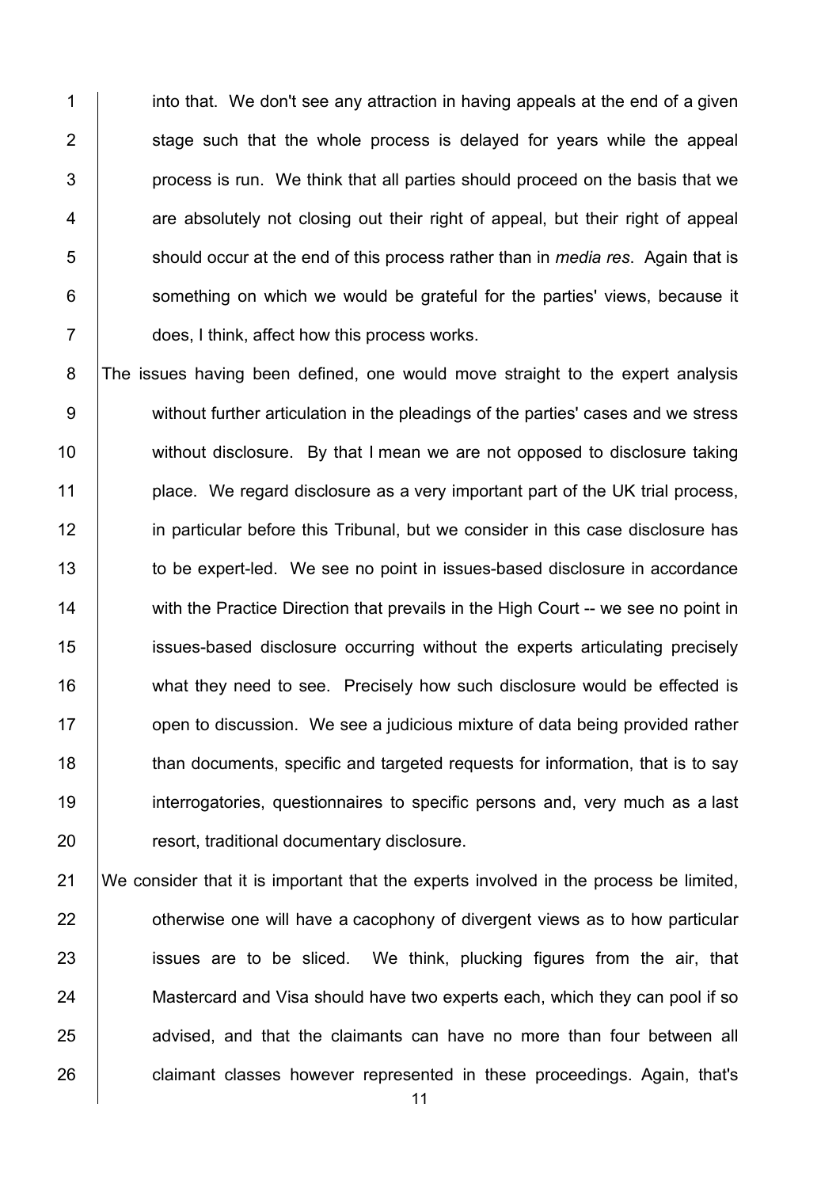into that. We don't see any attraction in having appeals at the end of a given stage such that the whole process is delayed for years while the appeal process is run. We think that all parties should proceed on the basis that we are absolutely not closing out their right of appeal, but their right of appeal should occur at the end of this process rather than in *media res*. Again that is something on which we would be grateful for the parties' views, because it does, I think, affect how this process works.

The issues having been defined, one would move straight to the expert analysis without further articulation in the pleadings of the parties' cases and we stress without disclosure. By that I mean we are not opposed to disclosure taking place. We regard disclosure as a very important part of the UK trial process, in particular before this Tribunal, but we consider in this case disclosure has to be expert-led. We see no point in issues-based disclosure in accordance with the Practice Direction that prevails in the High Court -- we see no point in issues-based disclosure occurring without the experts articulating precisely what they need to see. Precisely how such disclosure would be effected is open to discussion. We see a judicious mixture of data being provided rather than documents, specific and targeted requests for information, that is to say interrogatories, questionnaires to specific persons and, very much as a last resort, traditional documentary disclosure.

We consider that it is important that the experts involved in the process be limited, otherwise one will have a cacophony of divergent views as to how particular issues are to be sliced. We think, plucking figures from the air, that Mastercard and Visa should have two experts each, which they can pool if so advised, and that the claimants can have no more than four between all claimant classes however represented in these proceedings. Again, that's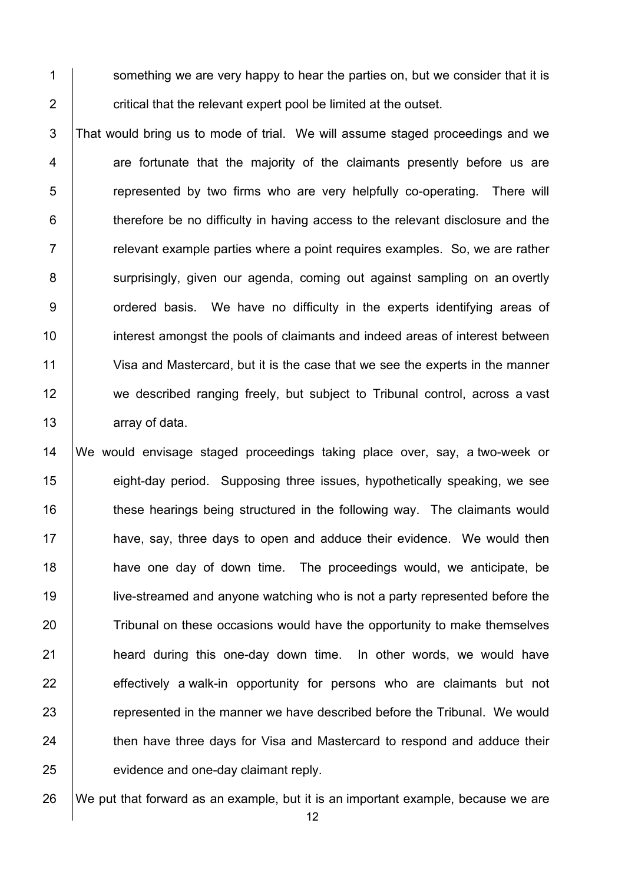something we are very happy to hear the parties on, but we consider that it is critical that the relevant expert pool be limited at the outset.

That would bring us to mode of trial. We will assume staged proceedings and we are fortunate that the majority of the claimants presently before us are represented by two firms who are very helpfully co-operating. There will therefore be no difficulty in having access to the relevant disclosure and the relevant example parties where a point requires examples. So, we are rather surprisingly, given our agenda, coming out against sampling on an overtly ordered basis. We have no difficulty in the experts identifying areas of interest amongst the pools of claimants and indeed areas of interest between Visa and Mastercard, but it is the case that we see the experts in the manner we described ranging freely, but subject to Tribunal control, across a vast array of data.

We would envisage staged proceedings taking place over, say, a two-week or eight-day period. Supposing three issues, hypothetically speaking, we see these hearings being structured in the following way. The claimants would have, say, three days to open and adduce their evidence. We would then have one day of down time. The proceedings would, we anticipate, be live-streamed and anyone watching who is not a party represented before the Tribunal on these occasions would have the opportunity to make themselves heard during this one-day down time. In other words, we would have effectively a walk-in opportunity for persons who are claimants but not represented in the manner we have described before the Tribunal. We would then have three days for Visa and Mastercard to respond and adduce their evidence and one-day claimant reply.

We put that forward as an example, but it is an important example, because we are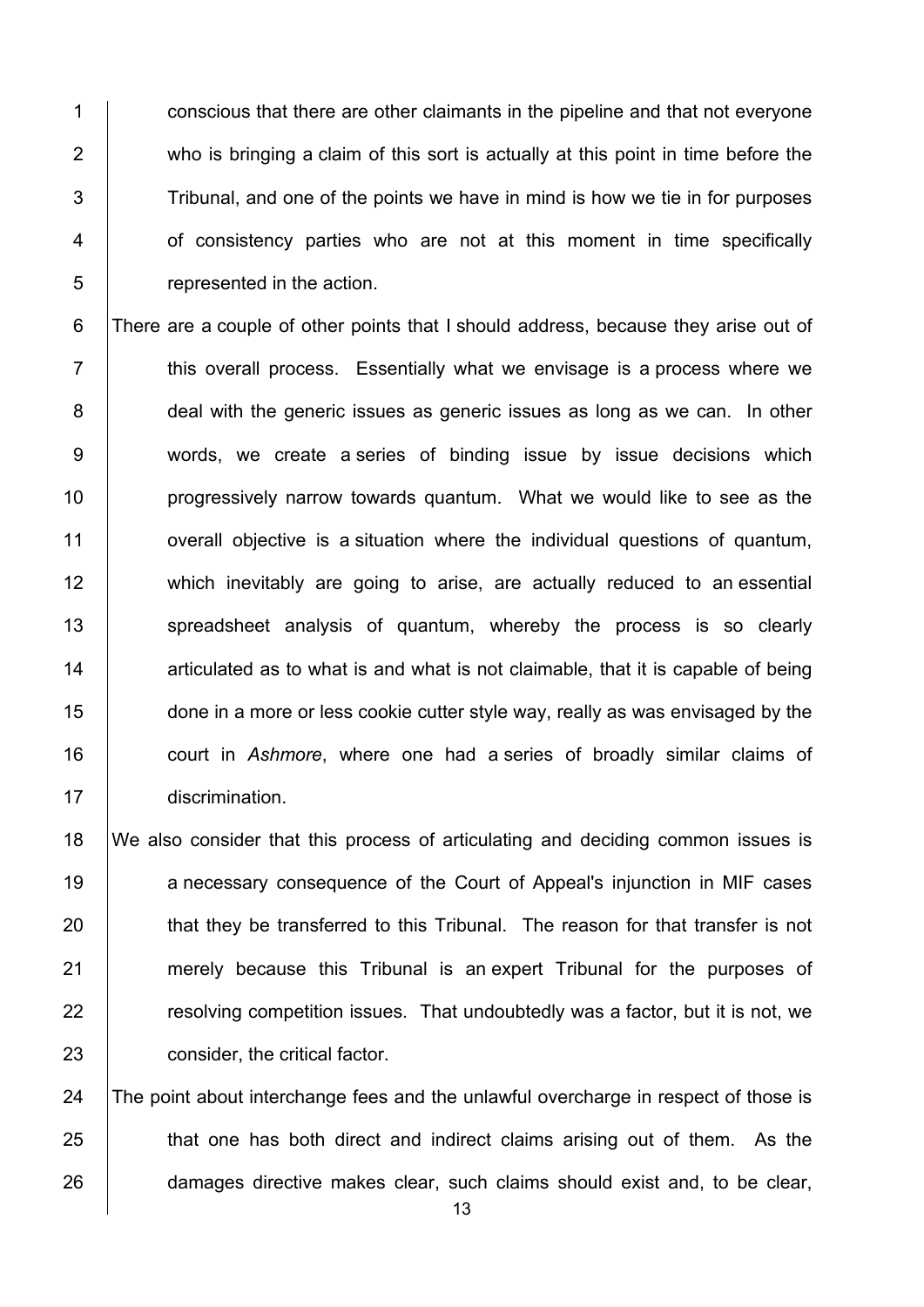conscious that there are other claimants in the pipeline and that not everyone who is bringing a claim of this sort is actually at this point in time before the Tribunal, and one of the points we have in mind is how we tie in for purposes of consistency parties who are not at this moment in time specifically represented in the action.

There are a couple of other points that I should address, because they arise out of this overall process. Essentially what we envisage is a process where we deal with the generic issues as generic issues as long as we can. In other words, we create a series of binding issue by issue decisions which progressively narrow towards quantum. What we would like to see as the overall objective is a situation where the individual questions of quantum, which inevitably are going to arise, are actually reduced to an essential spreadsheet analysis of quantum, whereby the process is so clearly articulated as to what is and what is not claimable, that it is capable of being done in a more or less cookie cutter style way, really as was envisaged by the court in *Ashmore*, where one had a series of broadly similar claims of discrimination.

We also consider that this process of articulating and deciding common issues is a necessary consequence of the Court of Appeal's injunction in MIF cases that they be transferred to this Tribunal. The reason for that transfer is not merely because this Tribunal is an expert Tribunal for the purposes of resolving competition issues. That undoubtedly was a factor, but it is not, we consider, the critical factor.

The point about interchange fees and the unlawful overcharge in respect of those is that one has both direct and indirect claims arising out of them. As the damages directive makes clear, such claims should exist and, to be clear,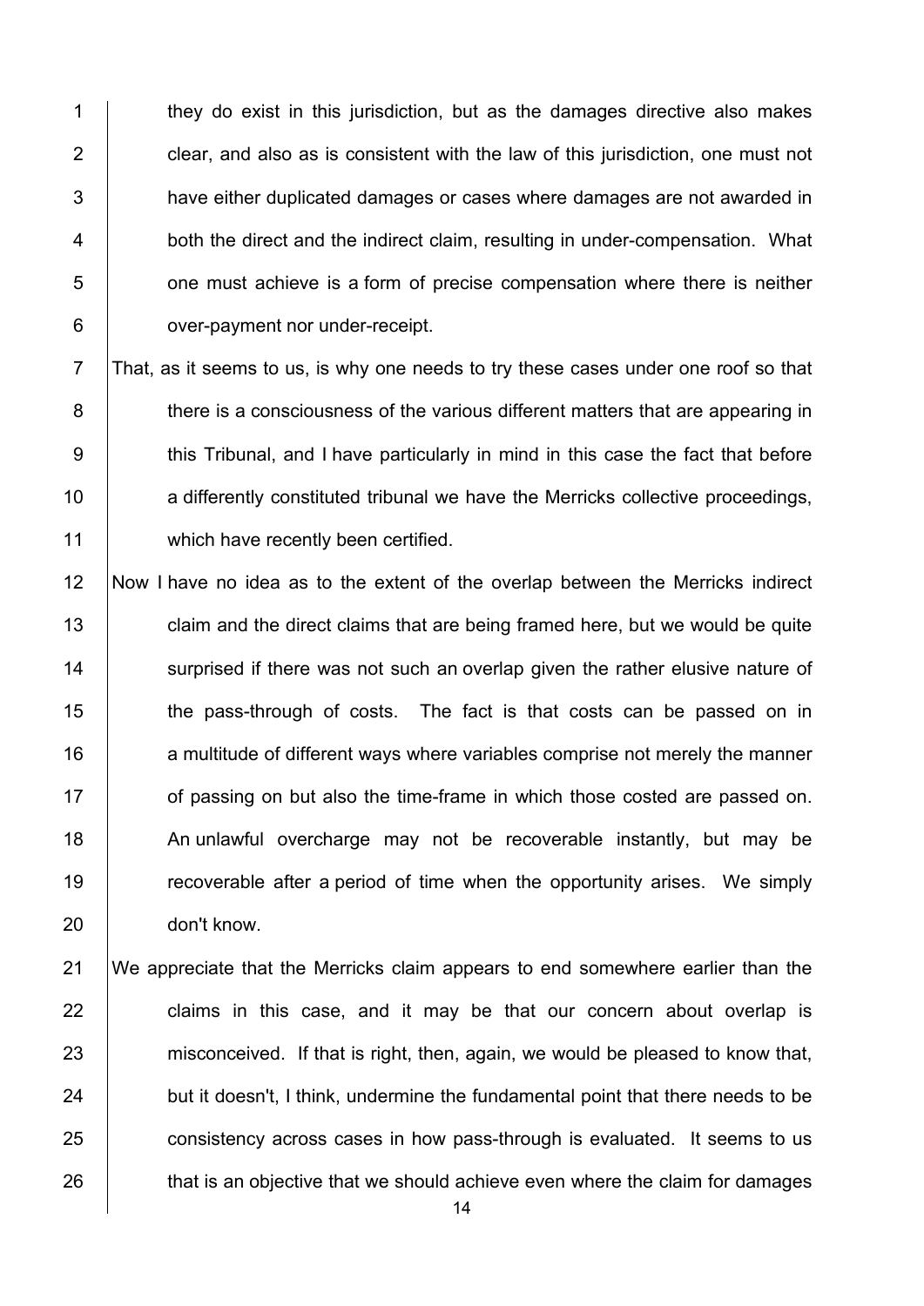they do exist in this jurisdiction, but as the damages directive also makes clear, and also as is consistent with the law of this jurisdiction, one must not have either duplicated damages or cases where damages are not awarded in both the direct and the indirect claim, resulting in under-compensation. What one must achieve is a form of precise compensation where there is neither over-payment nor under-receipt.

That, as it seems to us, is why one needs to try these cases under one roof so that there is a consciousness of the various different matters that are appearing in this Tribunal, and I have particularly in mind in this case the fact that before a differently constituted tribunal we have the Merricks collective proceedings, which have recently been certified.

Now I have no idea as to the extent of the overlap between the Merricks indirect claim and the direct claims that are being framed here, but we would be quite surprised if there was not such an overlap given the rather elusive nature of the pass-through of costs. The fact is that costs can be passed on in a multitude of different ways where variables comprise not merely the manner of passing on but also the time-frame in which those costed are passed on. An unlawful overcharge may not be recoverable instantly, but may be recoverable after a period of time when the opportunity arises. We simply don't know.

We appreciate that the Merricks claim appears to end somewhere earlier than the claims in this case, and it may be that our concern about overlap is misconceived. If that is right, then, again, we would be pleased to know that, but it doesn't, I think, undermine the fundamental point that there needs to be consistency across cases in how pass-through is evaluated. It seems to us that is an objective that we should achieve even where the claim for damages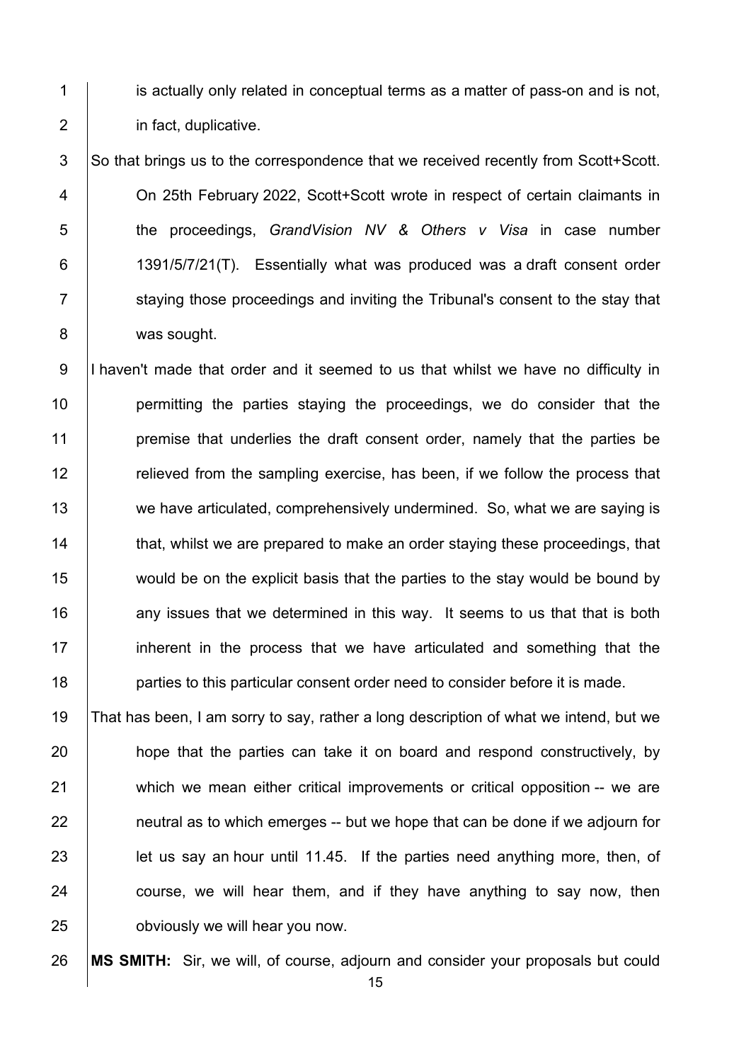is actually only related in conceptual terms as a matter of pass-on and is not, in fact, duplicative.

So that brings us to the correspondence that we received recently from Scott+Scott. On 25th February 2022, Scott+Scott wrote in respect of certain claimants in the proceedings, *GrandVision NV & Others v Visa* in case number 1391/5/7/21(T). Essentially what was produced was a draft consent order staying those proceedings and inviting the Tribunal's consent to the stay that was sought.

I haven't made that order and it seemed to us that whilst we have no difficulty in permitting the parties staying the proceedings, we do consider that the premise that underlies the draft consent order, namely that the parties be relieved from the sampling exercise, has been, if we follow the process that we have articulated, comprehensively undermined. So, what we are saying is that, whilst we are prepared to make an order staying these proceedings, that would be on the explicit basis that the parties to the stay would be bound by any issues that we determined in this way. It seems to us that that is both inherent in the process that we have articulated and something that the parties to this particular consent order need to consider before it is made.

That has been, I am sorry to say, rather a long description of what we intend, but we hope that the parties can take it on board and respond constructively, by which we mean either critical improvements or critical opposition -- we are neutral as to which emerges -- but we hope that can be done if we adjourn for let us say an hour until 11.45. If the parties need anything more, then, of course, we will hear them, and if they have anything to say now, then obviously we will hear you now.

**MS SMITH:** Sir, we will, of course, adjourn and consider your proposals but could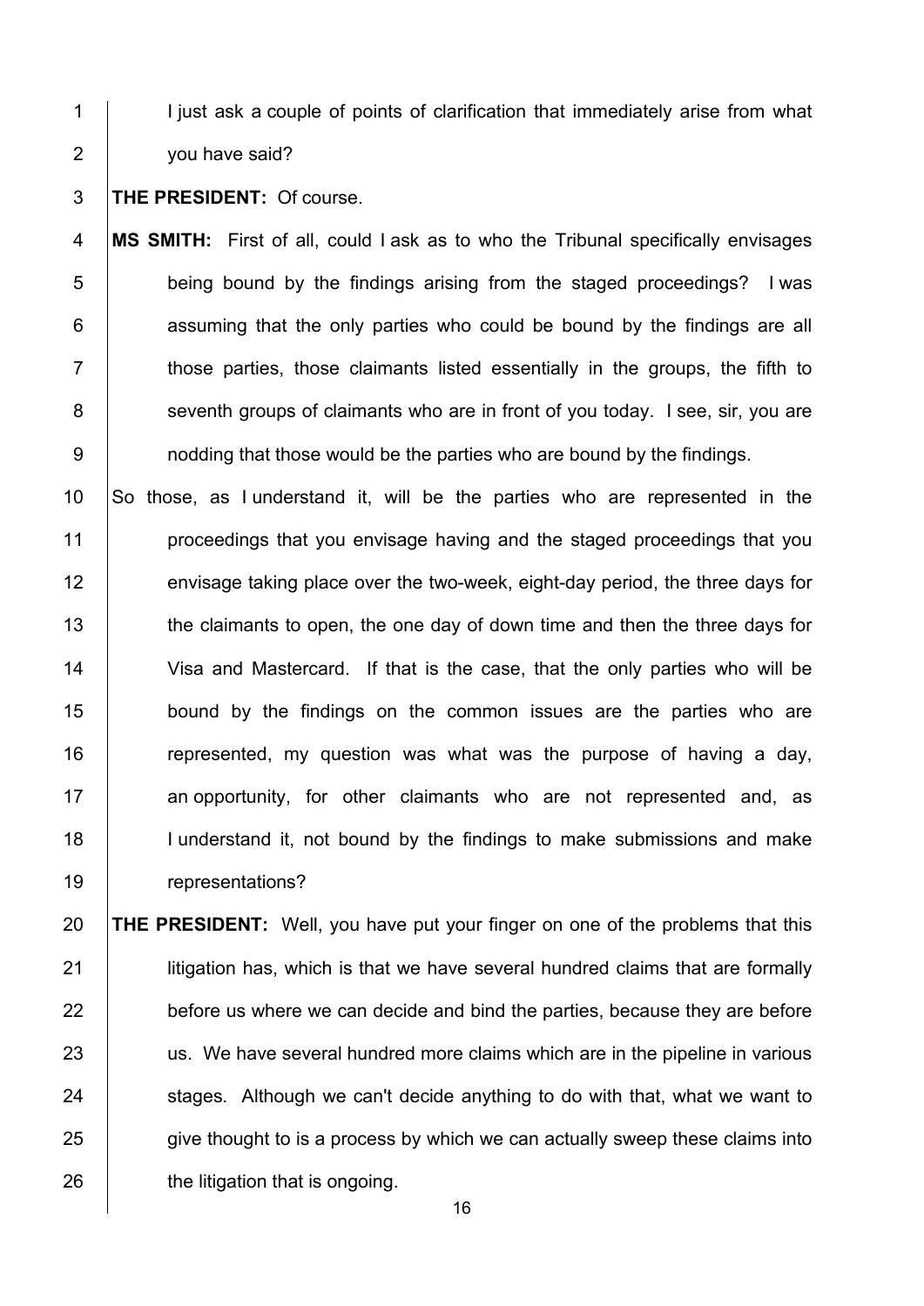I just ask a couple of points of clarification that immediately arise from what you have said?

**THE PRESIDENT:** Of course.

**MS SMITH:** First of all, could I ask as to who the Tribunal specifically envisages being bound by the findings arising from the staged proceedings? I was assuming that the only parties who could be bound by the findings are all those parties, those claimants listed essentially in the groups, the fifth to seventh groups of claimants who are in front of you today. I see, sir, you are nodding that those would be the parties who are bound by the findings.

So those, as I understand it, will be the parties who are represented in the proceedings that you envisage having and the staged proceedings that you envisage taking place over the two-week, eight-day period, the three days for the claimants to open, the one day of down time and then the three days for Visa and Mastercard. If that is the case, that the only parties who will be bound by the findings on the common issues are the parties who are represented, my question was what was the purpose of having a day, an opportunity, for other claimants who are not represented and, as I understand it, not bound by the findings to make submissions and make representations?

**THE PRESIDENT:** Well, you have put your finger on one of the problems that this litigation has, which is that we have several hundred claims that are formally before us where we can decide and bind the parties, because they are before us. We have several hundred more claims which are in the pipeline in various stages. Although we can't decide anything to do with that, what we want to give thought to is a process by which we can actually sweep these claims into the litigation that is ongoing.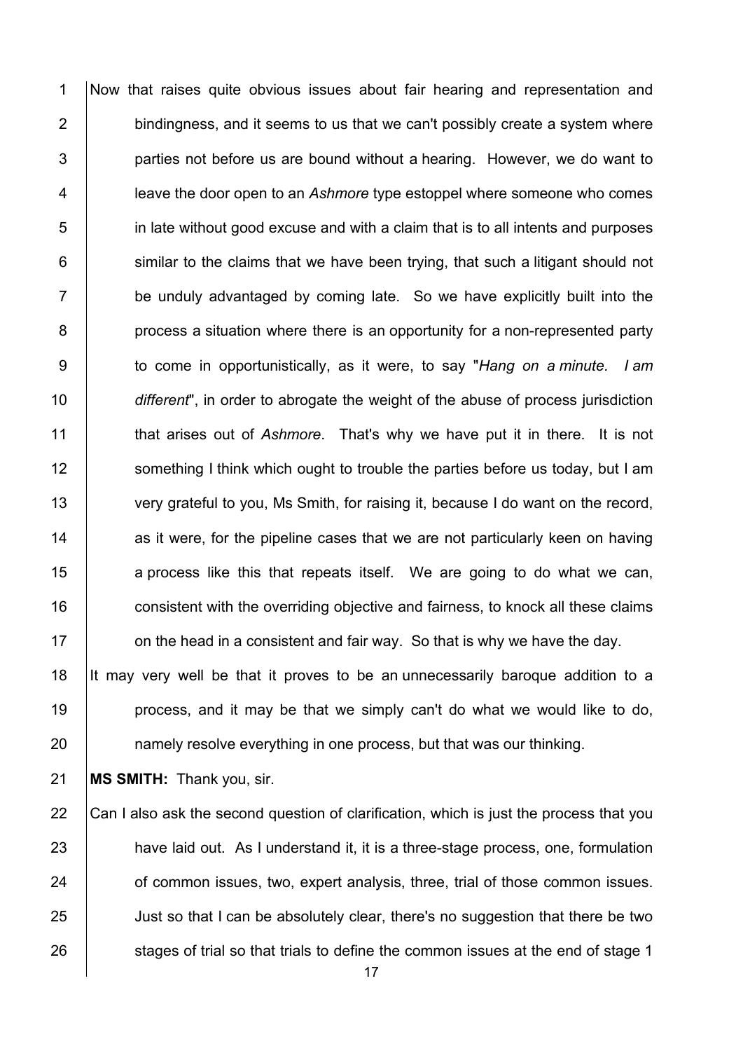Now that raises quite obvious issues about fair hearing and representation and bindingness, and it seems to us that we can't possibly create a system where parties not before us are bound without a hearing. However, we do want to leave the door open to an *Ashmore* type estoppel where someone who comes in late without good excuse and with a claim that is to all intents and purposes similar to the claims that we have been trying, that such a litigant should not be unduly advantaged by coming late. So we have explicitly built into the process a situation where there is an opportunity for a non-represented party to come in opportunistically, as it were, to say "*Hang on a minute. I am different*", in order to abrogate the weight of the abuse of process jurisdiction that arises out of *Ashmore*. That's why we have put it in there. It is not something I think which ought to trouble the parties before us today, but I am very grateful to you, Ms Smith, for raising it, because I do want on the record, as it were, for the pipeline cases that we are not particularly keen on having a process like this that repeats itself. We are going to do what we can, consistent with the overriding objective and fairness, to knock all these claims on the head in a consistent and fair way. So that is why we have the day.

It may very well be that it proves to be an unnecessarily baroque addition to a process, and it may be that we simply can't do what we would like to do, namely resolve everything in one process, but that was our thinking.

**MS SMITH:** Thank you, sir.

Can I also ask the second question of clarification, which is just the process that you have laid out. As I understand it, it is a three-stage process, one, formulation of common issues, two, expert analysis, three, trial of those common issues. Just so that I can be absolutely clear, there's no suggestion that there be two stages of trial so that trials to define the common issues at the end of stage 1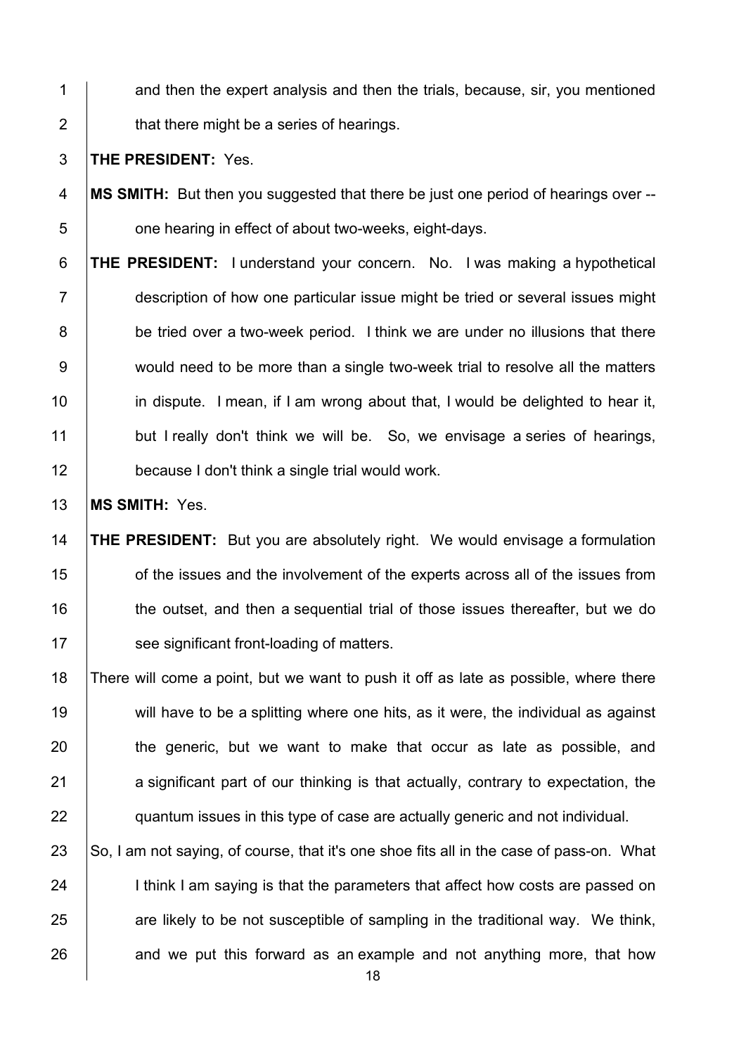and then the expert analysis and then the trials, because, sir, you mentioned that there might be a series of hearings.

**THE PRESIDENT:** Yes.

**MS SMITH:** But then you suggested that there be just one period of hearings over -- one hearing in effect of about two-weeks, eight-days.

**THE PRESIDENT:** I understand your concern. No. I was making a hypothetical description of how one particular issue might be tried or several issues might be tried over a two-week period. I think we are under no illusions that there would need to be more than a single two-week trial to resolve all the matters in dispute. I mean, if I am wrong about that, I would be delighted to hear it, but I really don't think we will be. So, we envisage a series of hearings, because I don't think a single trial would work.

**MS SMITH:** Yes.

**THE PRESIDENT:** But you are absolutely right. We would envisage a formulation of the issues and the involvement of the experts across all of the issues from the outset, and then a sequential trial of those issues thereafter, but we do see significant front-loading of matters.

There will come a point, but we want to push it off as late as possible, where there will have to be a splitting where one hits, as it were, the individual as against the generic, but we want to make that occur as late as possible, and a significant part of our thinking is that actually, contrary to expectation, the quantum issues in this type of case are actually generic and not individual.

So, I am not saying, of course, that it's one shoe fits all in the case of pass-on. What I think I am saying is that the parameters that affect how costs are passed on are likely to be not susceptible of sampling in the traditional way. We think, and we put this forward as an example and not anything more, that how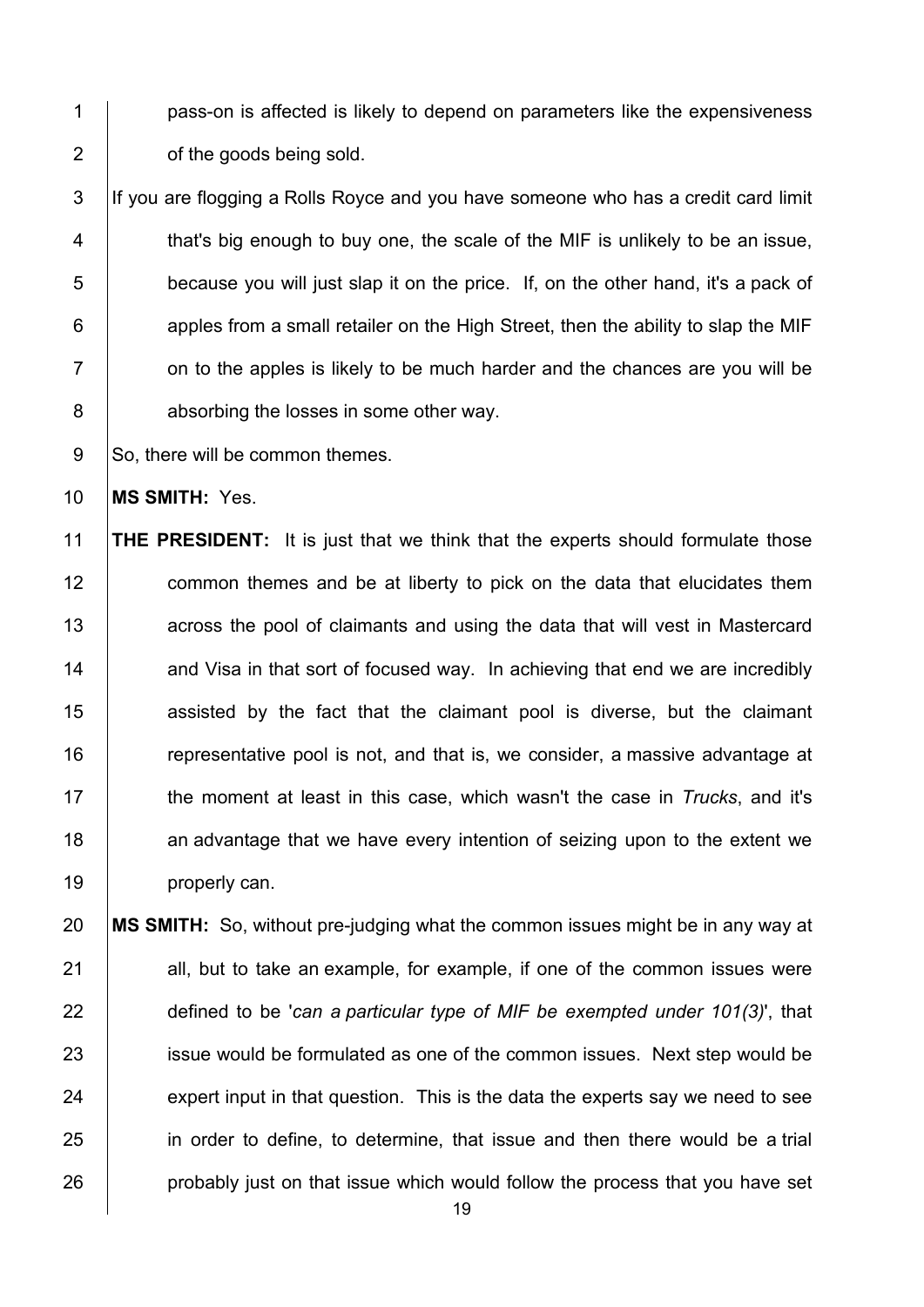pass-on is affected is likely to depend on parameters like the expensiveness of the goods being sold.

If you are flogging a Rolls Royce and you have someone who has a credit card limit that's big enough to buy one, the scale of the MIF is unlikely to be an issue, because you will just slap it on the price. If, on the other hand, it's a pack of apples from a small retailer on the High Street, then the ability to slap the MIF on to the apples is likely to be much harder and the chances are you will be absorbing the losses in some other way.

So, there will be common themes.

**MS SMITH:** Yes.

**THE PRESIDENT:** It is just that we think that the experts should formulate those common themes and be at liberty to pick on the data that elucidates them across the pool of claimants and using the data that will vest in Mastercard and Visa in that sort of focused way. In achieving that end we are incredibly assisted by the fact that the claimant pool is diverse, but the claimant representative pool is not, and that is, we consider, a massive advantage at the moment at least in this case, which wasn't the case in *Trucks*, and it's an advantage that we have every intention of seizing upon to the extent we properly can.

**MS SMITH:** So, without pre-judging what the common issues might be in any way at all, but to take an example, for example, if one of the common issues were defined to be '*can a particular type of MIF be exempted under 101(3)*', that issue would be formulated as one of the common issues. Next step would be expert input in that question. This is the data the experts say we need to see in order to define, to determine, that issue and then there would be a trial probably just on that issue which would follow the process that you have set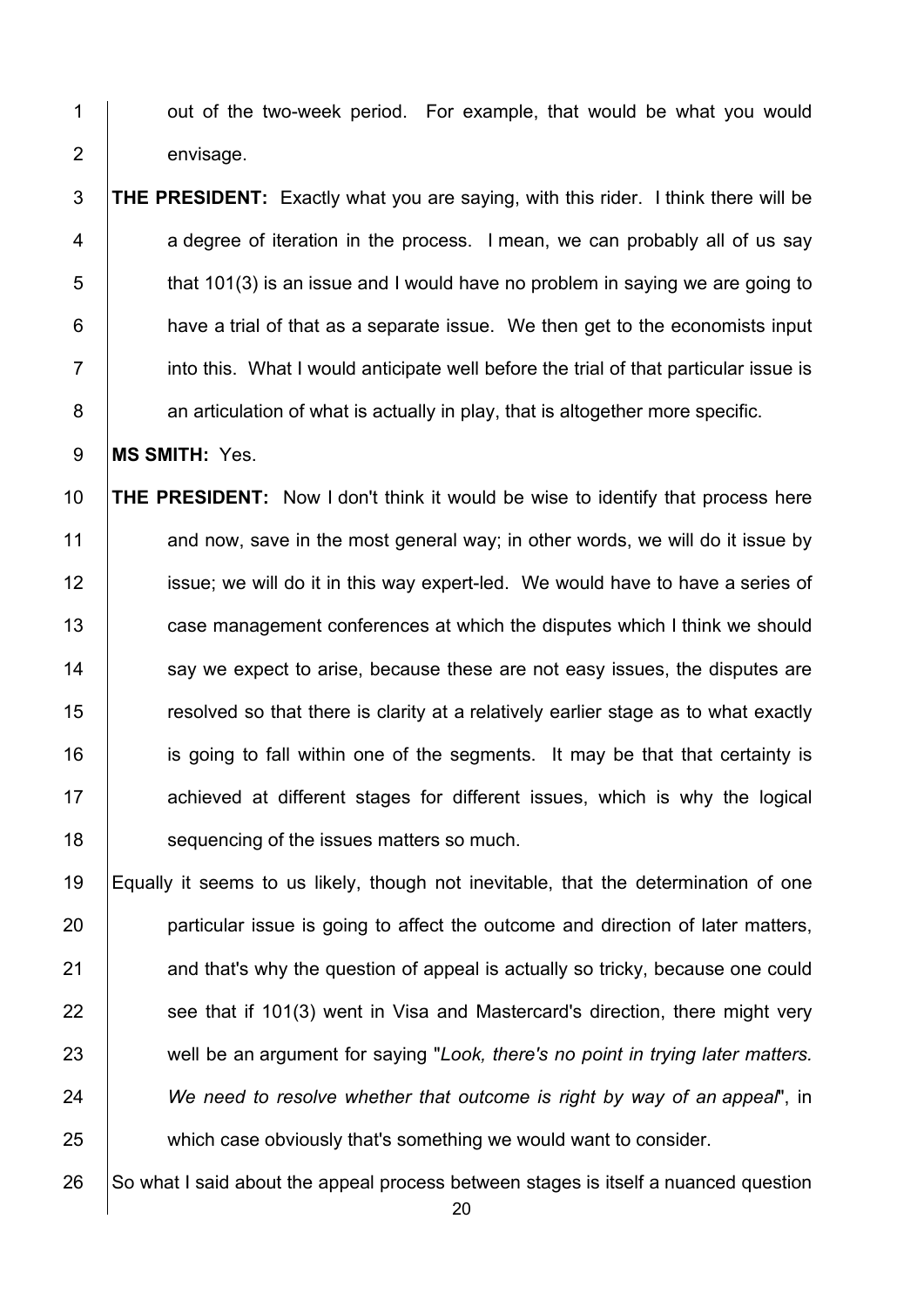out of the two-week period. For example, that would be what you would envisage.

**THE PRESIDENT:** Exactly what you are saying, with this rider. I think there will be a degree of iteration in the process. I mean, we can probably all of us say that 101(3) is an issue and I would have no problem in saying we are going to have a trial of that as a separate issue. We then get to the economists input into this. What I would anticipate well before the trial of that particular issue is an articulation of what is actually in play, that is altogether more specific.

**MS SMITH:** Yes.

**THE PRESIDENT:** Now I don't think it would be wise to identify that process here and now, save in the most general way; in other words, we will do it issue by issue; we will do it in this way expert-led. We would have to have a series of case management conferences at which the disputes which I think we should say we expect to arise, because these are not easy issues, the disputes are resolved so that there is clarity at a relatively earlier stage as to what exactly is going to fall within one of the segments. It may be that that certainty is achieved at different stages for different issues, which is why the logical sequencing of the issues matters so much.

Equally it seems to us likely, though not inevitable, that the determination of one particular issue is going to affect the outcome and direction of later matters, and that's why the question of appeal is actually so tricky, because one could see that if 101(3) went in Visa and Mastercard's direction, there might very well be an argument for saying "*Look, there's no point in trying later matters. We need to resolve whether that outcome is right by way of an appeal*", in which case obviously that's something we would want to consider.

So what I said about the appeal process between stages is itself a nuanced question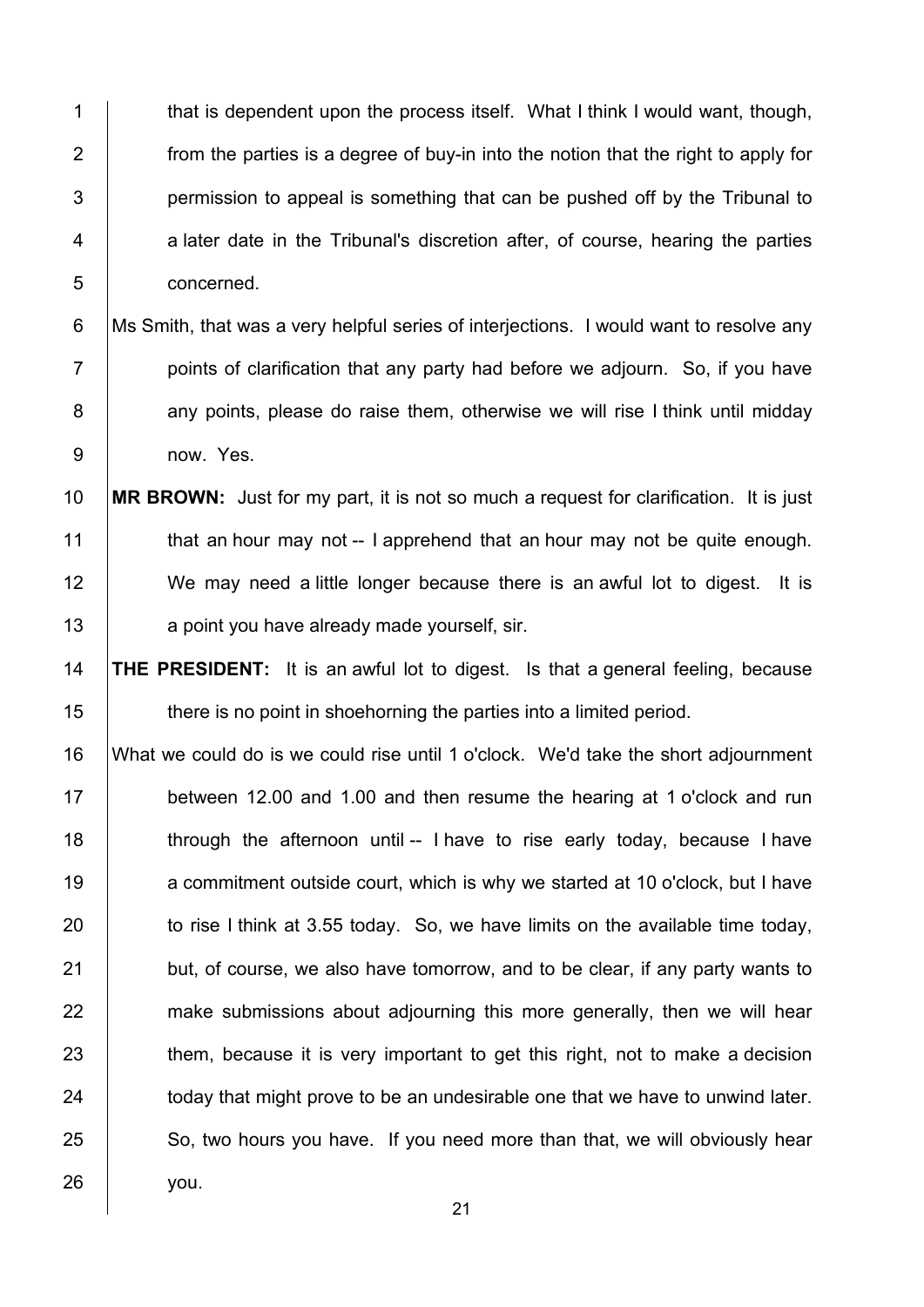that is dependent upon the process itself. What I think I would want, though, from the parties is a degree of buy-in into the notion that the right to apply for permission to appeal is something that can be pushed off by the Tribunal to a later date in the Tribunal's discretion after, of course, hearing the parties concerned.

Ms Smith, that was a very helpful series of interjections. I would want to resolve any points of clarification that any party had before we adjourn. So, if you have any points, please do raise them, otherwise we will rise I think until midday now. Yes.

**MR BROWN:** Just for my part, it is not so much a request for clarification. It is just that an hour may not -- I apprehend that an hour may not be quite enough. We may need a little longer because there is an awful lot to digest. It is a point you have already made yourself, sir.

**THE PRESIDENT:** It is an awful lot to digest. Is that a general feeling, because there is no point in shoehorning the parties into a limited period.

What we could do is we could rise until 1 o'clock. We'd take the short adjournment between 12.00 and 1.00 and then resume the hearing at 1 o'clock and run through the afternoon until -- I have to rise early today, because I have a commitment outside court, which is why we started at 10 o'clock, but I have to rise I think at 3.55 today. So, we have limits on the available time today, but, of course, we also have tomorrow, and to be clear, if any party wants to make submissions about adjourning this more generally, then we will hear them, because it is very important to get this right, not to make a decision today that might prove to be an undesirable one that we have to unwind later. So, two hours you have. If you need more than that, we will obviously hear you.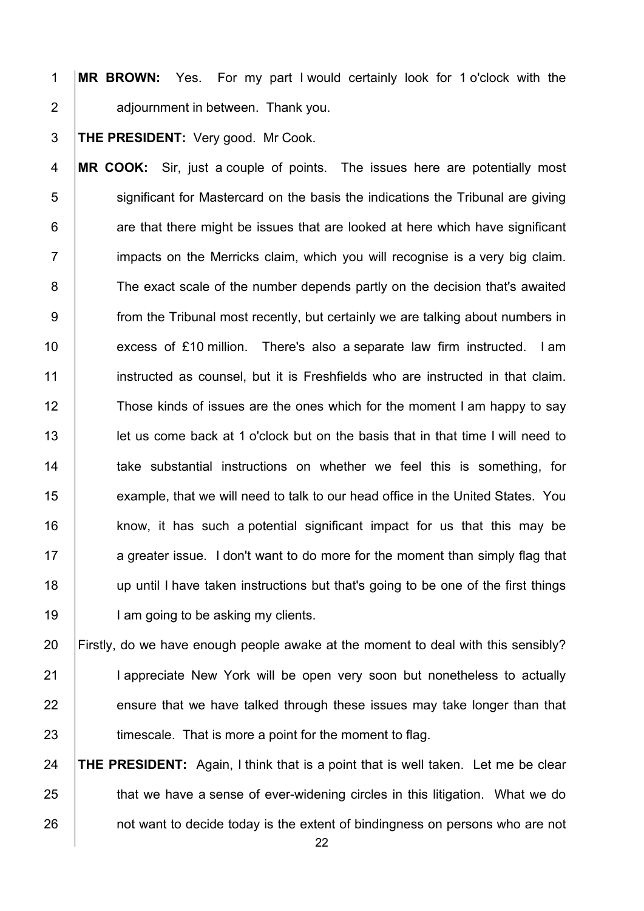**MR BROWN:** Yes. For my part I would certainly look for 1 o'clock with the adjournment in between. Thank you.

**THE PRESIDENT:** Very good. Mr Cook.

**MR COOK:** Sir, just a couple of points. The issues here are potentially most significant for Mastercard on the basis the indications the Tribunal are giving are that there might be issues that are looked at here which have significant impacts on the Merricks claim, which you will recognise is a very big claim. The exact scale of the number depends partly on the decision that's awaited from the Tribunal most recently, but certainly we are talking about numbers in excess of £10 million. There's also a separate law firm instructed. I am instructed as counsel, but it is Freshfields who are instructed in that claim. Those kinds of issues are the ones which for the moment I am happy to say let us come back at 1 o'clock but on the basis that in that time I will need to take substantial instructions on whether we feel this is something, for example, that we will need to talk to our head office in the United States. You know, it has such a potential significant impact for us that this may be a greater issue. I don't want to do more for the moment than simply flag that up until I have taken instructions but that's going to be one of the first things I am going to be asking my clients.

Firstly, do we have enough people awake at the moment to deal with this sensibly? I appreciate New York will be open very soon but nonetheless to actually ensure that we have talked through these issues may take longer than that timescale. That is more a point for the moment to flag.

**THE PRESIDENT:** Again, I think that is a point that is well taken. Let me be clear that we have a sense of ever-widening circles in this litigation. What we do not want to decide today is the extent of bindingness on persons who are not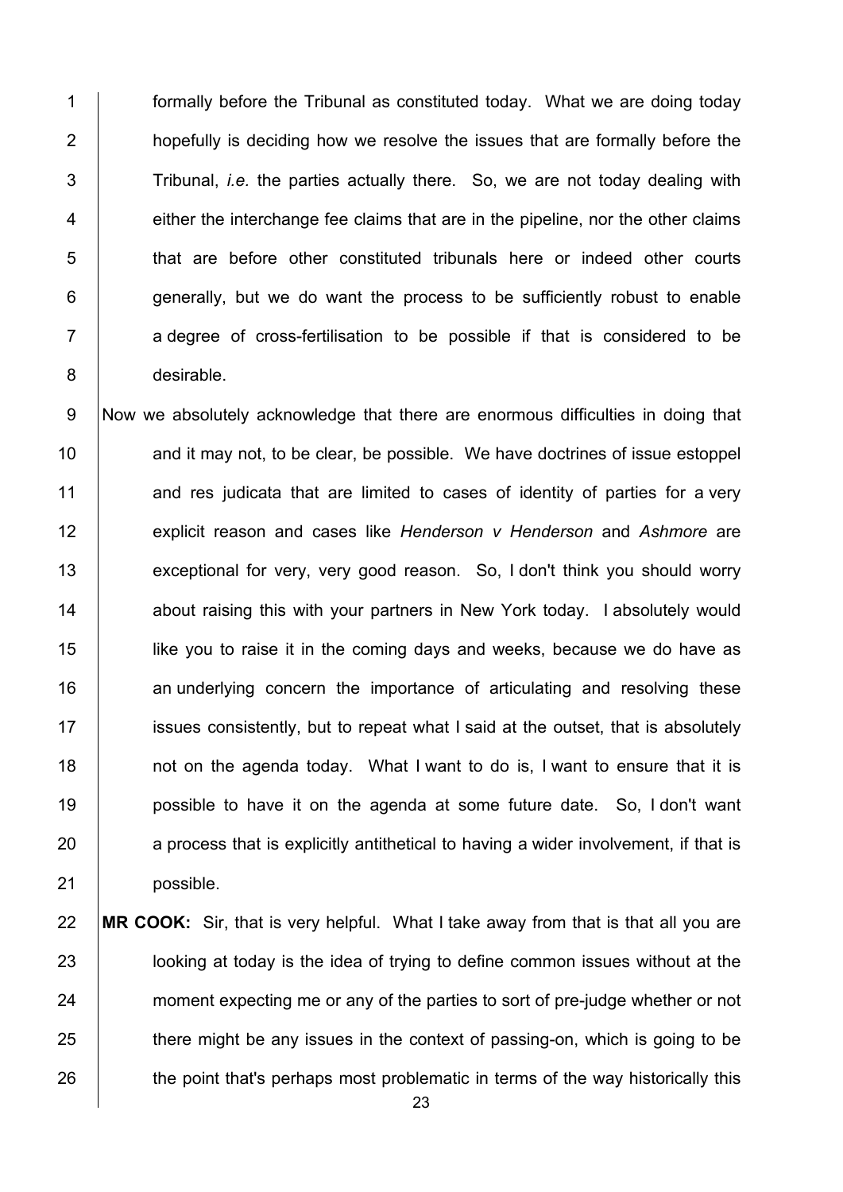formally before the Tribunal as constituted today. What we are doing today hopefully is deciding how we resolve the issues that are formally before the Tribunal, *i.e.* the parties actually there. So, we are not today dealing with either the interchange fee claims that are in the pipeline, nor the other claims that are before other constituted tribunals here or indeed other courts generally, but we do want the process to be sufficiently robust to enable a degree of cross-fertilisation to be possible if that is considered to be desirable.

Now we absolutely acknowledge that there are enormous difficulties in doing that and it may not, to be clear, be possible. We have doctrines of issue estoppel and res judicata that are limited to cases of identity of parties for a very explicit reason and cases like *Henderson v Henderson* and *Ashmore* are exceptional for very, very good reason. So, I don't think you should worry about raising this with your partners in New York today. I absolutely would like you to raise it in the coming days and weeks, because we do have as an underlying concern the importance of articulating and resolving these issues consistently, but to repeat what I said at the outset, that is absolutely not on the agenda today. What I want to do is, I want to ensure that it is possible to have it on the agenda at some future date. So, I don't want a process that is explicitly antithetical to having a wider involvement, if that is possible.

**MR COOK:** Sir, that is very helpful. What I take away from that is that all you are looking at today is the idea of trying to define common issues without at the moment expecting me or any of the parties to sort of pre-judge whether or not there might be any issues in the context of passing-on, which is going to be the point that's perhaps most problematic in terms of the way historically this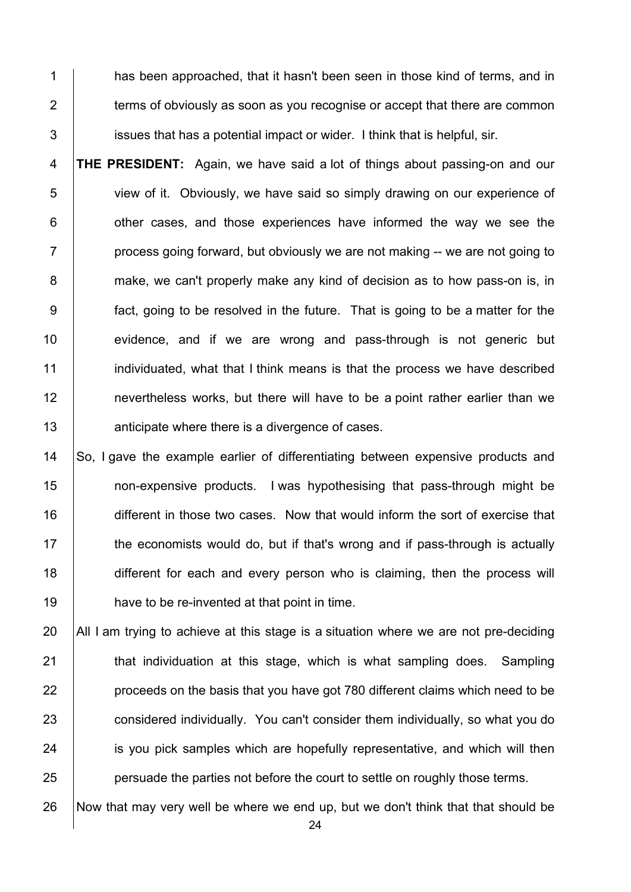has been approached, that it hasn't been seen in those kind of terms, and in terms of obviously as soon as you recognise or accept that there are common issues that has a potential impact or wider. I think that is helpful, sir.

**THE PRESIDENT:** Again, we have said a lot of things about passing-on and our view of it. Obviously, we have said so simply drawing on our experience of other cases, and those experiences have informed the way we see the process going forward, but obviously we are not making -- we are not going to make, we can't properly make any kind of decision as to how pass-on is, in fact, going to be resolved in the future. That is going to be a matter for the evidence, and if we are wrong and pass-through is not generic but individuated, what that I think means is that the process we have described nevertheless works, but there will have to be a point rather earlier than we anticipate where there is a divergence of cases.

So, I gave the example earlier of differentiating between expensive products and non-expensive products. I was hypothesising that pass-through might be different in those two cases. Now that would inform the sort of exercise that the economists would do, but if that's wrong and if pass-through is actually different for each and every person who is claiming, then the process will have to be re-invented at that point in time.

All I am trying to achieve at this stage is a situation where we are not pre-deciding that individuation at this stage, which is what sampling does. Sampling proceeds on the basis that you have got 780 different claims which need to be considered individually. You can't consider them individually, so what you do is you pick samples which are hopefully representative, and which will then persuade the parties not before the court to settle on roughly those terms.

Now that may very well be where we end up, but we don't think that that should be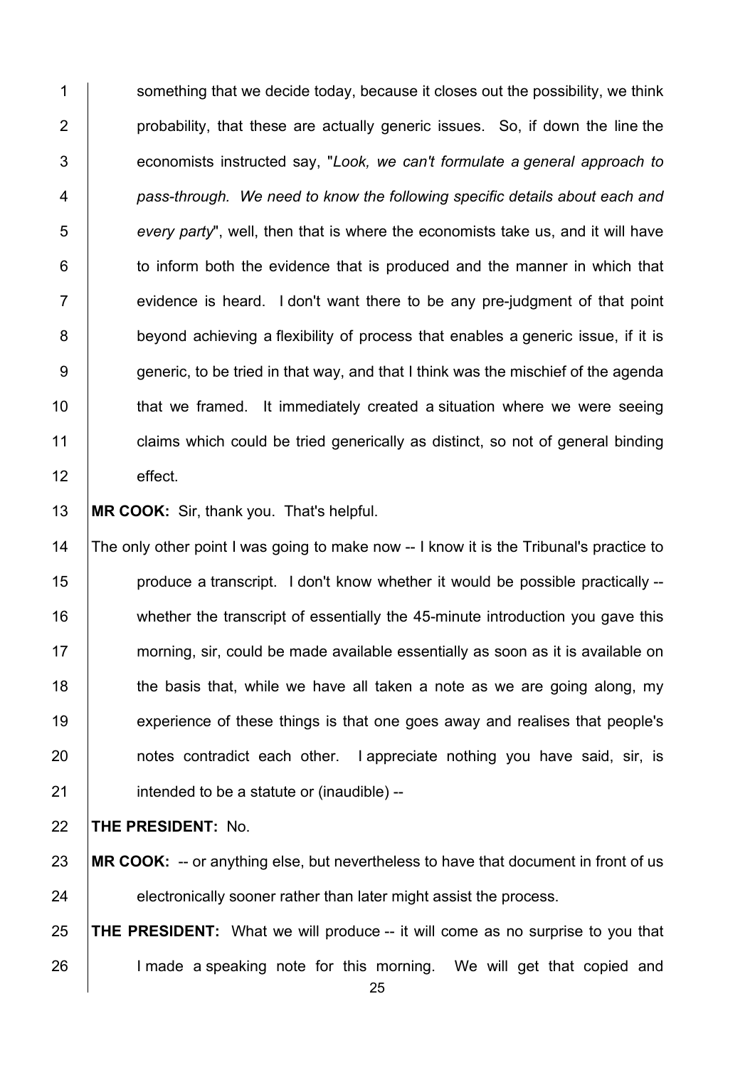something that we decide today, because it closes out the possibility, we think probability, that these are actually generic issues. So, if down the line the economists instructed say, "*Look, we can't formulate a general approach to pass-through. We need to know the following specific details about each and every party*", well, then that is where the economists take us, and it will have to inform both the evidence that is produced and the manner in which that evidence is heard. I don't want there to be any pre-judgment of that point beyond achieving a flexibility of process that enables a generic issue, if it is generic, to be tried in that way, and that I think was the mischief of the agenda that we framed. It immediately created a situation where we were seeing claims which could be tried generically as distinct, so not of general binding effect.

**MR COOK:** Sir, thank you. That's helpful.

The only other point I was going to make now -- I know it is the Tribunal's practice to produce a transcript. I don't know whether it would be possible practically -- whether the transcript of essentially the 45-minute introduction you gave this morning, sir, could be made available essentially as soon as it is available on the basis that, while we have all taken a note as we are going along, my experience of these things is that one goes away and realises that people's notes contradict each other. I appreciate nothing you have said, sir, is intended to be a statute or (inaudible) --

**THE PRESIDENT:** No.

**MR COOK:** -- or anything else, but nevertheless to have that document in front of us electronically sooner rather than later might assist the process.

**THE PRESIDENT:** What we will produce -- it will come as no surprise to you that I made a speaking note for this morning. We will get that copied and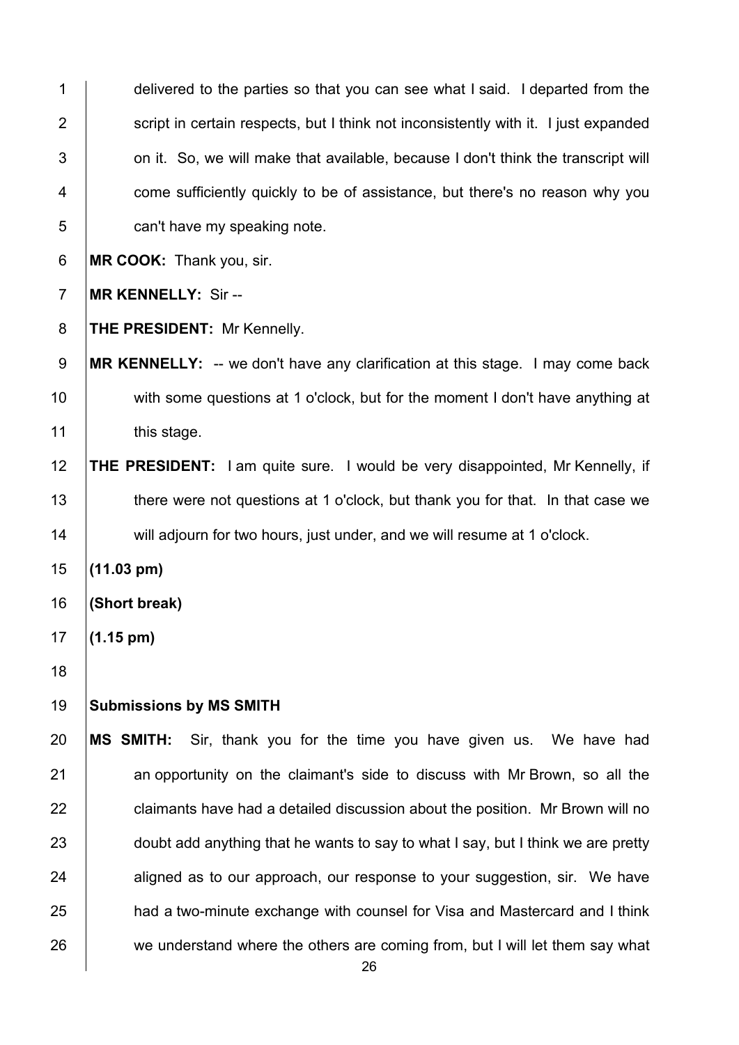delivered to the parties so that you can see what I said. I departed from the script in certain respects, but I think not inconsistently with it. I just expanded on it. So, we will make that available, because I don't think the transcript will come sufficiently quickly to be of assistance, but there's no reason why you can't have my speaking note.

**MR COOK:** Thank you, sir.

**MR KENNELLY:** Sir --

**THE PRESIDENT:** Mr Kennelly.

**MR KENNELLY:** -- we don't have any clarification at this stage. I may come back with some questions at 1 o'clock, but for the moment I don't have anything at this stage.

**THE PRESIDENT:** I am quite sure. I would be very disappointed, Mr Kennelly, if there were not questions at 1 o'clock, but thank you for that. In that case we will adjourn for two hours, just under, and we will resume at 1 o'clock.

**(11.03 pm)**

**(Short break)**

**(1.15 pm)**

**Submissions by MS SMITH**

**MS SMITH:** Sir, thank you for the time you have given us. We have had an opportunity on the claimant's side to discuss with Mr Brown, so all the claimants have had a detailed discussion about the position. Mr Brown will no doubt add anything that he wants to say to what I say, but I think we are pretty aligned as to our approach, our response to your suggestion, sir. We have had a two-minute exchange with counsel for Visa and Mastercard and I think we understand where the others are coming from, but I will let them say what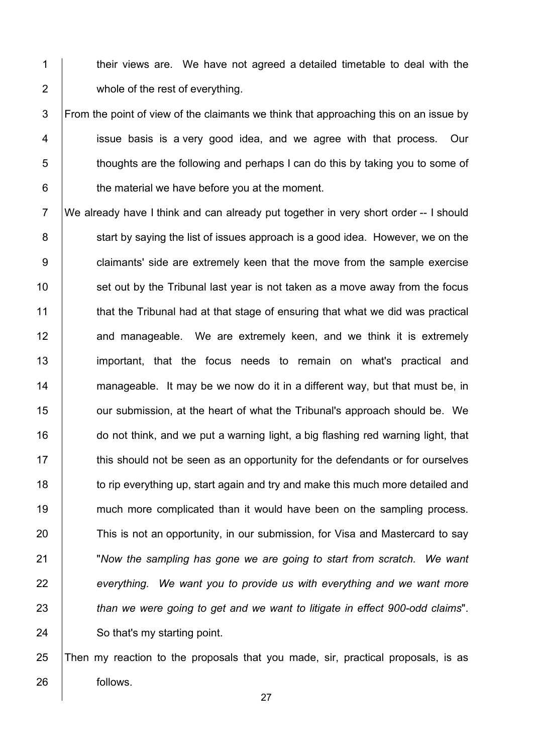their views are. We have not agreed a detailed timetable to deal with the whole of the rest of everything.

From the point of view of the claimants we think that approaching this on an issue by issue basis is a very good idea, and we agree with that process. Our thoughts are the following and perhaps I can do this by taking you to some of the material we have before you at the moment.

We already have I think and can already put together in very short order -- I should start by saying the list of issues approach is a good idea. However, we on the claimants' side are extremely keen that the move from the sample exercise set out by the Tribunal last year is not taken as a move away from the focus that the Tribunal had at that stage of ensuring that what we did was practical and manageable. We are extremely keen, and we think it is extremely important, that the focus needs to remain on what's practical and manageable. It may be we now do it in a different way, but that must be, in our submission, at the heart of what the Tribunal's approach should be. We do not think, and we put a warning light, a big flashing red warning light, that this should not be seen as an opportunity for the defendants or for ourselves to rip everything up, start again and try and make this much more detailed and much more complicated than it would have been on the sampling process. This is not an opportunity, in our submission, for Visa and Mastercard to say "*Now the sampling has gone we are going to start from scratch. We want everything. We want you to provide us with everything and we want more than we were going to get and we want to litigate in effect 900-odd claims*". So that's my starting point.

Then my reaction to the proposals that you made, sir, practical proposals, is as follows.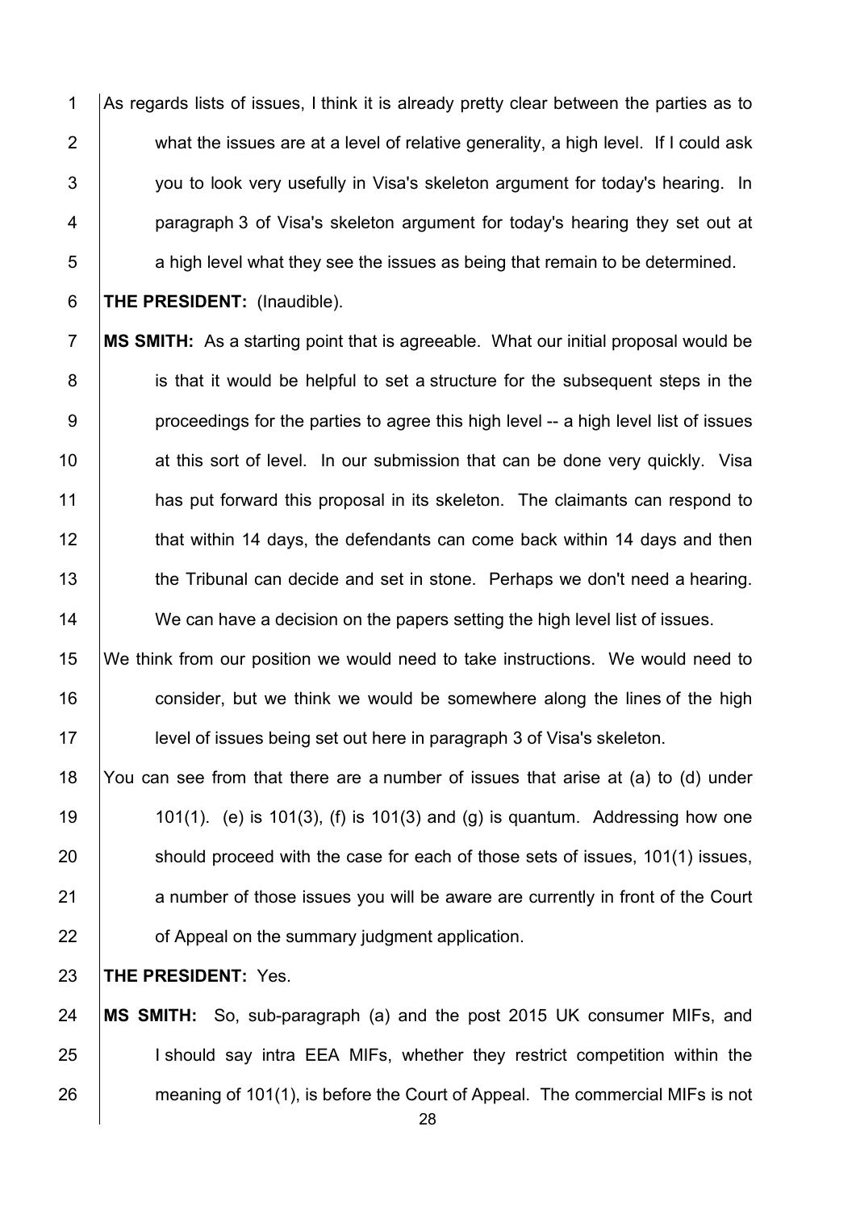As regards lists of issues, I think it is already pretty clear between the parties as to what the issues are at a level of relative generality, a high level. If I could ask you to look very usefully in Visa's skeleton argument for today's hearing. In paragraph 3 of Visa's skeleton argument for today's hearing they set out at a high level what they see the issues as being that remain to be determined.

**THE PRESIDENT:** (Inaudible).

**MS SMITH:** As a starting point that is agreeable. What our initial proposal would be is that it would be helpful to set a structure for the subsequent steps in the proceedings for the parties to agree this high level -- a high level list of issues at this sort of level. In our submission that can be done very quickly. Visa has put forward this proposal in its skeleton. The claimants can respond to that within 14 days, the defendants can come back within 14 days and then the Tribunal can decide and set in stone. Perhaps we don't need a hearing. We can have a decision on the papers setting the high level list of issues.

We think from our position we would need to take instructions. We would need to consider, but we think we would be somewhere along the lines of the high level of issues being set out here in paragraph 3 of Visa's skeleton.

You can see from that there are a number of issues that arise at (a) to (d) under 101(1). (e) is 101(3), (f) is 101(3) and (g) is quantum. Addressing how one should proceed with the case for each of those sets of issues, 101(1) issues, a number of those issues you will be aware are currently in front of the Court of Appeal on the summary judgment application.

**THE PRESIDENT:** Yes.

**MS SMITH:** So, sub-paragraph (a) and the post 2015 UK consumer MIFs, and I should say intra EEA MIFs, whether they restrict competition within the meaning of 101(1), is before the Court of Appeal. The commercial MIFs is not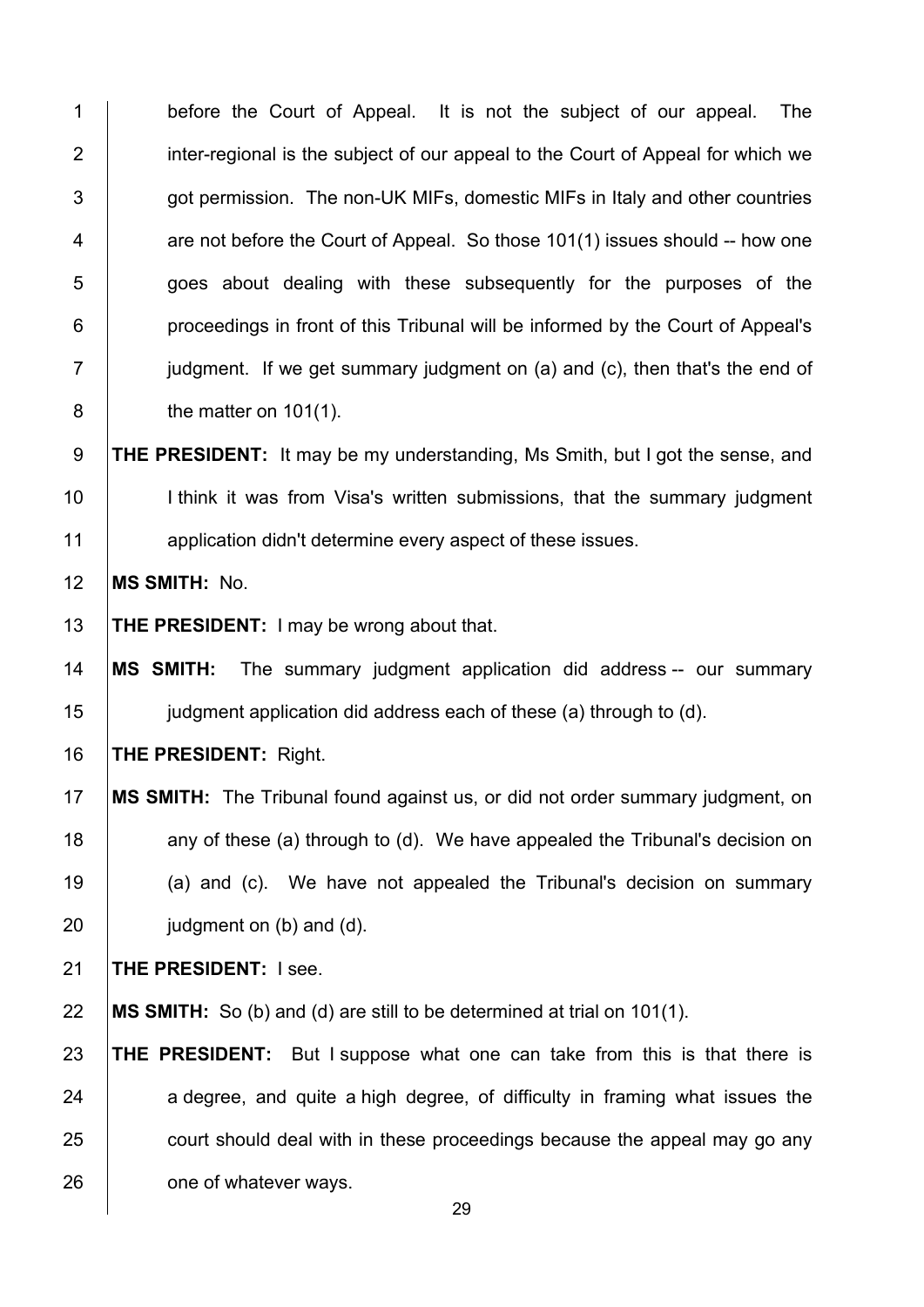before the Court of Appeal. It is not the subject of our appeal. The inter-regional is the subject of our appeal to the Court of Appeal for which we got permission. The non-UK MIFs, domestic MIFs in Italy and other countries are not before the Court of Appeal. So those 101(1) issues should -- how one goes about dealing with these subsequently for the purposes of the proceedings in front of this Tribunal will be informed by the Court of Appeal's judgment. If we get summary judgment on (a) and (c), then that's the end of the matter on 101(1).

**THE PRESIDENT:** It may be my understanding, Ms Smith, but I got the sense, and I think it was from Visa's written submissions, that the summary judgment application didn't determine every aspect of these issues.

**MS SMITH:** No.

**THE PRESIDENT:** I may be wrong about that.

**MS SMITH:** The summary judgment application did address -- our summary judgment application did address each of these (a) through to (d).

**THE PRESIDENT:** Right.

**MS SMITH:** The Tribunal found against us, or did not order summary judgment, on any of these (a) through to (d). We have appealed the Tribunal's decision on (a) and (c). We have not appealed the Tribunal's decision on summary judgment on (b) and (d).

**THE PRESIDENT:** I see.

**MS SMITH:** So (b) and (d) are still to be determined at trial on 101(1).

**THE PRESIDENT:** But I suppose what one can take from this is that there is a degree, and quite a high degree, of difficulty in framing what issues the court should deal with in these proceedings because the appeal may go any one of whatever ways.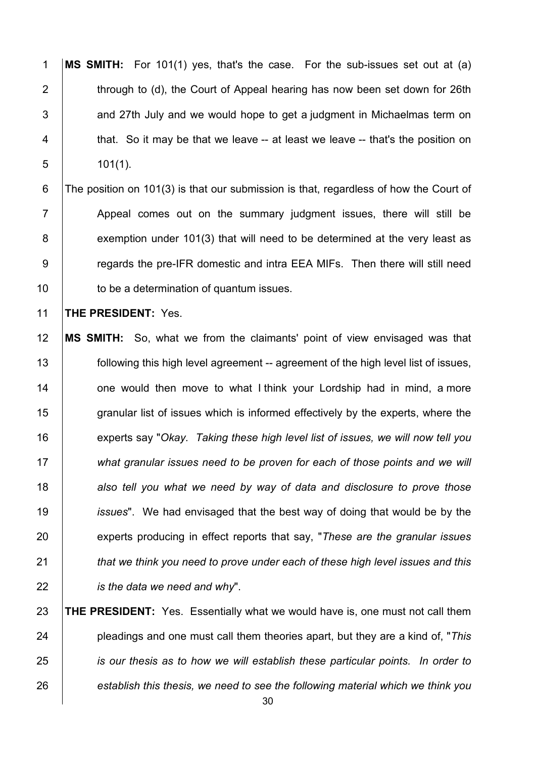**MS SMITH:** For 101(1) yes, that's the case. For the sub-issues set out at (a) through to (d), the Court of Appeal hearing has now been set down for 26th and 27th July and we would hope to get a judgment in Michaelmas term on that. So it may be that we leave -- at least we leave -- that's the position on 101(1).

The position on 101(3) is that our submission is that, regardless of how the Court of Appeal comes out on the summary judgment issues, there will still be exemption under 101(3) that will need to be determined at the very least as regards the pre-IFR domestic and intra EEA MIFs. Then there will still need to be a determination of quantum issues.

**THE PRESIDENT:** Yes.

**MS SMITH:** So, what we from the claimants' point of view envisaged was that following this high level agreement -- agreement of the high level list of issues, one would then move to what I think your Lordship had in mind, a more granular list of issues which is informed effectively by the experts, where the experts say "*Okay. Taking these high level list of issues, we will now tell you what granular issues need to be proven for each of those points and we will also tell you what we need by way of data and disclosure to prove those issues*". We had envisaged that the best way of doing that would be by the experts producing in effect reports that say, "*These are the granular issues that we think you need to prove under each of these high level issues and this is the data we need and why*".

**THE PRESIDENT:** Yes. Essentially what we would have is, one must not call them pleadings and one must call them theories apart, but they are a kind of, "*This is our thesis as to how we will establish these particular points. In order to establish this thesis, we need to see the following material which we think you*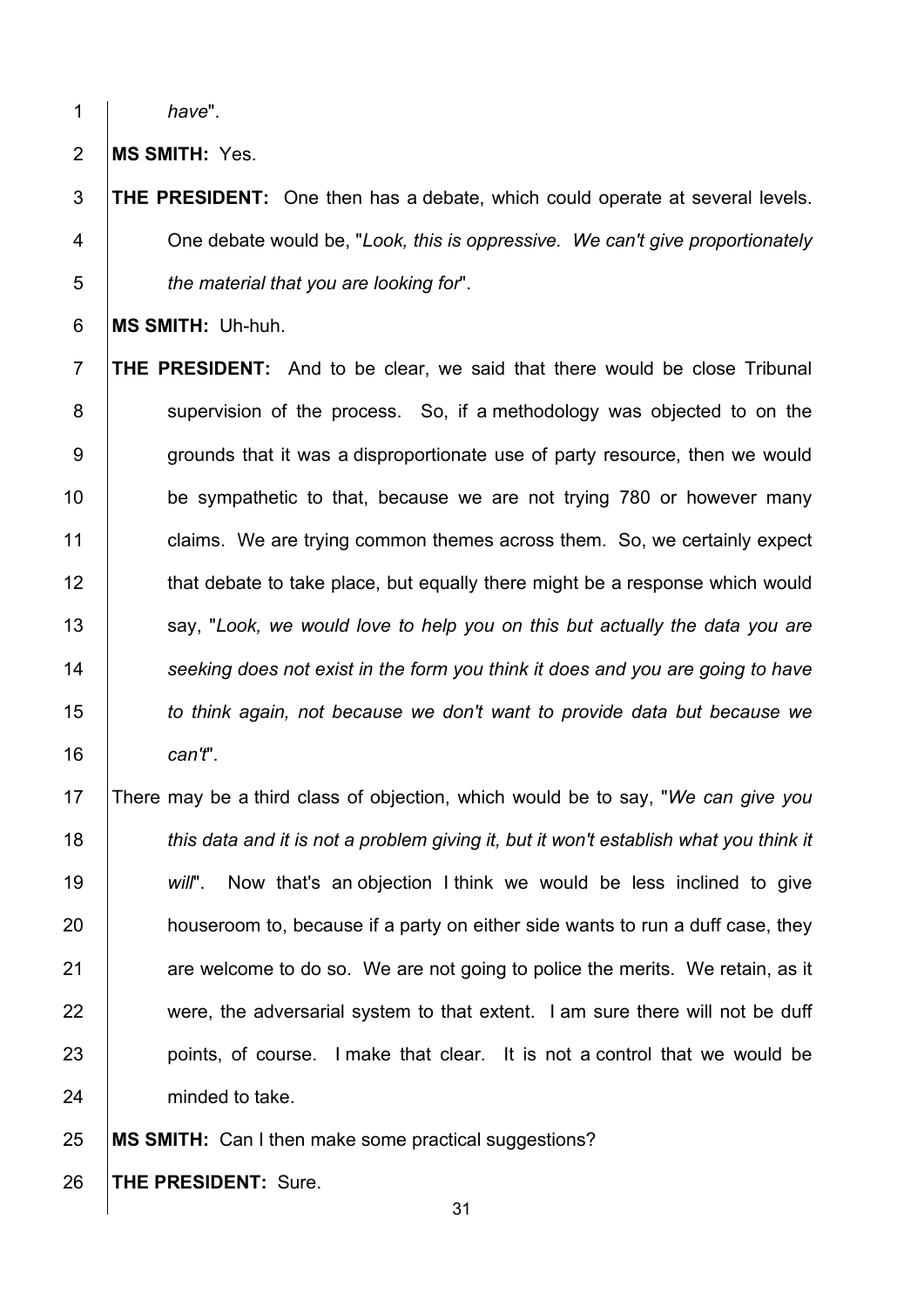*have*".

**MS SMITH:** Yes.

**THE PRESIDENT:** One then has a debate, which could operate at several levels. One debate would be, "*Look, this is oppressive. We can't give proportionately the material that you are looking for*".

**MS SMITH:** Uh-huh.

**THE PRESIDENT:** And to be clear, we said that there would be close Tribunal supervision of the process. So, if a methodology was objected to on the grounds that it was a disproportionate use of party resource, then we would be sympathetic to that, because we are not trying 780 or however many claims. We are trying common themes across them. So, we certainly expect that debate to take place, but equally there might be a response which would say, "*Look, we would love to help you on this but actually the data you are seeking does not exist in the form you think it does and you are going to have to think again, not because we don't want to provide data but because we can't*".

There may be a third class of objection, which would be to say, "*We can give you this data and it is not a problem giving it, but it won't establish what you think it will*". Now that's an objection I think we would be less inclined to give houseroom to, because if a party on either side wants to run a duff case, they are welcome to do so. We are not going to police the merits. We retain, as it were, the adversarial system to that extent. I am sure there will not be duff points, of course. I make that clear. It is not a control that we would be minded to take.

**MS SMITH:** Can I then make some practical suggestions?

**THE PRESIDENT:** Sure.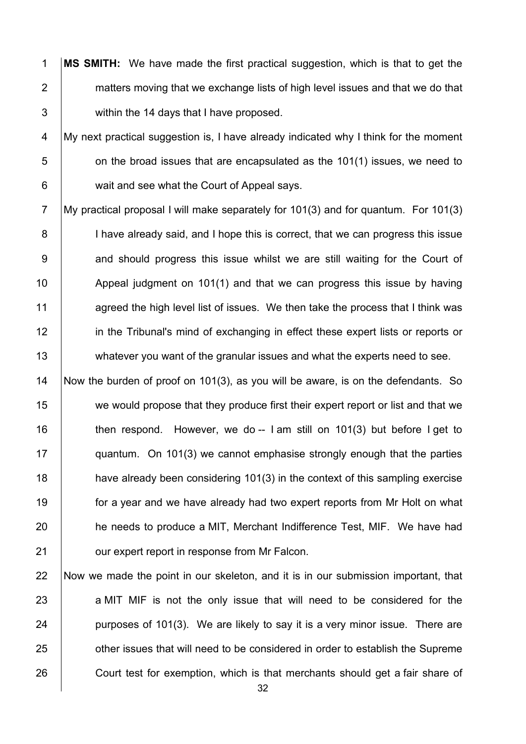**MS SMITH:** We have made the first practical suggestion, which is that to get the matters moving that we exchange lists of high level issues and that we do that within the 14 days that I have proposed.

My next practical suggestion is, I have already indicated why I think for the moment on the broad issues that are encapsulated as the 101(1) issues, we need to wait and see what the Court of Appeal says.

My practical proposal I will make separately for 101(3) and for quantum. For 101(3) I have already said, and I hope this is correct, that we can progress this issue and should progress this issue whilst we are still waiting for the Court of Appeal judgment on 101(1) and that we can progress this issue by having agreed the high level list of issues. We then take the process that I think was in the Tribunal's mind of exchanging in effect these expert lists or reports or whatever you want of the granular issues and what the experts need to see.

Now the burden of proof on 101(3), as you will be aware, is on the defendants. So we would propose that they produce first their expert report or list and that we then respond. However, we do -- I am still on 101(3) but before I get to quantum. On 101(3) we cannot emphasise strongly enough that the parties have already been considering 101(3) in the context of this sampling exercise for a year and we have already had two expert reports from Mr Holt on what he needs to produce a MIT, Merchant Indifference Test, MIF. We have had our expert report in response from Mr Falcon.

Now we made the point in our skeleton, and it is in our submission important, that a MIT MIF is not the only issue that will need to be considered for the purposes of 101(3). We are likely to say it is a very minor issue. There are other issues that will need to be considered in order to establish the Supreme Court test for exemption, which is that merchants should get a fair share of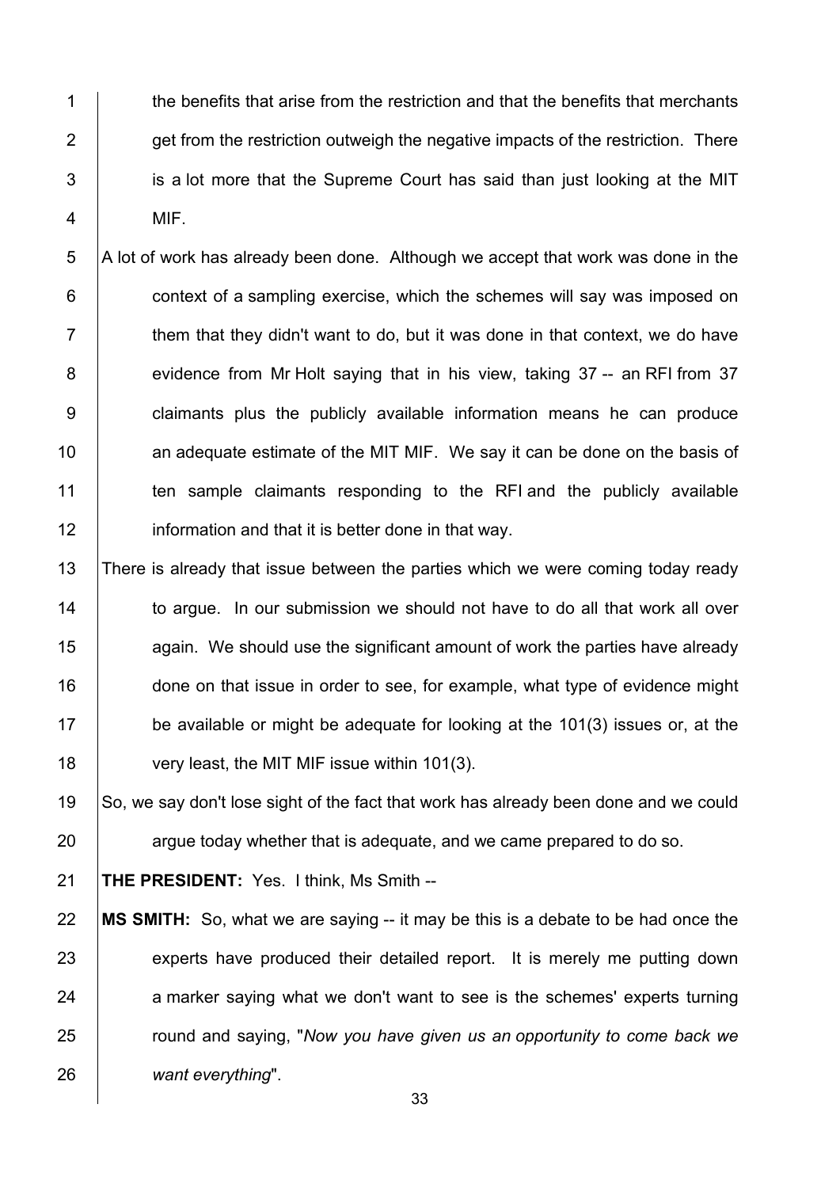the benefits that arise from the restriction and that the benefits that merchants get from the restriction outweigh the negative impacts of the restriction. There is a lot more that the Supreme Court has said than just looking at the MIT MIF.

A lot of work has already been done. Although we accept that work was done in the context of a sampling exercise, which the schemes will say was imposed on them that they didn't want to do, but it was done in that context, we do have evidence from Mr Holt saying that in his view, taking 37 -- an RFI from 37 claimants plus the publicly available information means he can produce an adequate estimate of the MIT MIF. We say it can be done on the basis of ten sample claimants responding to the RFI and the publicly available information and that it is better done in that way.

There is already that issue between the parties which we were coming today ready to argue. In our submission we should not have to do all that work all over again. We should use the significant amount of work the parties have already done on that issue in order to see, for example, what type of evidence might be available or might be adequate for looking at the 101(3) issues or, at the very least, the MIT MIF issue within 101(3).

So, we say don't lose sight of the fact that work has already been done and we could argue today whether that is adequate, and we came prepared to do so.

**THE PRESIDENT:** Yes. I think, Ms Smith --

**MS SMITH:** So, what we are saying -- it may be this is a debate to be had once the experts have produced their detailed report. It is merely me putting down a marker saying what we don't want to see is the schemes' experts turning round and saying, "*Now you have given us an opportunity to come back we want everything*".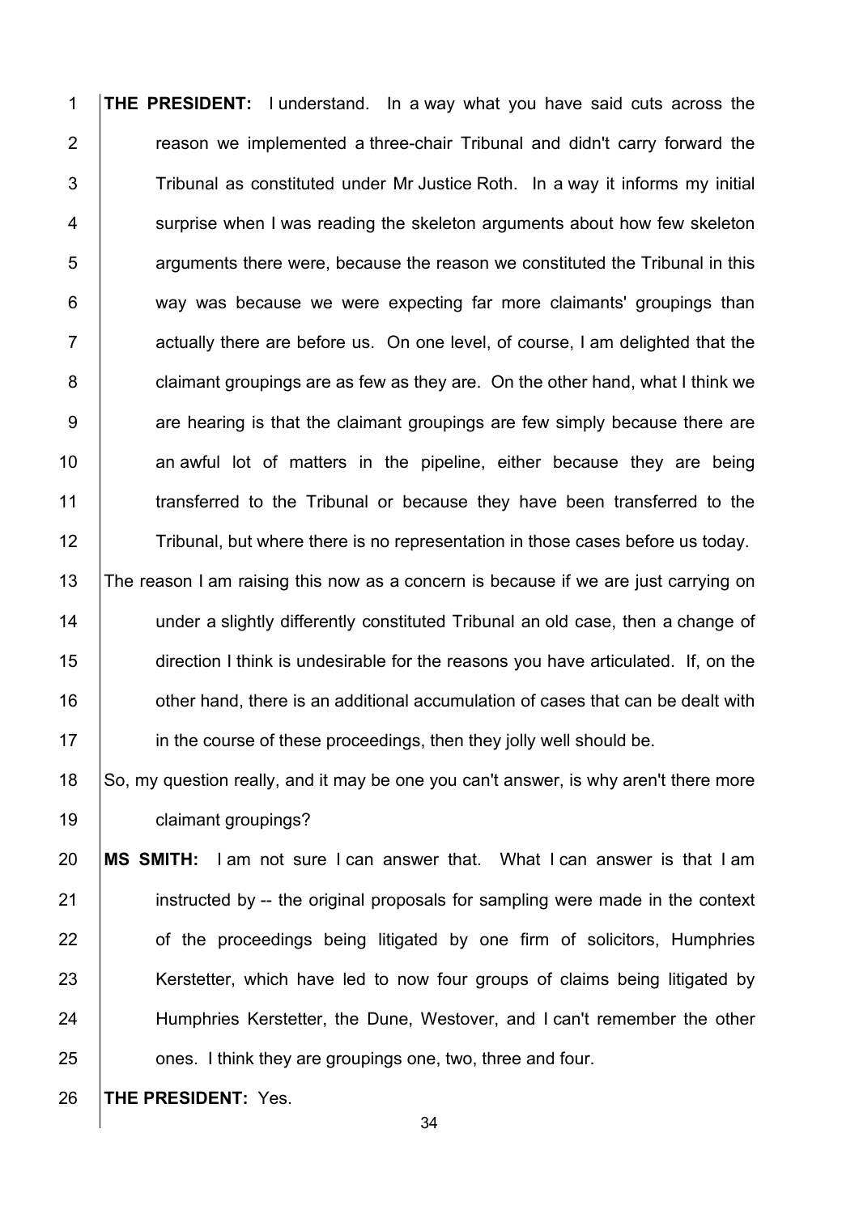**THE PRESIDENT:** I understand. In a way what you have said cuts across the reason we implemented a three-chair Tribunal and didn't carry forward the Tribunal as constituted under Mr Justice Roth. In a way it informs my initial surprise when I was reading the skeleton arguments about how few skeleton arguments there were, because the reason we constituted the Tribunal in this way was because we were expecting far more claimants' groupings than actually there are before us. On one level, of course, I am delighted that the claimant groupings are as few as they are. On the other hand, what I think we are hearing is that the claimant groupings are few simply because there are an awful lot of matters in the pipeline, either because they are being transferred to the Tribunal or because they have been transferred to the Tribunal, but where there is no representation in those cases before us today.

The reason I am raising this now as a concern is because if we are just carrying on under a slightly differently constituted Tribunal an old case, then a change of direction I think is undesirable for the reasons you have articulated. If, on the other hand, there is an additional accumulation of cases that can be dealt with in the course of these proceedings, then they jolly well should be.

So, my question really, and it may be one you can't answer, is why aren't there more claimant groupings?

**MS SMITH:** I am not sure I can answer that. What I can answer is that I am instructed by -- the original proposals for sampling were made in the context of the proceedings being litigated by one firm of solicitors, Humphries Kerstetter, which have led to now four groups of claims being litigated by Humphries Kerstetter, the Dune, Westover, and I can't remember the other ones. I think they are groupings one, two, three and four.

**THE PRESIDENT:** Yes.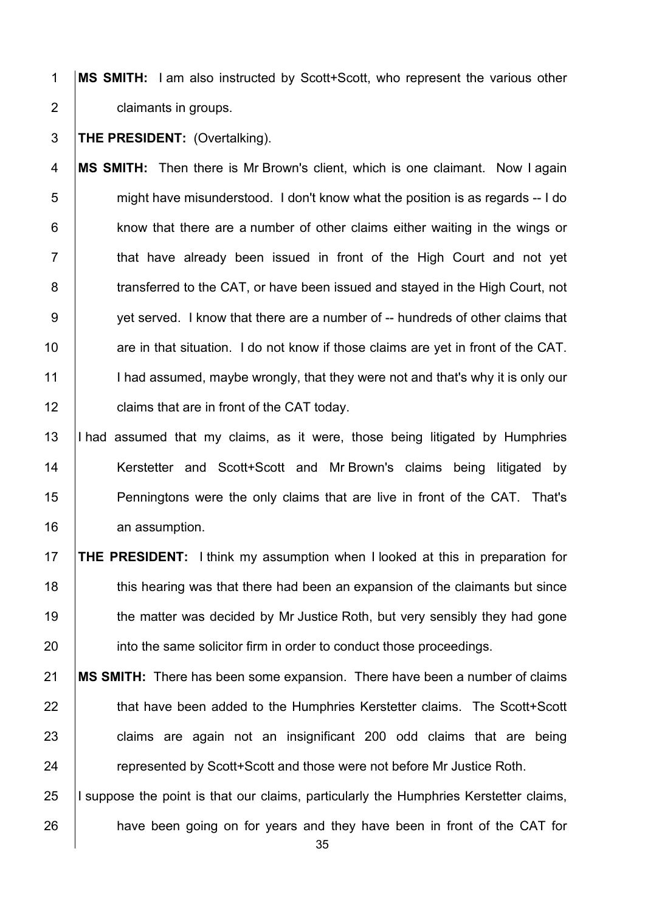**MS SMITH:** I am also instructed by Scott+Scott, who represent the various other claimants in groups.

**THE PRESIDENT:** (Overtalking).

**MS SMITH:** Then there is Mr Brown's client, which is one claimant. Now I again might have misunderstood. I don't know what the position is as regards -- I do know that there are a number of other claims either waiting in the wings or that have already been issued in front of the High Court and not yet transferred to the CAT, or have been issued and stayed in the High Court, not yet served. I know that there are a number of -- hundreds of other claims that are in that situation. I do not know if those claims are yet in front of the CAT. I had assumed, maybe wrongly, that they were not and that's why it is only our claims that are in front of the CAT today.

I had assumed that my claims, as it were, those being litigated by Humphries Kerstetter and Scott+Scott and Mr Brown's claims being litigated by Penningtons were the only claims that are live in front of the CAT. That's an assumption.

**THE PRESIDENT:** I think my assumption when I looked at this in preparation for this hearing was that there had been an expansion of the claimants but since the matter was decided by Mr Justice Roth, but very sensibly they had gone into the same solicitor firm in order to conduct those proceedings.

**MS SMITH:** There has been some expansion. There have been a number of claims that have been added to the Humphries Kerstetter claims. The Scott+Scott claims are again not an insignificant 200 odd claims that are being represented by Scott+Scott and those were not before Mr Justice Roth.

I suppose the point is that our claims, particularly the Humphries Kerstetter claims, have been going on for years and they have been in front of the CAT for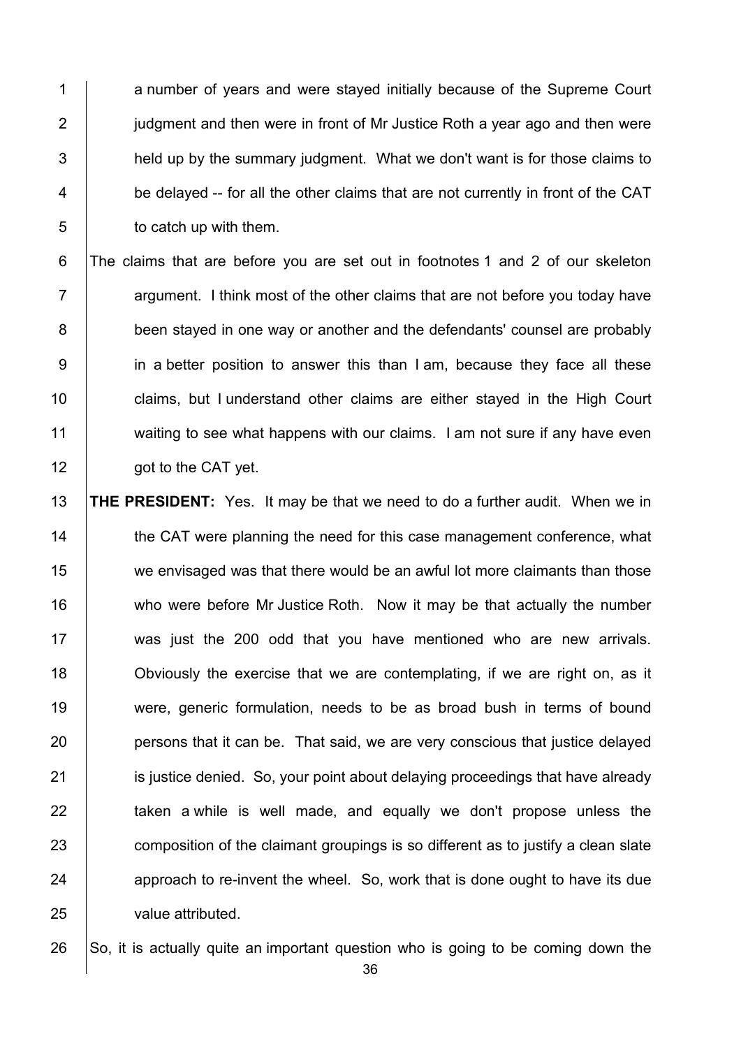a number of years and were stayed initially because of the Supreme Court judgment and then were in front of Mr Justice Roth a year ago and then were held up by the summary judgment. What we don't want is for those claims to be delayed -- for all the other claims that are not currently in front of the CAT to catch up with them.

The claims that are before you are set out in footnotes 1 and 2 of our skeleton argument. I think most of the other claims that are not before you today have been stayed in one way or another and the defendants' counsel are probably in a better position to answer this than I am, because they face all these claims, but I understand other claims are either stayed in the High Court waiting to see what happens with our claims. I am not sure if any have even got to the CAT yet.

**THE PRESIDENT:** Yes. It may be that we need to do a further audit. When we in the CAT were planning the need for this case management conference, what we envisaged was that there would be an awful lot more claimants than those who were before Mr Justice Roth. Now it may be that actually the number was just the 200 odd that you have mentioned who are new arrivals. Obviously the exercise that we are contemplating, if we are right on, as it were, generic formulation, needs to be as broad bush in terms of bound persons that it can be. That said, we are very conscious that justice delayed is justice denied. So, your point about delaying proceedings that have already taken a while is well made, and equally we don't propose unless the composition of the claimant groupings is so different as to justify a clean slate approach to re-invent the wheel. So, work that is done ought to have its due value attributed.

So, it is actually quite an important question who is going to be coming down the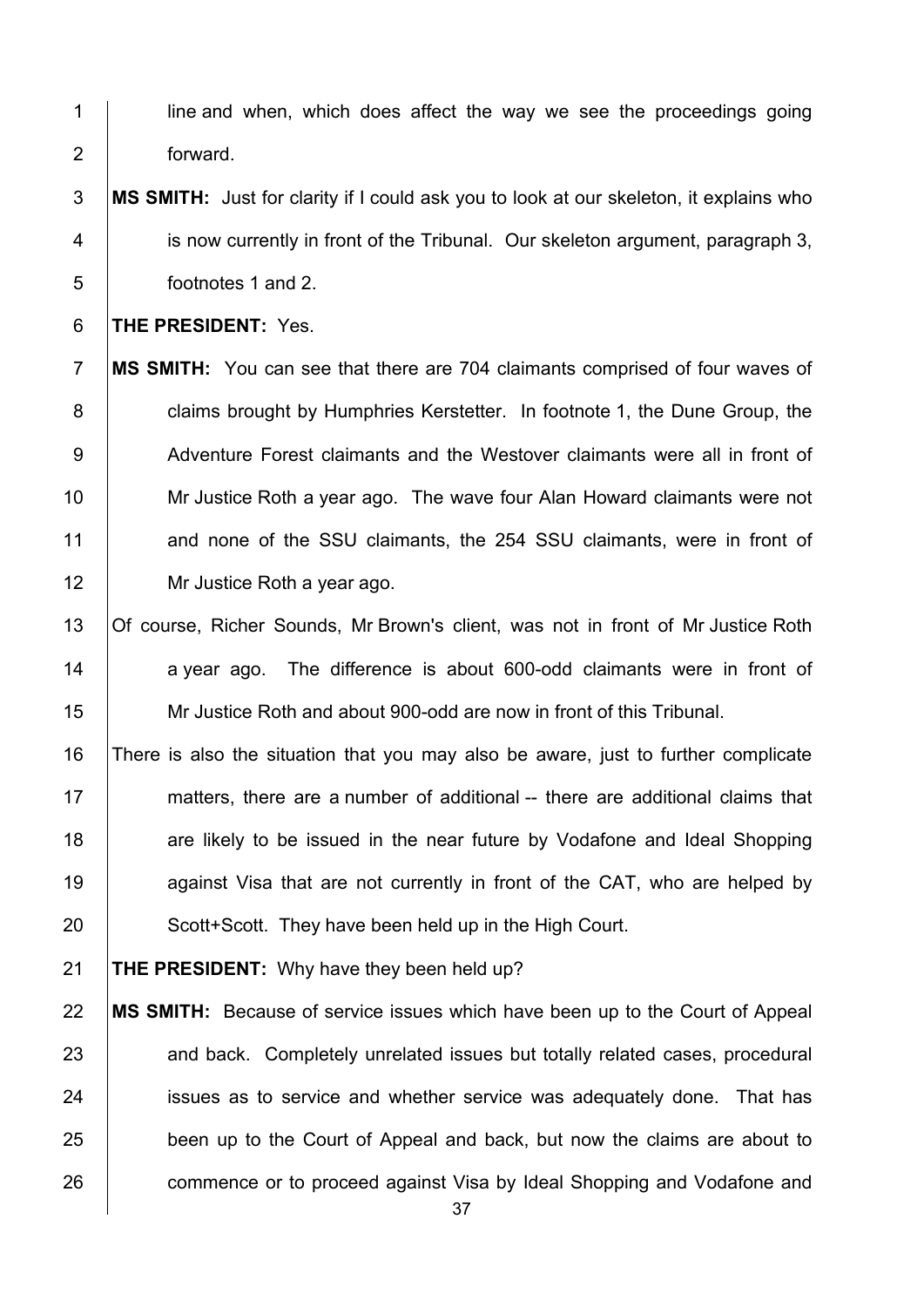line and when, which does affect the way we see the proceedings going forward.

**MS SMITH:** Just for clarity if I could ask you to look at our skeleton, it explains who is now currently in front of the Tribunal. Our skeleton argument, paragraph 3, footnotes 1 and 2.

**THE PRESIDENT:** Yes.

**MS SMITH:** You can see that there are 704 claimants comprised of four waves of claims brought by Humphries Kerstetter. In footnote 1, the Dune Group, the Adventure Forest claimants and the Westover claimants were all in front of Mr Justice Roth a year ago. The wave four Alan Howard claimants were not and none of the SSU claimants, the 254 SSU claimants, were in front of Mr Justice Roth a year ago.

Of course, Richer Sounds, Mr Brown's client, was not in front of Mr Justice Roth a year ago. The difference is about 600-odd claimants were in front of Mr Justice Roth and about 900-odd are now in front of this Tribunal.

There is also the situation that you may also be aware, just to further complicate matters, there are a number of additional -- there are additional claims that are likely to be issued in the near future by Vodafone and Ideal Shopping against Visa that are not currently in front of the CAT, who are helped by Scott+Scott. They have been held up in the High Court.

**THE PRESIDENT:** Why have they been held up?

**MS SMITH:** Because of service issues which have been up to the Court of Appeal and back. Completely unrelated issues but totally related cases, procedural issues as to service and whether service was adequately done. That has been up to the Court of Appeal and back, but now the claims are about to commence or to proceed against Visa by Ideal Shopping and Vodafone and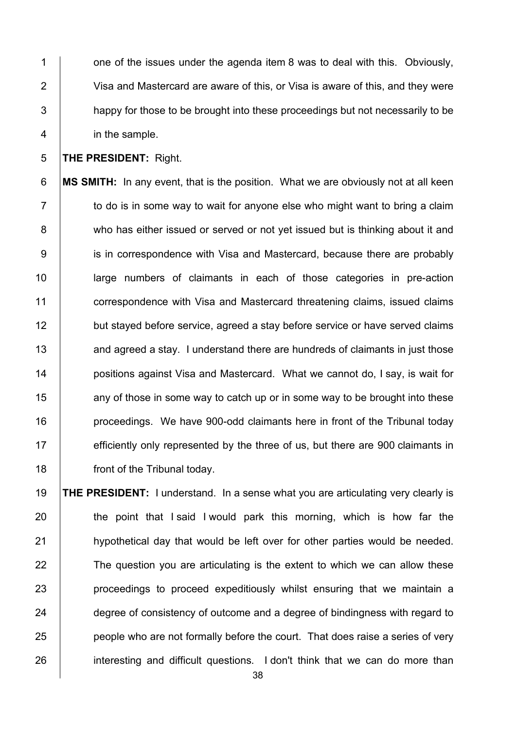one of the issues under the agenda item 8 was to deal with this. Obviously, Visa and Mastercard are aware of this, or Visa is aware of this, and they were happy for those to be brought into these proceedings but not necessarily to be in the sample.

**THE PRESIDENT:** Right.

**MS SMITH:** In any event, that is the position. What we are obviously not at all keen to do is in some way to wait for anyone else who might want to bring a claim who has either issued or served or not yet issued but is thinking about it and is in correspondence with Visa and Mastercard, because there are probably large numbers of claimants in each of those categories in pre-action correspondence with Visa and Mastercard threatening claims, issued claims but stayed before service, agreed a stay before service or have served claims and agreed a stay. I understand there are hundreds of claimants in just those positions against Visa and Mastercard. What we cannot do, I say, is wait for any of those in some way to catch up or in some way to be brought into these proceedings. We have 900-odd claimants here in front of the Tribunal today efficiently only represented by the three of us, but there are 900 claimants in front of the Tribunal today.

**THE PRESIDENT:** I understand. In a sense what you are articulating very clearly is the point that I said I would park this morning, which is how far the hypothetical day that would be left over for other parties would be needed. The question you are articulating is the extent to which we can allow these proceedings to proceed expeditiously whilst ensuring that we maintain a degree of consistency of outcome and a degree of bindingness with regard to people who are not formally before the court. That does raise a series of very interesting and difficult questions. I don't think that we can do more than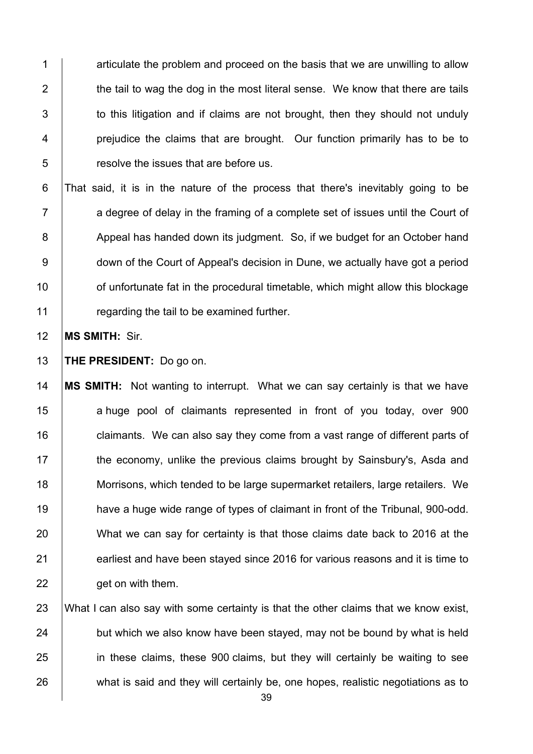articulate the problem and proceed on the basis that we are unwilling to allow the tail to wag the dog in the most literal sense. We know that there are tails to this litigation and if claims are not brought, then they should not unduly prejudice the claims that are brought. Our function primarily has to be to resolve the issues that are before us.

That said, it is in the nature of the process that there's inevitably going to be a degree of delay in the framing of a complete set of issues until the Court of Appeal has handed down its judgment. So, if we budget for an October hand down of the Court of Appeal's decision in Dune, we actually have got a period of unfortunate fat in the procedural timetable, which might allow this blockage regarding the tail to be examined further.

**MS SMITH:** Sir.

**THE PRESIDENT:** Do go on.

**MS SMITH:** Not wanting to interrupt. What we can say certainly is that we have a huge pool of claimants represented in front of you today, over 900 claimants. We can also say they come from a vast range of different parts of the economy, unlike the previous claims brought by Sainsbury's, Asda and Morrisons, which tended to be large supermarket retailers, large retailers. We have a huge wide range of types of claimant in front of the Tribunal, 900-odd. What we can say for certainty is that those claims date back to 2016 at the earliest and have been stayed since 2016 for various reasons and it is time to get on with them.

What I can also say with some certainty is that the other claims that we know exist, but which we also know have been stayed, may not be bound by what is held in these claims, these 900 claims, but they will certainly be waiting to see what is said and they will certainly be, one hopes, realistic negotiations as to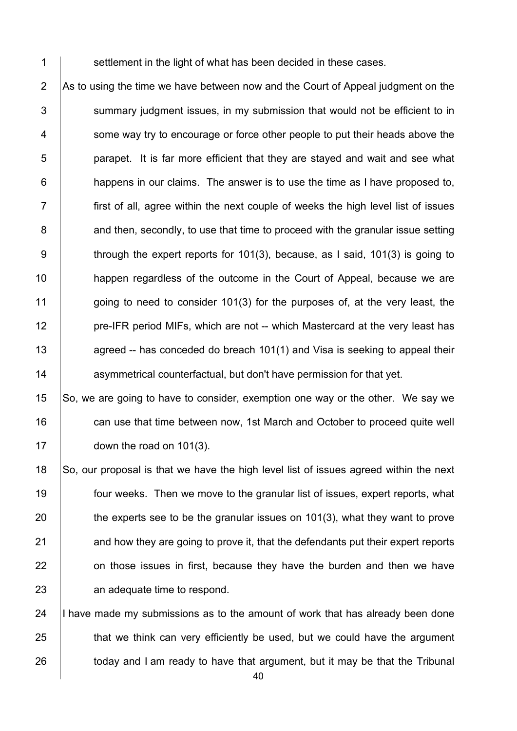settlement in the light of what has been decided in these cases.

As to using the time we have between now and the Court of Appeal judgment on the summary judgment issues, in my submission that would not be efficient to in some way try to encourage or force other people to put their heads above the parapet. It is far more efficient that they are stayed and wait and see what happens in our claims. The answer is to use the time as I have proposed to, first of all, agree within the next couple of weeks the high level list of issues and then, secondly, to use that time to proceed with the granular issue setting through the expert reports for 101(3), because, as I said, 101(3) is going to happen regardless of the outcome in the Court of Appeal, because we are going to need to consider 101(3) for the purposes of, at the very least, the pre-IFR period MIFs, which are not -- which Mastercard at the very least has agreed -- has conceded do breach 101(1) and Visa is seeking to appeal their asymmetrical counterfactual, but don't have permission for that yet.

So, we are going to have to consider, exemption one way or the other. We say we can use that time between now, 1st March and October to proceed quite well down the road on 101(3).

So, our proposal is that we have the high level list of issues agreed within the next four weeks. Then we move to the granular list of issues, expert reports, what the experts see to be the granular issues on 101(3), what they want to prove and how they are going to prove it, that the defendants put their expert reports on those issues in first, because they have the burden and then we have an adequate time to respond.

I have made my submissions as to the amount of work that has already been done that we think can very efficiently be used, but we could have the argument today and I am ready to have that argument, but it may be that the Tribunal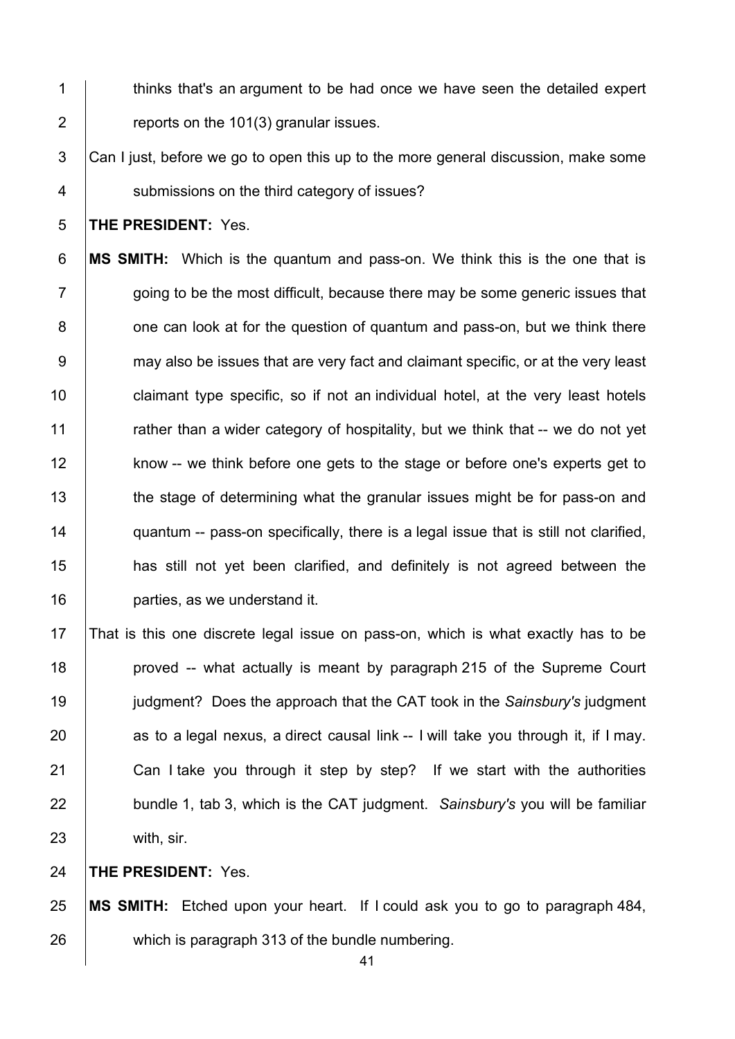thinks that's an argument to be had once we have seen the detailed expert reports on the 101(3) granular issues.

Can I just, before we go to open this up to the more general discussion, make some submissions on the third category of issues?

**THE PRESIDENT:** Yes.

**MS SMITH:** Which is the quantum and pass-on. We think this is the one that is going to be the most difficult, because there may be some generic issues that one can look at for the question of quantum and pass-on, but we think there may also be issues that are very fact and claimant specific, or at the very least claimant type specific, so if not an individual hotel, at the very least hotels rather than a wider category of hospitality, but we think that -- we do not yet know -- we think before one gets to the stage or before one's experts get to the stage of determining what the granular issues might be for pass-on and quantum -- pass-on specifically, there is a legal issue that is still not clarified, has still not yet been clarified, and definitely is not agreed between the parties, as we understand it.

That is this one discrete legal issue on pass-on, which is what exactly has to be proved -- what actually is meant by paragraph 215 of the Supreme Court judgment? Does the approach that the CAT took in the *Sainsbury's* judgment as to a legal nexus, a direct causal link -- I will take you through it, if I may. Can I take you through it step by step? If we start with the authorities bundle 1, tab 3, which is the CAT judgment. *Sainsbury's* you will be familiar with, sir.

**THE PRESIDENT:** Yes.

**MS SMITH:** Etched upon your heart. If I could ask you to go to paragraph 484, which is paragraph 313 of the bundle numbering.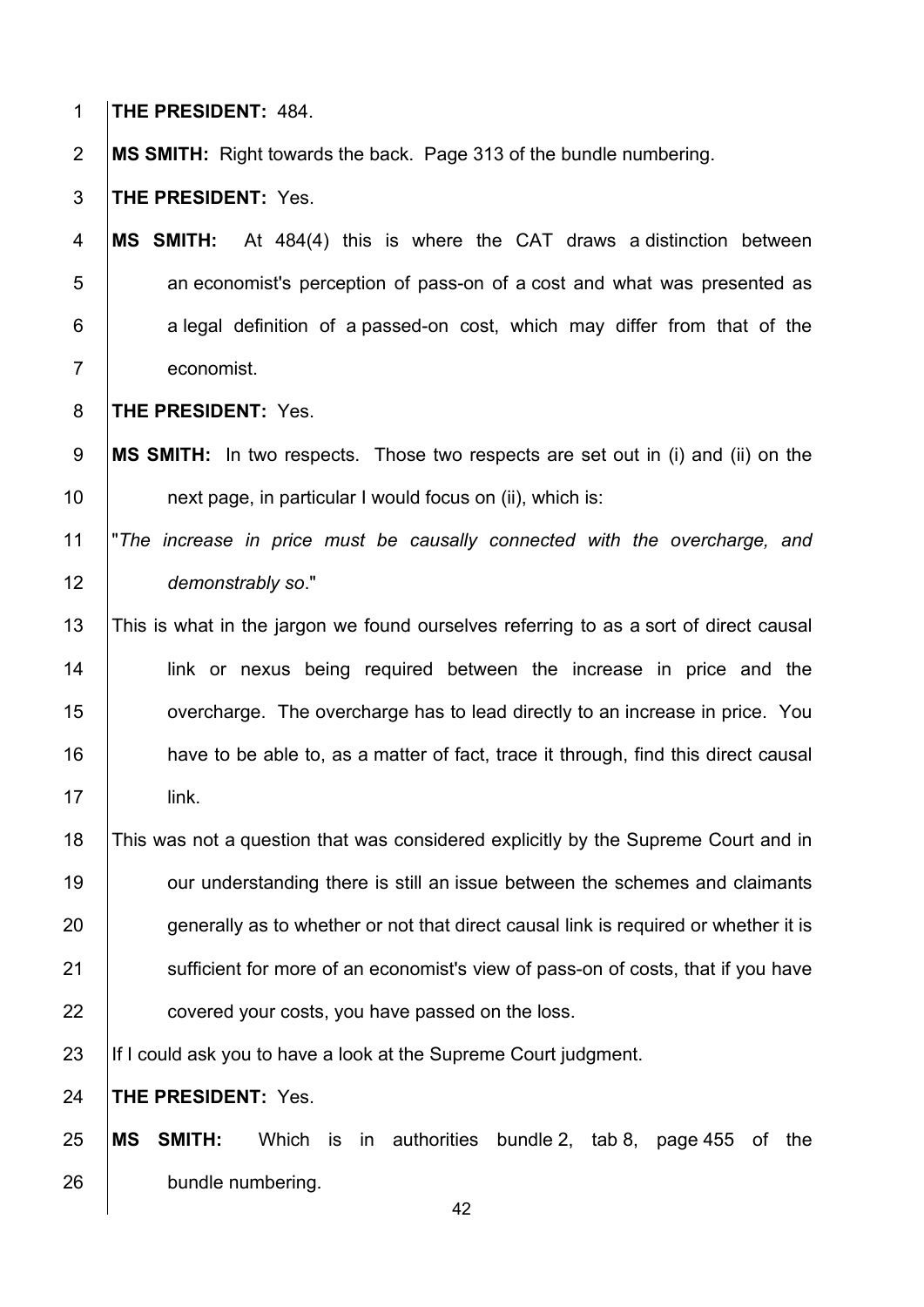**THE PRESIDENT:** 484.

**MS SMITH:** Right towards the back. Page 313 of the bundle numbering.

**THE PRESIDENT:** Yes.

**MS SMITH:** At 484(4) this is where the CAT draws a distinction between an economist's perception of pass-on of a cost and what was presented as a legal definition of a passed-on cost, which may differ from that of the economist.

**THE PRESIDENT:** Yes.

**MS SMITH:** In two respects. Those two respects are set out in (i) and (ii) on the next page, in particular I would focus on (ii), which is:

"*The increase in price must be causally connected with the overcharge, and demonstrably so*."

This is what in the jargon we found ourselves referring to as a sort of direct causal link or nexus being required between the increase in price and the overcharge. The overcharge has to lead directly to an increase in price. You have to be able to, as a matter of fact, trace it through, find this direct causal link.

This was not a question that was considered explicitly by the Supreme Court and in our understanding there is still an issue between the schemes and claimants generally as to whether or not that direct causal link is required or whether it is sufficient for more of an economist's view of pass-on of costs, that if you have covered your costs, you have passed on the loss.

If I could ask you to have a look at the Supreme Court judgment.

**THE PRESIDENT:** Yes.

**MS SMITH:** Which is in authorities bundle 2, tab 8, page 455 of the bundle numbering.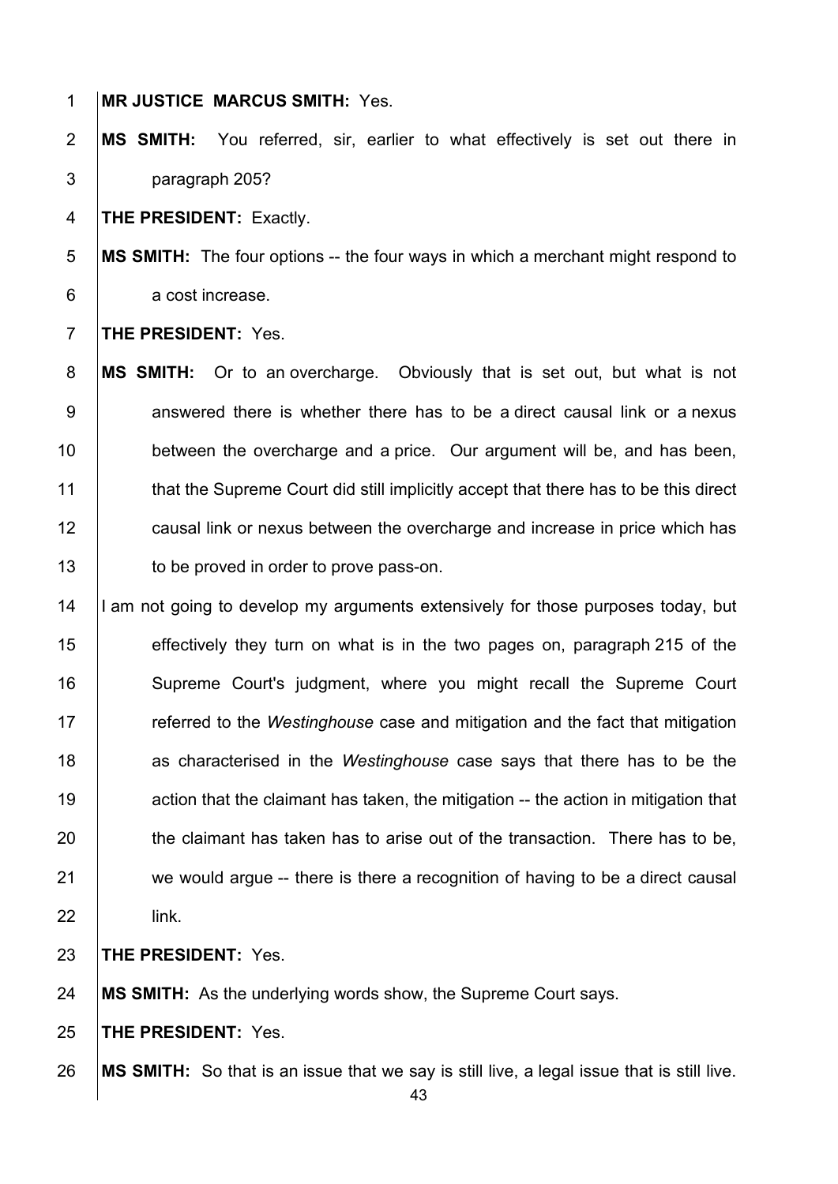**MR JUSTICE MARCUS SMITH:** Yes.

**MS SMITH:** You referred, sir, earlier to what effectively is set out there in paragraph 205?

**THE PRESIDENT:** Exactly.

**MS SMITH:** The four options -- the four ways in which a merchant might respond to a cost increase.

**THE PRESIDENT:** Yes.

**MS SMITH:** Or to an overcharge. Obviously that is set out, but what is not answered there is whether there has to be a direct causal link or a nexus between the overcharge and a price. Our argument will be, and has been, that the Supreme Court did still implicitly accept that there has to be this direct causal link or nexus between the overcharge and increase in price which has to be proved in order to prove pass-on.

I am not going to develop my arguments extensively for those purposes today, but effectively they turn on what is in the two pages on, paragraph 215 of the Supreme Court's judgment, where you might recall the Supreme Court referred to the *Westinghouse* case and mitigation and the fact that mitigation as characterised in the *Westinghouse* case says that there has to be the action that the claimant has taken, the mitigation -- the action in mitigation that the claimant has taken has to arise out of the transaction. There has to be, we would argue -- there is there a recognition of having to be a direct causal link.

**THE PRESIDENT:** Yes.

**MS SMITH:** As the underlying words show, the Supreme Court says.

**THE PRESIDENT:** Yes.

**MS SMITH:** So that is an issue that we say is still live, a legal issue that is still live.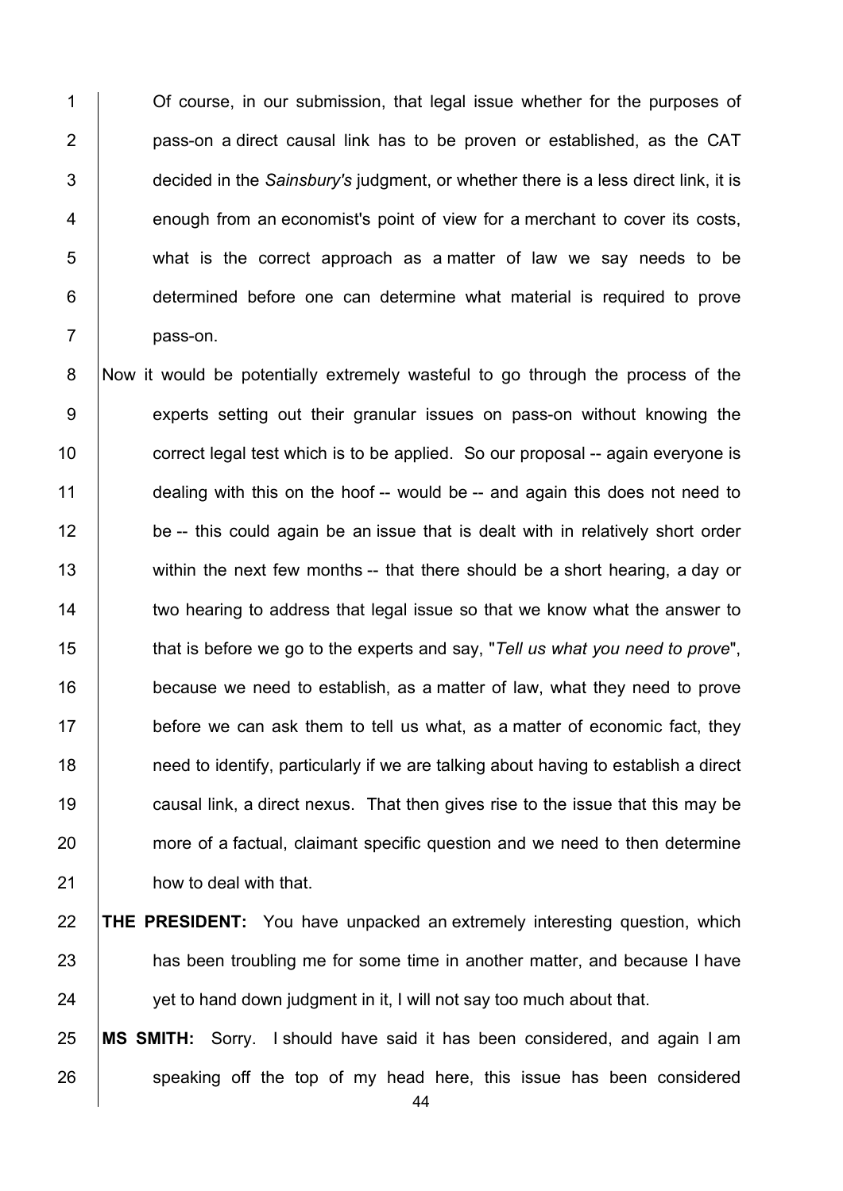Of course, in our submission, that legal issue whether for the purposes of pass-on a direct causal link has to be proven or established, as the CAT decided in the *Sainsbury's* judgment, or whether there is a less direct link, it is enough from an economist's point of view for a merchant to cover its costs, what is the correct approach as a matter of law we say needs to be determined before one can determine what material is required to prove pass-on.

Now it would be potentially extremely wasteful to go through the process of the experts setting out their granular issues on pass-on without knowing the correct legal test which is to be applied. So our proposal -- again everyone is dealing with this on the hoof -- would be -- and again this does not need to be -- this could again be an issue that is dealt with in relatively short order within the next few months -- that there should be a short hearing, a day or two hearing to address that legal issue so that we know what the answer to that is before we go to the experts and say, "*Tell us what you need to prove*", because we need to establish, as a matter of law, what they need to prove before we can ask them to tell us what, as a matter of economic fact, they need to identify, particularly if we are talking about having to establish a direct causal link, a direct nexus. That then gives rise to the issue that this may be more of a factual, claimant specific question and we need to then determine how to deal with that.

**THE PRESIDENT:** You have unpacked an extremely interesting question, which has been troubling me for some time in another matter, and because I have yet to hand down judgment in it, I will not say too much about that.

**MS SMITH:** Sorry. I should have said it has been considered, and again I am speaking off the top of my head here, this issue has been considered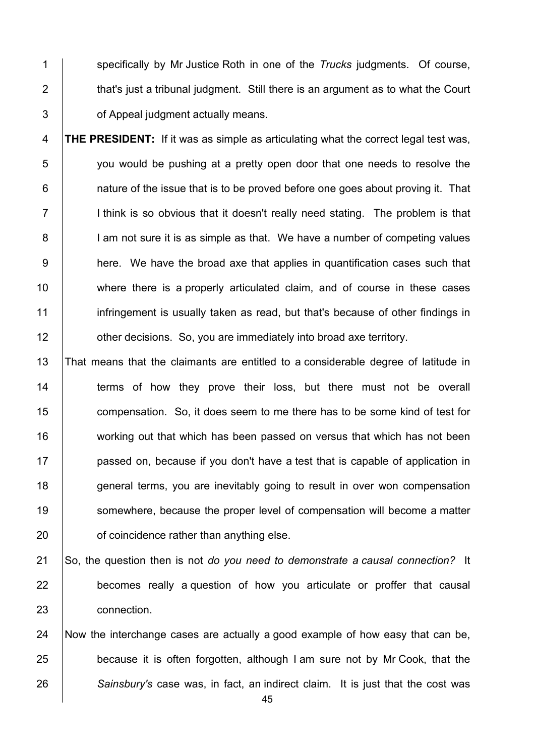specifically by Mr Justice Roth in one of the *Trucks* judgments. Of course, that's just a tribunal judgment. Still there is an argument as to what the Court of Appeal judgment actually means.

**THE PRESIDENT:** If it was as simple as articulating what the correct legal test was, you would be pushing at a pretty open door that one needs to resolve the nature of the issue that is to be proved before one goes about proving it. That I think is so obvious that it doesn't really need stating. The problem is that I am not sure it is as simple as that. We have a number of competing values here. We have the broad axe that applies in quantification cases such that where there is a properly articulated claim, and of course in these cases infringement is usually taken as read, but that's because of other findings in other decisions. So, you are immediately into broad axe territory.

That means that the claimants are entitled to a considerable degree of latitude in terms of how they prove their loss, but there must not be overall compensation. So, it does seem to me there has to be some kind of test for working out that which has been passed on versus that which has not been passed on, because if you don't have a test that is capable of application in general terms, you are inevitably going to result in over won compensation somewhere, because the proper level of compensation will become a matter of coincidence rather than anything else.

So, the question then is not *do you need to demonstrate a causal connection?* It becomes really a question of how you articulate or proffer that causal connection.

Now the interchange cases are actually a good example of how easy that can be, because it is often forgotten, although I am sure not by Mr Cook, that the *Sainsbury's* case was, in fact, an indirect claim. It is just that the cost was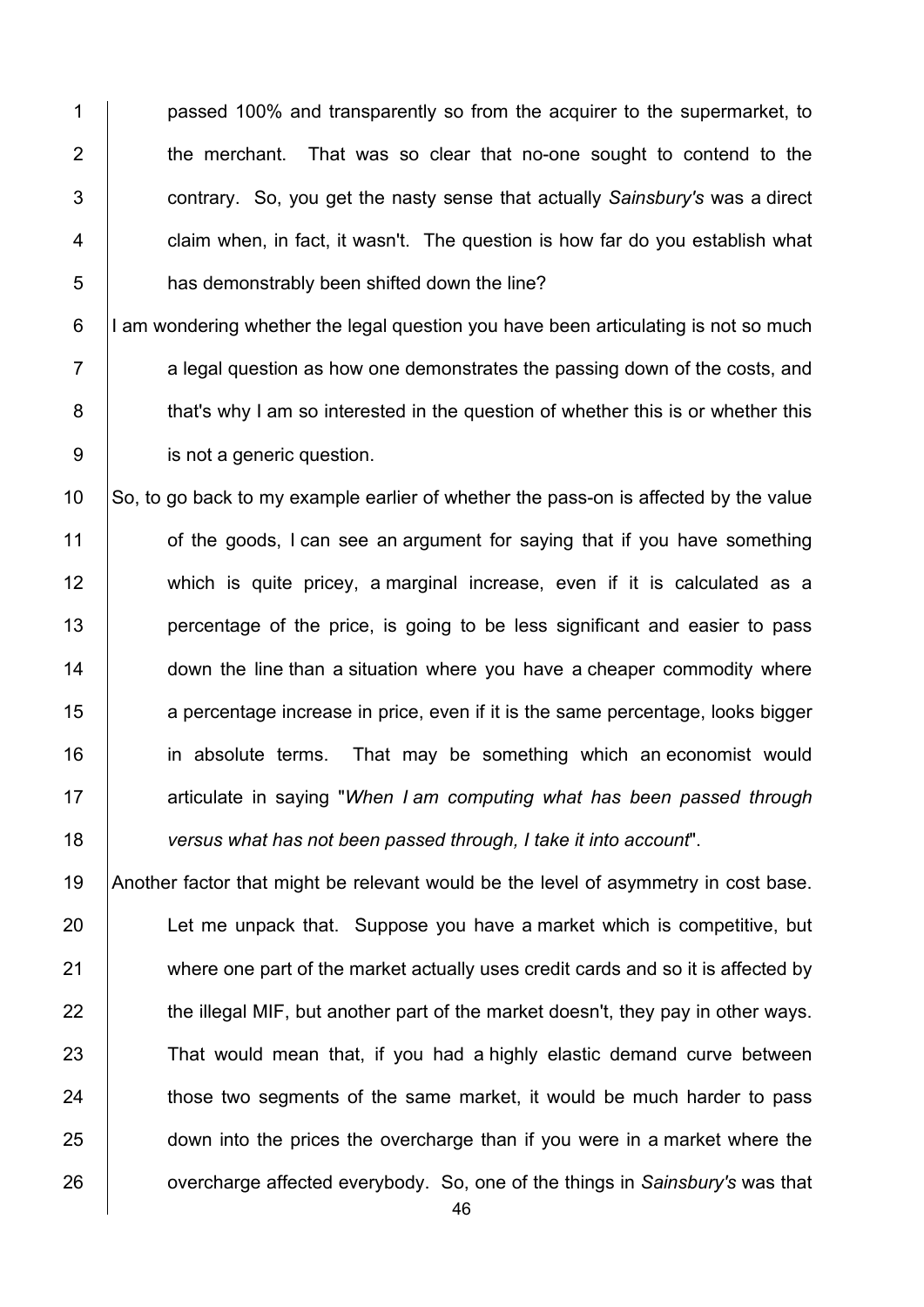passed 100% and transparently so from the acquirer to the supermarket, to the merchant. That was so clear that no-one sought to contend to the contrary. So, you get the nasty sense that actually *Sainsbury's* was a direct claim when, in fact, it wasn't. The question is how far do you establish what has demonstrably been shifted down the line?

I am wondering whether the legal question you have been articulating is not so much a legal question as how one demonstrates the passing down of the costs, and that's why I am so interested in the question of whether this is or whether this is not a generic question.

So, to go back to my example earlier of whether the pass-on is affected by the value of the goods, I can see an argument for saying that if you have something which is quite pricey, a marginal increase, even if it is calculated as a percentage of the price, is going to be less significant and easier to pass down the line than a situation where you have a cheaper commodity where a percentage increase in price, even if it is the same percentage, looks bigger in absolute terms. That may be something which an economist would articulate in saying "*When I am computing what has been passed through versus what has not been passed through, I take it into account*".

Another factor that might be relevant would be the level of asymmetry in cost base. Let me unpack that. Suppose you have a market which is competitive, but where one part of the market actually uses credit cards and so it is affected by the illegal MIF, but another part of the market doesn't, they pay in other ways. That would mean that, if you had a highly elastic demand curve between those two segments of the same market, it would be much harder to pass down into the prices the overcharge than if you were in a market where the overcharge affected everybody. So, one of the things in *Sainsbury's* was that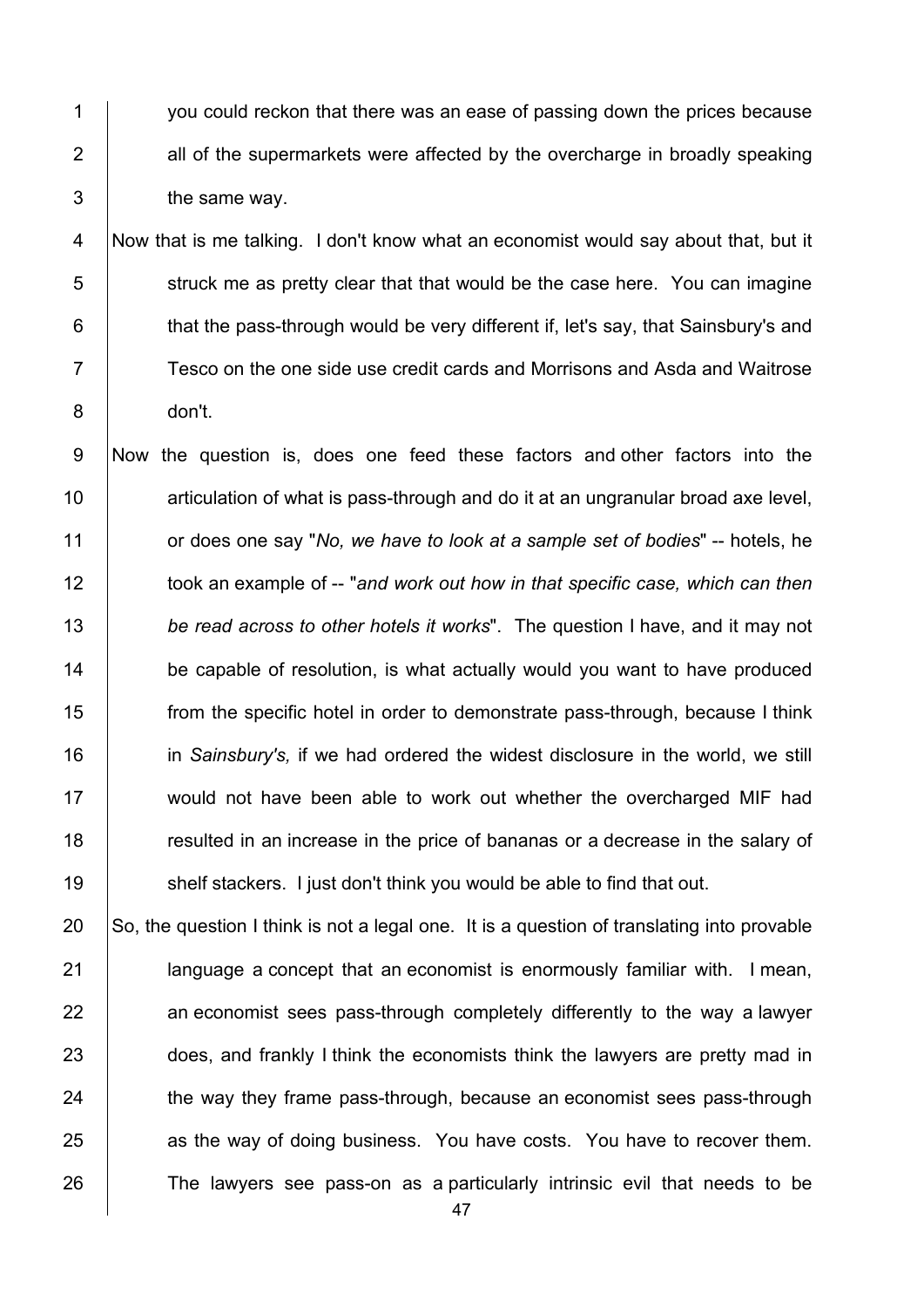you could reckon that there was an ease of passing down the prices because all of the supermarkets were affected by the overcharge in broadly speaking the same way.

Now that is me talking. I don't know what an economist would say about that, but it struck me as pretty clear that that would be the case here. You can imagine that the pass-through would be very different if, let's say, that Sainsbury's and Tesco on the one side use credit cards and Morrisons and Asda and Waitrose don't.

Now the question is, does one feed these factors and other factors into the articulation of what is pass-through and do it at an ungranular broad axe level, or does one say "*No, we have to look at a sample set of bodies*" -- hotels, he took an example of -- "*and work out how in that specific case, which can then be read across to other hotels it works*". The question I have, and it may not be capable of resolution, is what actually would you want to have produced from the specific hotel in order to demonstrate pass-through, because I think in *Sainsbury's,* if we had ordered the widest disclosure in the world, we still would not have been able to work out whether the overcharged MIF had resulted in an increase in the price of bananas or a decrease in the salary of shelf stackers. I just don't think you would be able to find that out.

So, the question I think is not a legal one. It is a question of translating into provable language a concept that an economist is enormously familiar with. I mean, an economist sees pass-through completely differently to the way a lawyer does, and frankly I think the economists think the lawyers are pretty mad in the way they frame pass-through, because an economist sees pass-through as the way of doing business. You have costs. You have to recover them. The lawyers see pass-on as a particularly intrinsic evil that needs to be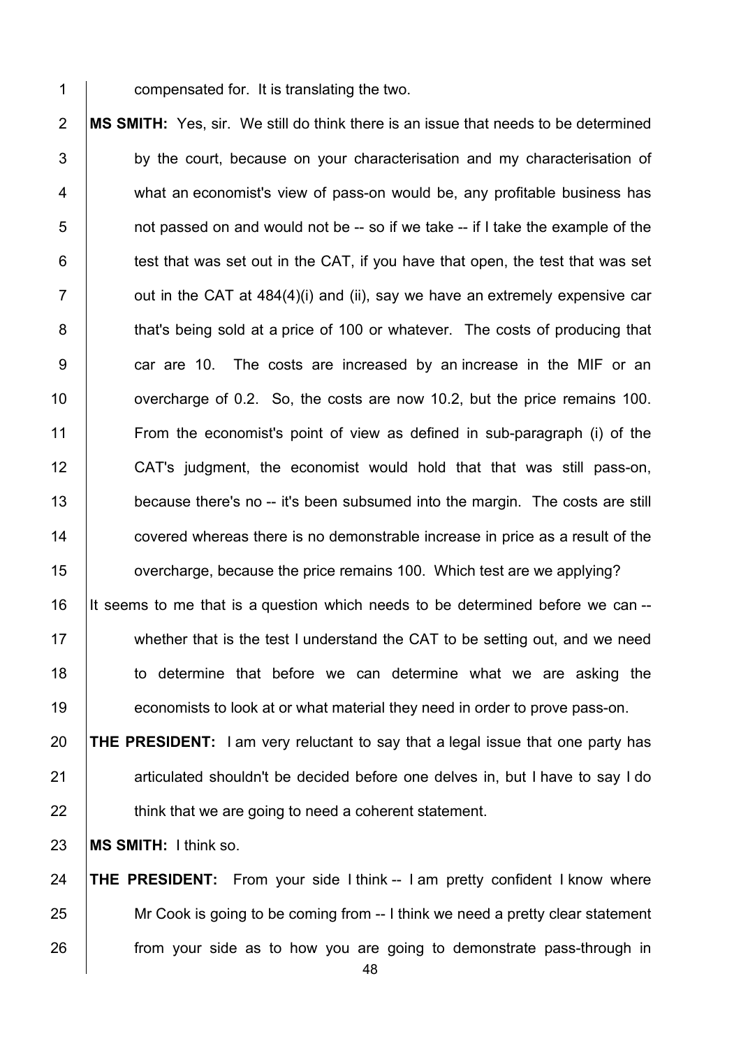compensated for. It is translating the two.

**MS SMITH:** Yes, sir. We still do think there is an issue that needs to be determined by the court, because on your characterisation and my characterisation of what an economist's view of pass-on would be, any profitable business has not passed on and would not be -- so if we take -- if I take the example of the test that was set out in the CAT, if you have that open, the test that was set out in the CAT at 484(4)(i) and (ii), say we have an extremely expensive car that's being sold at a price of 100 or whatever. The costs of producing that car are 10. The costs are increased by an increase in the MIF or an overcharge of 0.2. So, the costs are now 10.2, but the price remains 100. From the economist's point of view as defined in sub-paragraph (i) of the CAT's judgment, the economist would hold that that was still pass-on, because there's no -- it's been subsumed into the margin. The costs are still covered whereas there is no demonstrable increase in price as a result of the overcharge, because the price remains 100. Which test are we applying?

It seems to me that is a question which needs to be determined before we can -- whether that is the test I understand the CAT to be setting out, and we need to determine that before we can determine what we are asking the economists to look at or what material they need in order to prove pass-on.

**THE PRESIDENT:** I am very reluctant to say that a legal issue that one party has articulated shouldn't be decided before one delves in, but I have to say I do think that we are going to need a coherent statement.

**MS SMITH:** I think so.

**THE PRESIDENT:** From your side I think -- I am pretty confident I know where Mr Cook is going to be coming from -- I think we need a pretty clear statement from your side as to how you are going to demonstrate pass-through in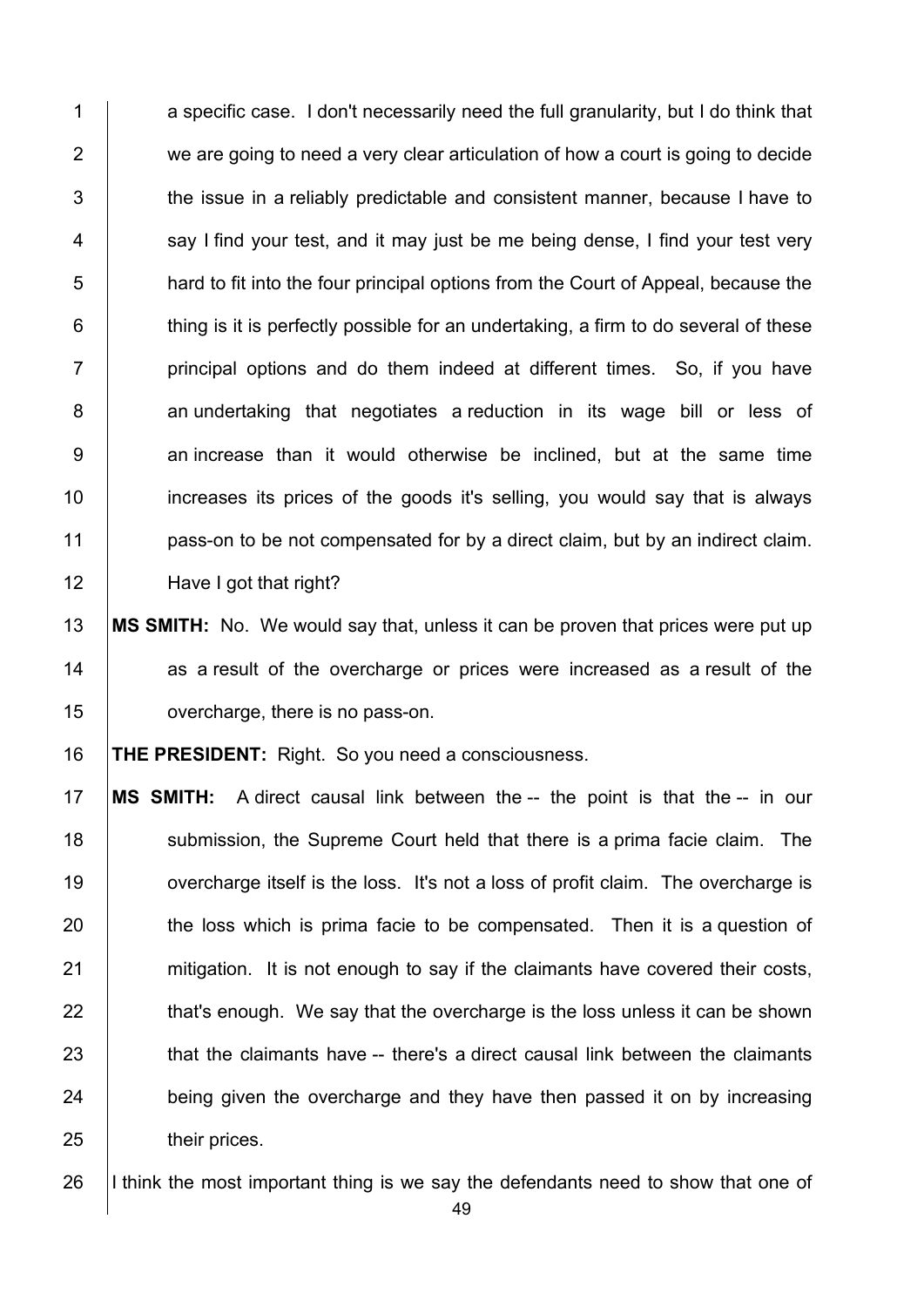a specific case. I don't necessarily need the full granularity, but I do think that we are going to need a very clear articulation of how a court is going to decide the issue in a reliably predictable and consistent manner, because I have to say I find your test, and it may just be me being dense, I find your test very hard to fit into the four principal options from the Court of Appeal, because the thing is it is perfectly possible for an undertaking, a firm to do several of these principal options and do them indeed at different times. So, if you have an undertaking that negotiates a reduction in its wage bill or less of an increase than it would otherwise be inclined, but at the same time increases its prices of the goods it's selling, you would say that is always pass-on to be not compensated for by a direct claim, but by an indirect claim. Have I got that right?

**MS SMITH:** No. We would say that, unless it can be proven that prices were put up as a result of the overcharge or prices were increased as a result of the overcharge, there is no pass-on.

**THE PRESIDENT:** Right. So you need a consciousness.

**MS SMITH:** A direct causal link between the -- the point is that the -- in our submission, the Supreme Court held that there is a prima facie claim. The overcharge itself is the loss. It's not a loss of profit claim. The overcharge is the loss which is prima facie to be compensated. Then it is a question of mitigation. It is not enough to say if the claimants have covered their costs, that's enough. We say that the overcharge is the loss unless it can be shown that the claimants have -- there's a direct causal link between the claimants being given the overcharge and they have then passed it on by increasing their prices.

I think the most important thing is we say the defendants need to show that one of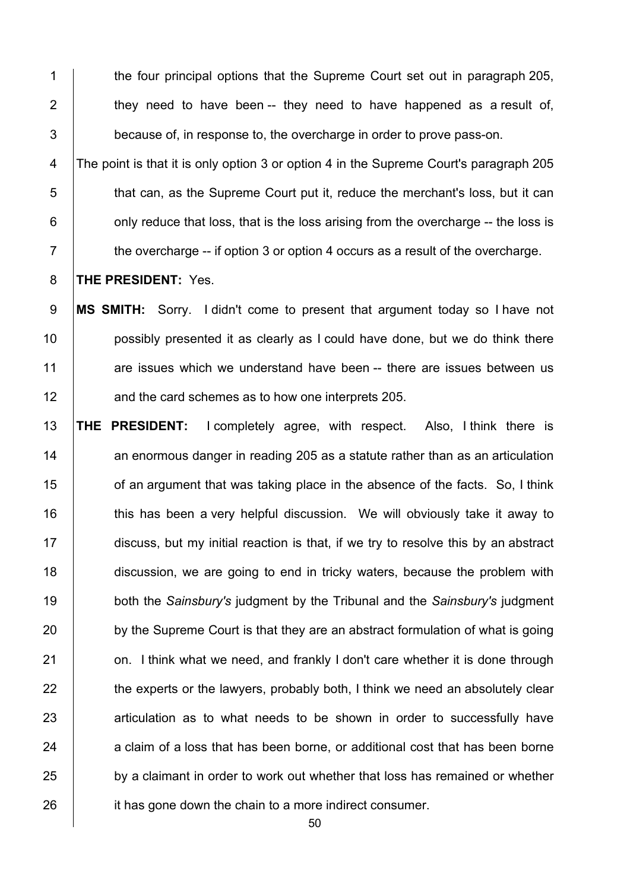the four principal options that the Supreme Court set out in paragraph 205, they need to have been -- they need to have happened as a result of, because of, in response to, the overcharge in order to prove pass-on.

The point is that it is only option 3 or option 4 in the Supreme Court's paragraph 205 that can, as the Supreme Court put it, reduce the merchant's loss, but it can only reduce that loss, that is the loss arising from the overcharge -- the loss is the overcharge -- if option 3 or option 4 occurs as a result of the overcharge.

**THE PRESIDENT:** Yes.

**MS SMITH:** Sorry. I didn't come to present that argument today so I have not possibly presented it as clearly as I could have done, but we do think there are issues which we understand have been -- there are issues between us and the card schemes as to how one interprets 205.

**THE PRESIDENT:** I completely agree, with respect. Also, I think there is an enormous danger in reading 205 as a statute rather than as an articulation of an argument that was taking place in the absence of the facts. So, I think this has been a very helpful discussion. We will obviously take it away to discuss, but my initial reaction is that, if we try to resolve this by an abstract discussion, we are going to end in tricky waters, because the problem with both the *Sainsbury's* judgment by the Tribunal and the *Sainsbury's* judgment by the Supreme Court is that they are an abstract formulation of what is going on. I think what we need, and frankly I don't care whether it is done through the experts or the lawyers, probably both, I think we need an absolutely clear articulation as to what needs to be shown in order to successfully have a claim of a loss that has been borne, or additional cost that has been borne by a claimant in order to work out whether that loss has remained or whether it has gone down the chain to a more indirect consumer.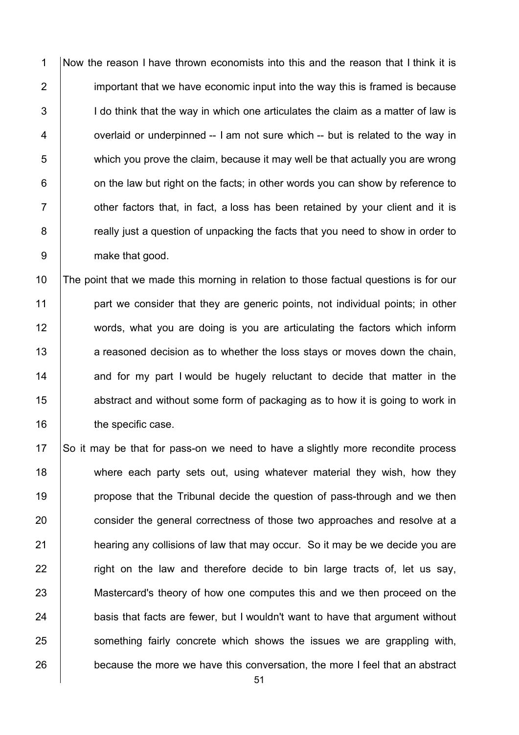Now the reason I have thrown economists into this and the reason that I think it is important that we have economic input into the way this is framed is because I do think that the way in which one articulates the claim as a matter of law is overlaid or underpinned -- I am not sure which -- but is related to the way in which you prove the claim, because it may well be that actually you are wrong on the law but right on the facts; in other words you can show by reference to other factors that, in fact, a loss has been retained by your client and it is really just a question of unpacking the facts that you need to show in order to make that good.

The point that we made this morning in relation to those factual questions is for our part we consider that they are generic points, not individual points; in other words, what you are doing is you are articulating the factors which inform a reasoned decision as to whether the loss stays or moves down the chain, and for my part I would be hugely reluctant to decide that matter in the abstract and without some form of packaging as to how it is going to work in the specific case.

So it may be that for pass-on we need to have a slightly more recondite process where each party sets out, using whatever material they wish, how they propose that the Tribunal decide the question of pass-through and we then consider the general correctness of those two approaches and resolve at a hearing any collisions of law that may occur. So it may be we decide you are right on the law and therefore decide to bin large tracts of, let us say, Mastercard's theory of how one computes this and we then proceed on the basis that facts are fewer, but I wouldn't want to have that argument without something fairly concrete which shows the issues we are grappling with, because the more we have this conversation, the more I feel that an abstract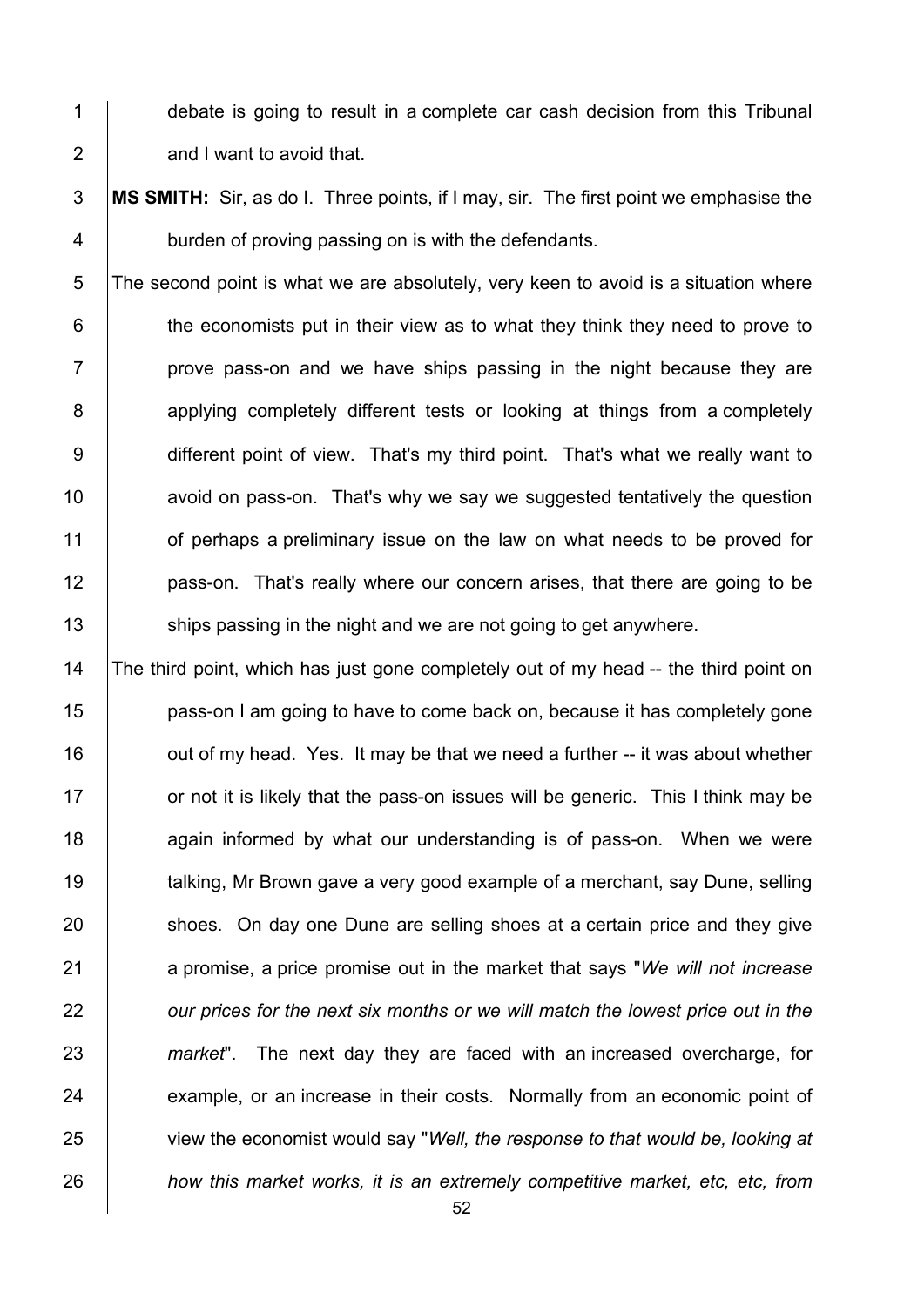debate is going to result in a complete car cash decision from this Tribunal and I want to avoid that.

**MS SMITH:** Sir, as do I. Three points, if I may, sir. The first point we emphasise the burden of proving passing on is with the defendants.

The second point is what we are absolutely, very keen to avoid is a situation where the economists put in their view as to what they think they need to prove to prove pass-on and we have ships passing in the night because they are applying completely different tests or looking at things from a completely different point of view. That's my third point. That's what we really want to avoid on pass-on. That's why we say we suggested tentatively the question of perhaps a preliminary issue on the law on what needs to be proved for pass-on. That's really where our concern arises, that there are going to be ships passing in the night and we are not going to get anywhere.

The third point, which has just gone completely out of my head -- the third point on pass-on I am going to have to come back on, because it has completely gone out of my head. Yes. It may be that we need a further -- it was about whether or not it is likely that the pass-on issues will be generic. This I think may be again informed by what our understanding is of pass-on. When we were talking, Mr Brown gave a very good example of a merchant, say Dune, selling shoes. On day one Dune are selling shoes at a certain price and they give a promise, a price promise out in the market that says "*We will not increase our prices for the next six months or we will match the lowest price out in the market*". The next day they are faced with an increased overcharge, for example, or an increase in their costs. Normally from an economic point of view the economist would say "*Well, the response to that would be, looking at how this market works, it is an extremely competitive market, etc, etc, from*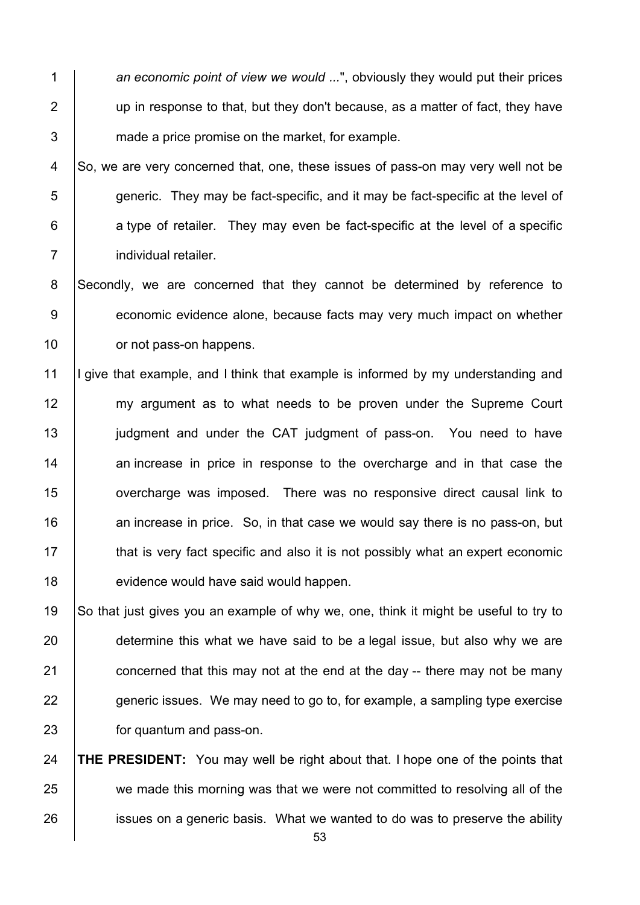*an economic point of view we would ...*", obviously they would put their prices up in response to that, but they don't because, as a matter of fact, they have made a price promise on the market, for example.

So, we are very concerned that, one, these issues of pass-on may very well not be generic. They may be fact-specific, and it may be fact-specific at the level of a type of retailer. They may even be fact-specific at the level of a specific individual retailer.

Secondly, we are concerned that they cannot be determined by reference to economic evidence alone, because facts may very much impact on whether or not pass-on happens.

I give that example, and I think that example is informed by my understanding and my argument as to what needs to be proven under the Supreme Court judgment and under the CAT judgment of pass-on. You need to have an increase in price in response to the overcharge and in that case the overcharge was imposed. There was no responsive direct causal link to an increase in price. So, in that case we would say there is no pass-on, but that is very fact specific and also it is not possibly what an expert economic evidence would have said would happen.

So that just gives you an example of why we, one, think it might be useful to try to determine this what we have said to be a legal issue, but also why we are concerned that this may not at the end at the day -- there may not be many generic issues. We may need to go to, for example, a sampling type exercise for quantum and pass-on.

**THE PRESIDENT:** You may well be right about that. I hope one of the points that we made this morning was that we were not committed to resolving all of the issues on a generic basis. What we wanted to do was to preserve the ability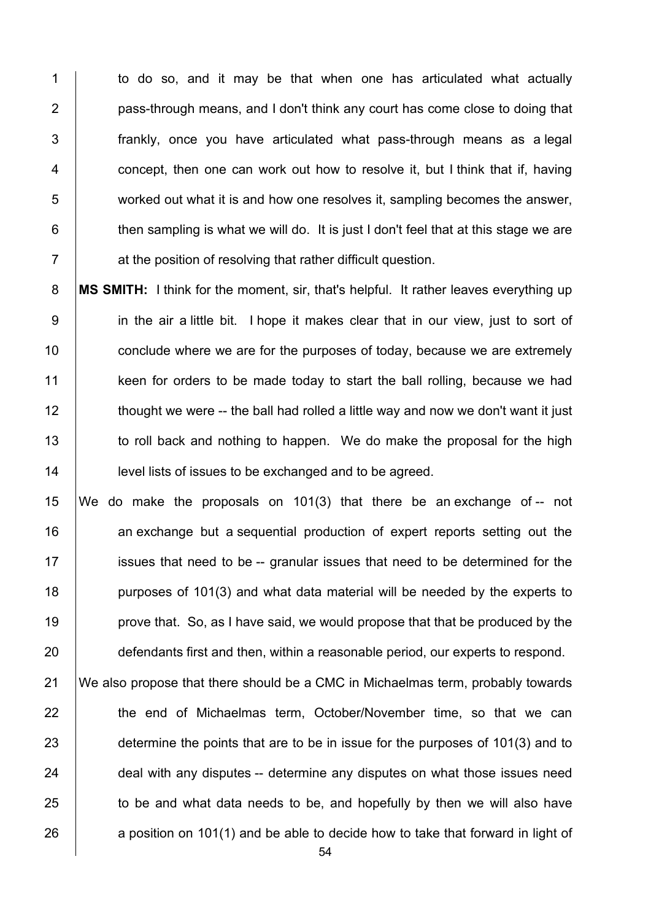to do so, and it may be that when one has articulated what actually pass-through means, and I don't think any court has come close to doing that frankly, once you have articulated what pass-through means as a legal concept, then one can work out how to resolve it, but I think that if, having worked out what it is and how one resolves it, sampling becomes the answer, then sampling is what we will do. It is just I don't feel that at this stage we are at the position of resolving that rather difficult question.

**MS SMITH:** I think for the moment, sir, that's helpful. It rather leaves everything up in the air a little bit. I hope it makes clear that in our view, just to sort of conclude where we are for the purposes of today, because we are extremely keen for orders to be made today to start the ball rolling, because we had thought we were -- the ball had rolled a little way and now we don't want it just to roll back and nothing to happen. We do make the proposal for the high level lists of issues to be exchanged and to be agreed.

We do make the proposals on 101(3) that there be an exchange of -- not an exchange but a sequential production of expert reports setting out the issues that need to be -- granular issues that need to be determined for the purposes of 101(3) and what data material will be needed by the experts to prove that. So, as I have said, we would propose that that be produced by the defendants first and then, within a reasonable period, our experts to respond.

We also propose that there should be a CMC in Michaelmas term, probably towards the end of Michaelmas term, October/November time, so that we can determine the points that are to be in issue for the purposes of 101(3) and to deal with any disputes -- determine any disputes on what those issues need to be and what data needs to be, and hopefully by then we will also have a position on 101(1) and be able to decide how to take that forward in light of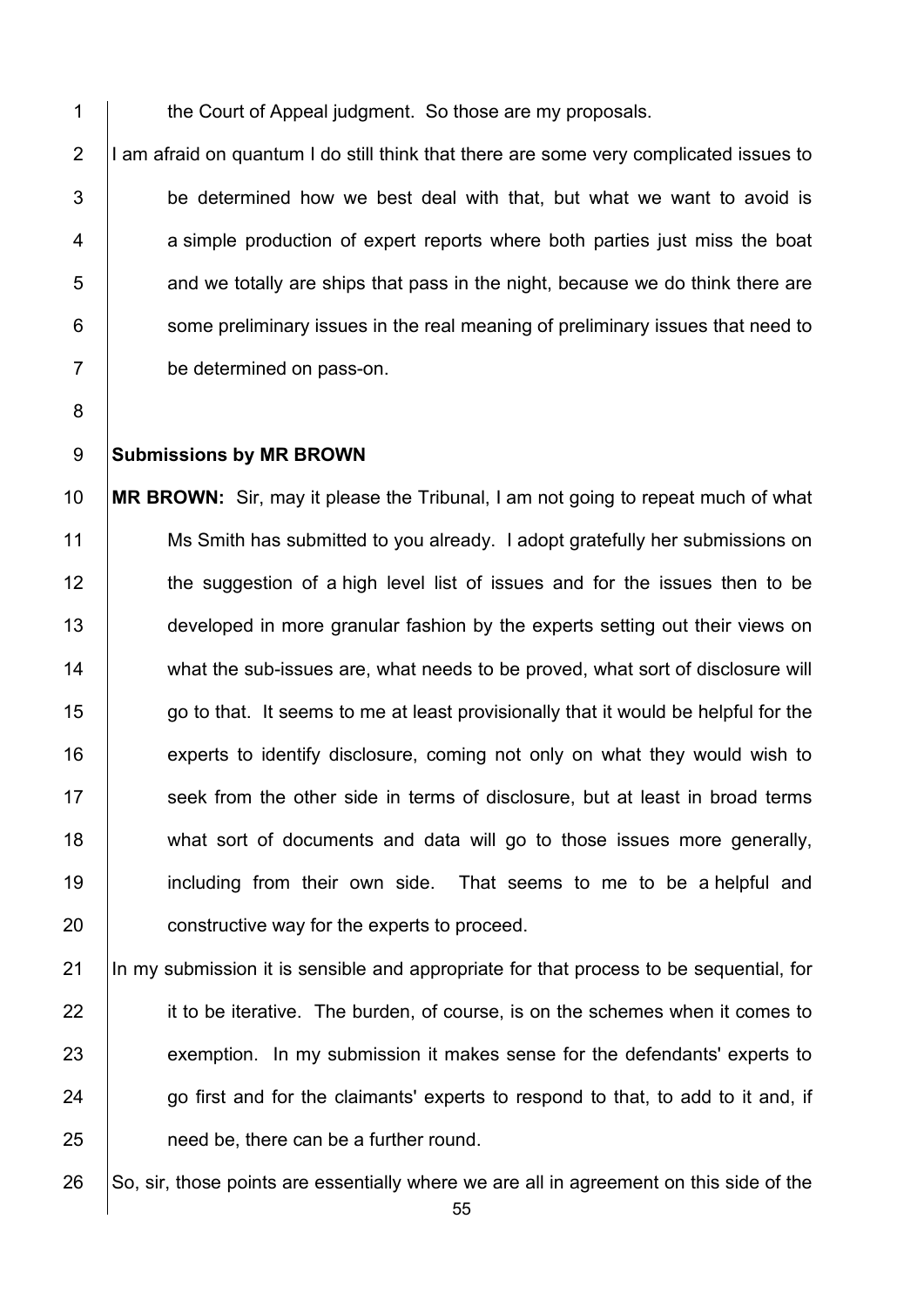the Court of Appeal judgment. So those are my proposals.

I am afraid on quantum I do still think that there are some very complicated issues to be determined how we best deal with that, but what we want to avoid is a simple production of expert reports where both parties just miss the boat and we totally are ships that pass in the night, because we do think there are some preliminary issues in the real meaning of preliminary issues that need to be determined on pass-on.

**Submissions by MR BROWN**

**MR BROWN:** Sir, may it please the Tribunal, I am not going to repeat much of what Ms Smith has submitted to you already. I adopt gratefully her submissions on the suggestion of a high level list of issues and for the issues then to be developed in more granular fashion by the experts setting out their views on what the sub-issues are, what needs to be proved, what sort of disclosure will go to that. It seems to me at least provisionally that it would be helpful for the experts to identify disclosure, coming not only on what they would wish to seek from the other side in terms of disclosure, but at least in broad terms what sort of documents and data will go to those issues more generally, including from their own side. That seems to me to be a helpful and constructive way for the experts to proceed.

In my submission it is sensible and appropriate for that process to be sequential, for it to be iterative. The burden, of course, is on the schemes when it comes to exemption. In my submission it makes sense for the defendants' experts to go first and for the claimants' experts to respond to that, to add to it and, if need be, there can be a further round.

So, sir, those points are essentially where we are all in agreement on this side of the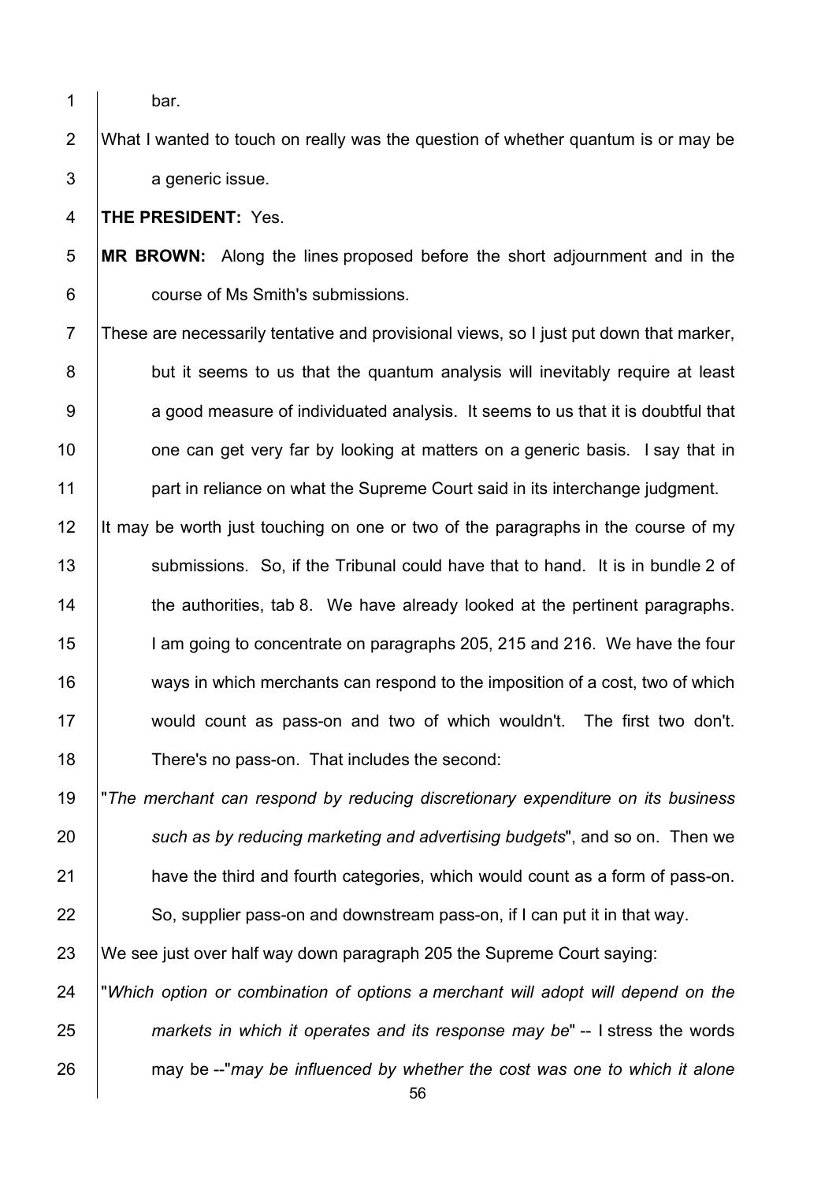bar.

What I wanted to touch on really was the question of whether quantum is or may be a generic issue.

**THE PRESIDENT:** Yes.

**MR BROWN:** Along the lines proposed before the short adjournment and in the course of Ms Smith's submissions.

These are necessarily tentative and provisional views, so I just put down that marker, but it seems to us that the quantum analysis will inevitably require at least a good measure of individuated analysis. It seems to us that it is doubtful that one can get very far by looking at matters on a generic basis. I say that in part in reliance on what the Supreme Court said in its interchange judgment.

It may be worth just touching on one or two of the paragraphs in the course of my submissions. So, if the Tribunal could have that to hand. It is in bundle 2 of the authorities, tab 8. We have already looked at the pertinent paragraphs. I am going to concentrate on paragraphs 205, 215 and 216. We have the four ways in which merchants can respond to the imposition of a cost, two of which would count as pass-on and two of which wouldn't. The first two don't. There's no pass-on. That includes the second:

"*The merchant can respond by reducing discretionary expenditure on its business such as by reducing marketing and advertising budgets*", and so on. Then we have the third and fourth categories, which would count as a form of pass-on. So, supplier pass-on and downstream pass-on, if I can put it in that way.

We see just over half way down paragraph 205 the Supreme Court saying:

"*Which option or combination of options a merchant will adopt will depend on the markets in which it operates and its response may be*" -- I stress the words may be --"*may be influenced by whether the cost was one to which it alone*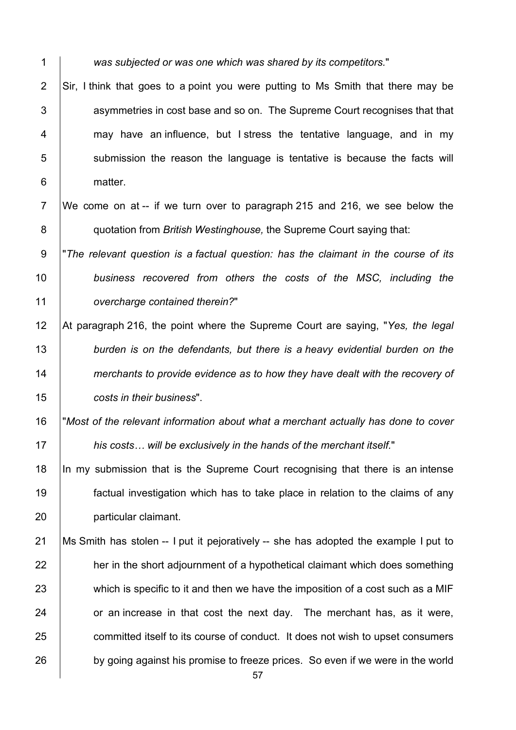*was subjected or was one which was shared by its competitors.*"

Sir, I think that goes to a point you were putting to Ms Smith that there may be asymmetries in cost base and so on. The Supreme Court recognises that that may have an influence, but I stress the tentative language, and in my submission the reason the language is tentative is because the facts will matter.

We come on at -- if we turn over to paragraph 215 and 216, we see below the quotation from *British Westinghouse,* the Supreme Court saying that:

"*The relevant question is a factual question: has the claimant in the course of its business recovered from others the costs of the MSC, including the overcharge contained therein?*"

At paragraph 216, the point where the Supreme Court are saying, "*Yes, the legal burden is on the defendants, but there is a heavy evidential burden on the merchants to provide evidence as to how they have dealt with the recovery of costs in their business*".

"*Most of the relevant information about what a merchant actually has done to cover his costs… will be exclusively in the hands of the merchant itself.*"

In my submission that is the Supreme Court recognising that there is an intense factual investigation which has to take place in relation to the claims of any particular claimant.

Ms Smith has stolen -- I put it pejoratively -- she has adopted the example I put to her in the short adjournment of a hypothetical claimant which does something which is specific to it and then we have the imposition of a cost such as a MIF or an increase in that cost the next day. The merchant has, as it were, committed itself to its course of conduct. It does not wish to upset consumers by going against his promise to freeze prices. So even if we were in the world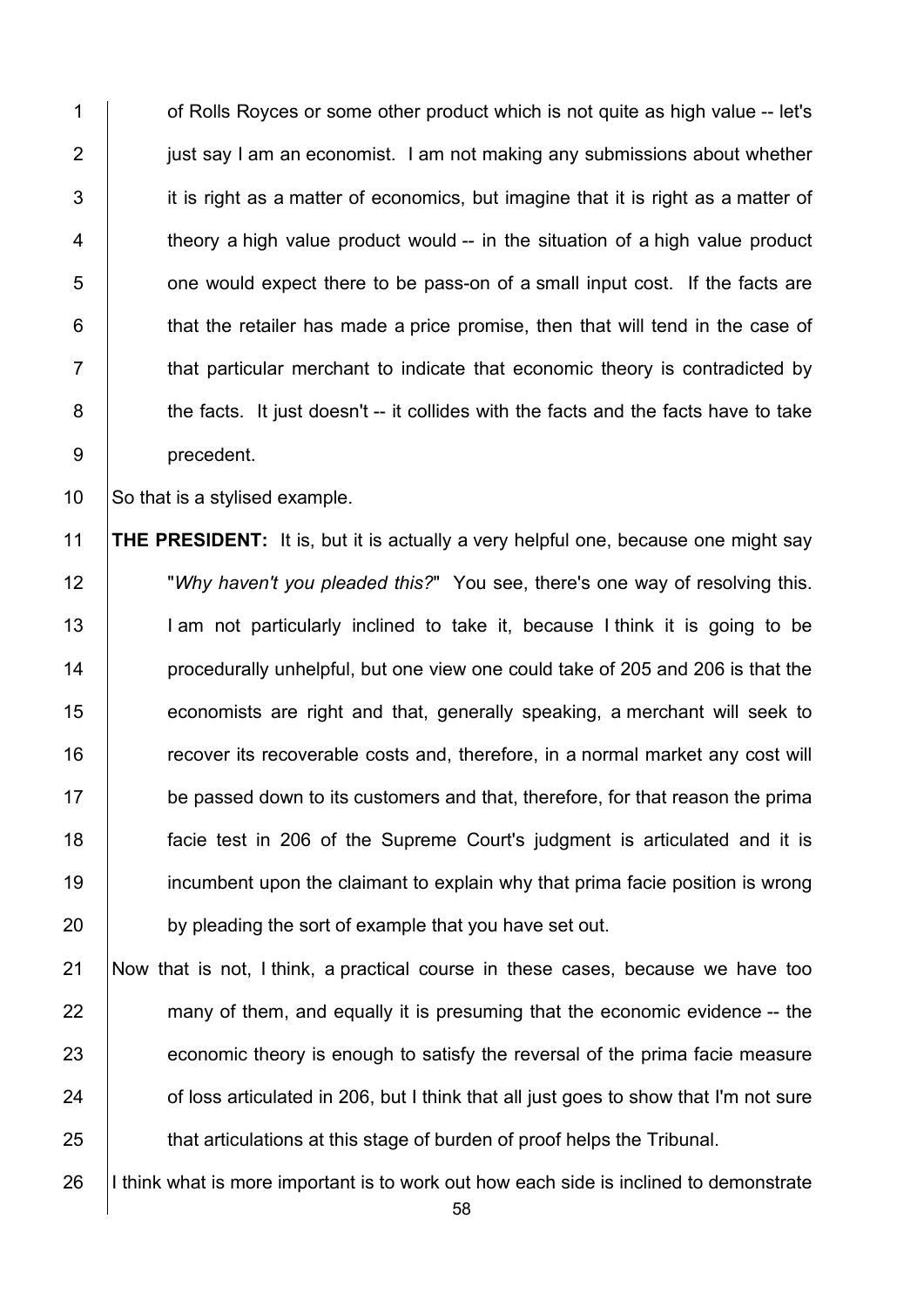of Rolls Royces or some other product which is not quite as high value -- let's just say I am an economist. I am not making any submissions about whether it is right as a matter of economics, but imagine that it is right as a matter of theory a high value product would -- in the situation of a high value product one would expect there to be pass-on of a small input cost. If the facts are that the retailer has made a price promise, then that will tend in the case of that particular merchant to indicate that economic theory is contradicted by the facts. It just doesn't -- it collides with the facts and the facts have to take precedent.

So that is a stylised example.

**THE PRESIDENT:** It is, but it is actually a very helpful one, because one might say "*Why haven't you pleaded this?*" You see, there's one way of resolving this. I am not particularly inclined to take it, because I think it is going to be procedurally unhelpful, but one view one could take of 205 and 206 is that the economists are right and that, generally speaking, a merchant will seek to recover its recoverable costs and, therefore, in a normal market any cost will be passed down to its customers and that, therefore, for that reason the prima facie test in 206 of the Supreme Court's judgment is articulated and it is incumbent upon the claimant to explain why that prima facie position is wrong by pleading the sort of example that you have set out.

Now that is not, I think, a practical course in these cases, because we have too many of them, and equally it is presuming that the economic evidence -- the economic theory is enough to satisfy the reversal of the prima facie measure of loss articulated in 206, but I think that all just goes to show that I'm not sure that articulations at this stage of burden of proof helps the Tribunal.

I think what is more important is to work out how each side is inclined to demonstrate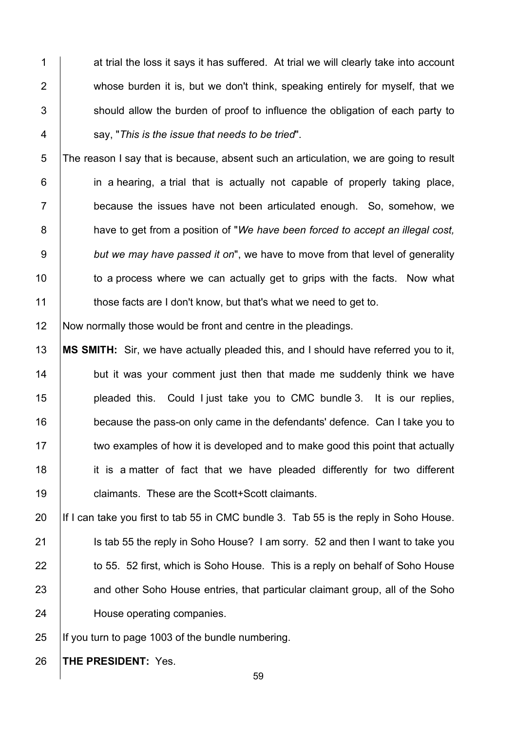at trial the loss it says it has suffered. At trial we will clearly take into account whose burden it is, but we don't think, speaking entirely for myself, that we should allow the burden of proof to influence the obligation of each party to say, "*This is the issue that needs to be tried*".

The reason I say that is because, absent such an articulation, we are going to result in a hearing, a trial that is actually not capable of properly taking place, because the issues have not been articulated enough. So, somehow, we have to get from a position of "*We have been forced to accept an illegal cost, but we may have passed it on*", we have to move from that level of generality to a process where we can actually get to grips with the facts. Now what those facts are I don't know, but that's what we need to get to.

Now normally those would be front and centre in the pleadings.

**MS SMITH:** Sir, we have actually pleaded this, and I should have referred you to it, but it was your comment just then that made me suddenly think we have pleaded this. Could I just take you to CMC bundle 3. It is our replies, because the pass-on only came in the defendants' defence. Can I take you to two examples of how it is developed and to make good this point that actually it is a matter of fact that we have pleaded differently for two different claimants. These are the Scott+Scott claimants.

If I can take you first to tab 55 in CMC bundle 3. Tab 55 is the reply in Soho House. Is tab 55 the reply in Soho House? I am sorry. 52 and then I want to take you to 55. 52 first, which is Soho House. This is a reply on behalf of Soho House and other Soho House entries, that particular claimant group, all of the Soho House operating companies.

If you turn to page 1003 of the bundle numbering.

**THE PRESIDENT:** Yes.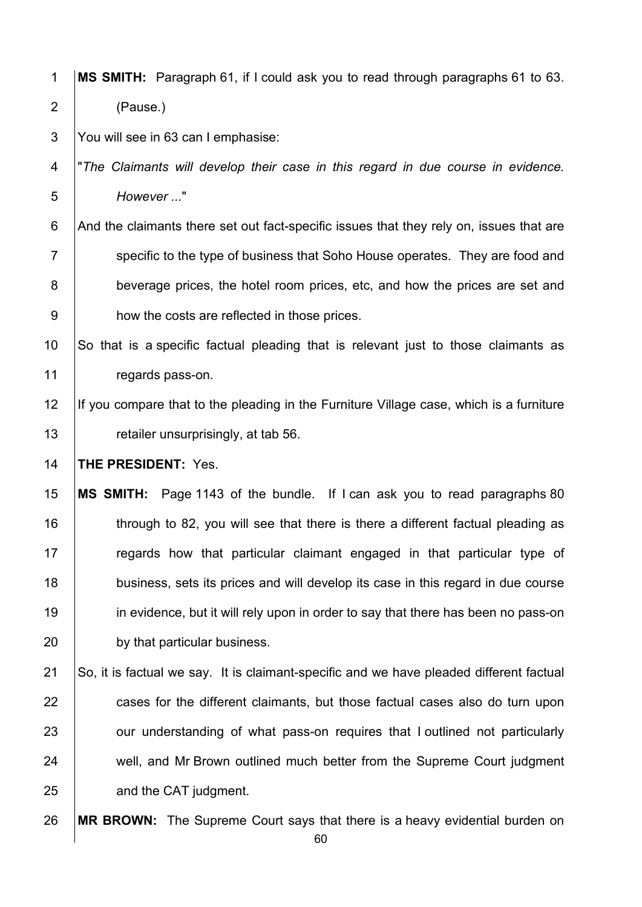**MS SMITH:** Paragraph 61, if I could ask you to read through paragraphs 61 to 63. (Pause.)

You will see in 63 can I emphasise:

"*The Claimants will develop their case in this regard in due course in evidence. However ...*"

And the claimants there set out fact-specific issues that they rely on, issues that are specific to the type of business that Soho House operates. They are food and beverage prices, the hotel room prices, etc, and how the prices are set and how the costs are reflected in those prices.

So that is a specific factual pleading that is relevant just to those claimants as regards pass-on.

If you compare that to the pleading in the Furniture Village case, which is a furniture retailer unsurprisingly, at tab 56.

**THE PRESIDENT:** Yes.

**MS SMITH:** Page 1143 of the bundle. If I can ask you to read paragraphs 80 through to 82, you will see that there is there a different factual pleading as regards how that particular claimant engaged in that particular type of business, sets its prices and will develop its case in this regard in due course in evidence, but it will rely upon in order to say that there has been no pass-on by that particular business.

So, it is factual we say. It is claimant-specific and we have pleaded different factual cases for the different claimants, but those factual cases also do turn upon our understanding of what pass-on requires that I outlined not particularly well, and Mr Brown outlined much better from the Supreme Court judgment and the CAT judgment.

**MR BROWN:** The Supreme Court says that there is a heavy evidential burden on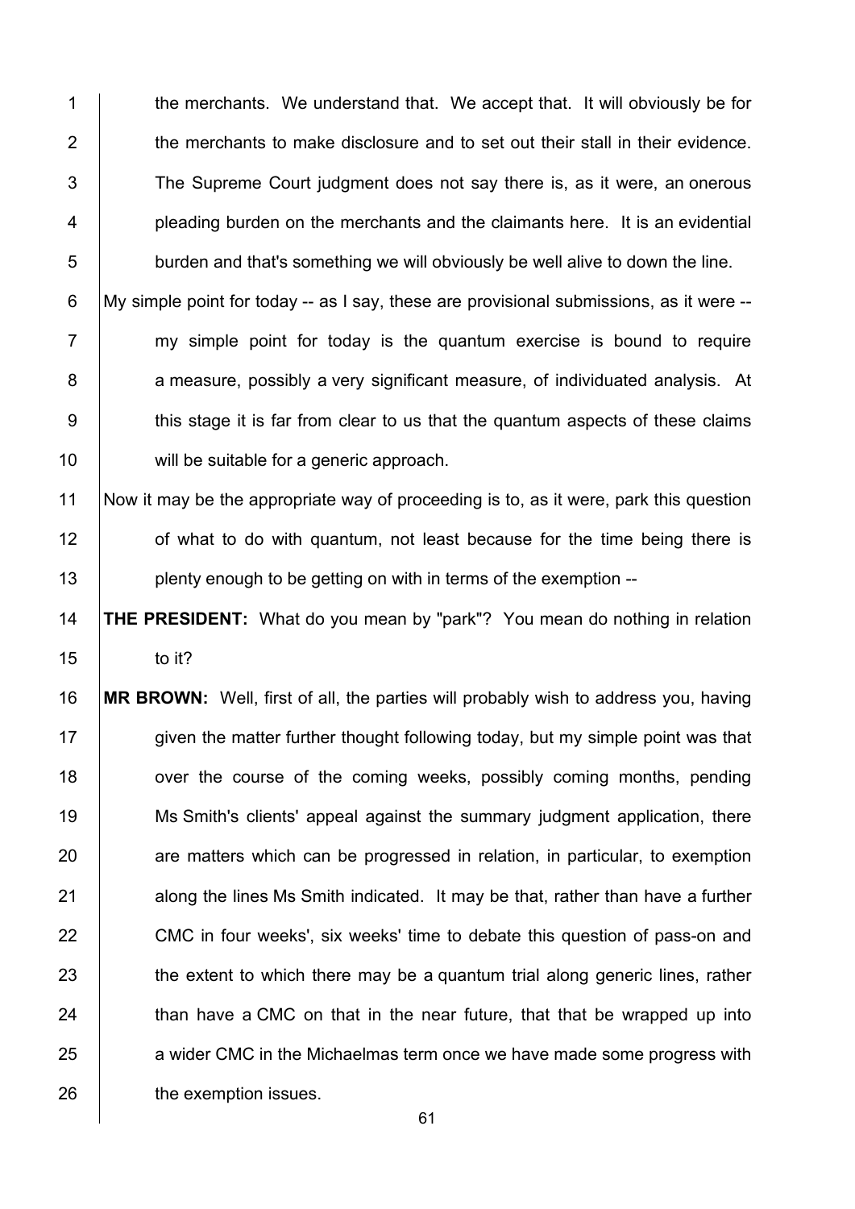the merchants. We understand that. We accept that. It will obviously be for the merchants to make disclosure and to set out their stall in their evidence. The Supreme Court judgment does not say there is, as it were, an onerous pleading burden on the merchants and the claimants here. It is an evidential burden and that's something we will obviously be well alive to down the line.

My simple point for today -- as I say, these are provisional submissions, as it were -- my simple point for today is the quantum exercise is bound to require a measure, possibly a very significant measure, of individuated analysis. At this stage it is far from clear to us that the quantum aspects of these claims will be suitable for a generic approach.

Now it may be the appropriate way of proceeding is to, as it were, park this question of what to do with quantum, not least because for the time being there is plenty enough to be getting on with in terms of the exemption --

**THE PRESIDENT:** What do you mean by "park"? You mean do nothing in relation to it?

**MR BROWN:** Well, first of all, the parties will probably wish to address you, having given the matter further thought following today, but my simple point was that over the course of the coming weeks, possibly coming months, pending Ms Smith's clients' appeal against the summary judgment application, there are matters which can be progressed in relation, in particular, to exemption along the lines Ms Smith indicated. It may be that, rather than have a further CMC in four weeks', six weeks' time to debate this question of pass-on and the extent to which there may be a quantum trial along generic lines, rather than have a CMC on that in the near future, that that be wrapped up into a wider CMC in the Michaelmas term once we have made some progress with the exemption issues.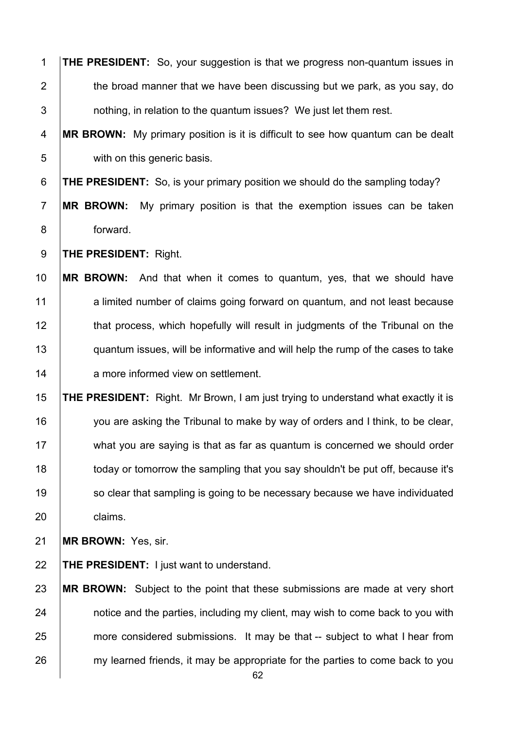**THE PRESIDENT:** So, your suggestion is that we progress non-quantum issues in the broad manner that we have been discussing but we park, as you say, do nothing, in relation to the quantum issues? We just let them rest.

**MR BROWN:** My primary position is it is difficult to see how quantum can be dealt with on this generic basis.

**THE PRESIDENT:** So, is your primary position we should do the sampling today?

**MR BROWN:** My primary position is that the exemption issues can be taken forward.

**THE PRESIDENT:** Right.

**MR BROWN:** And that when it comes to quantum, yes, that we should have a limited number of claims going forward on quantum, and not least because that process, which hopefully will result in judgments of the Tribunal on the quantum issues, will be informative and will help the rump of the cases to take a more informed view on settlement.

**THE PRESIDENT:** Right. Mr Brown, I am just trying to understand what exactly it is you are asking the Tribunal to make by way of orders and I think, to be clear, what you are saying is that as far as quantum is concerned we should order today or tomorrow the sampling that you say shouldn't be put off, because it's so clear that sampling is going to be necessary because we have individuated claims.

**MR BROWN:** Yes, sir.

**THE PRESIDENT:** I just want to understand.

**MR BROWN:** Subject to the point that these submissions are made at very short notice and the parties, including my client, may wish to come back to you with more considered submissions. It may be that -- subject to what I hear from my learned friends, it may be appropriate for the parties to come back to you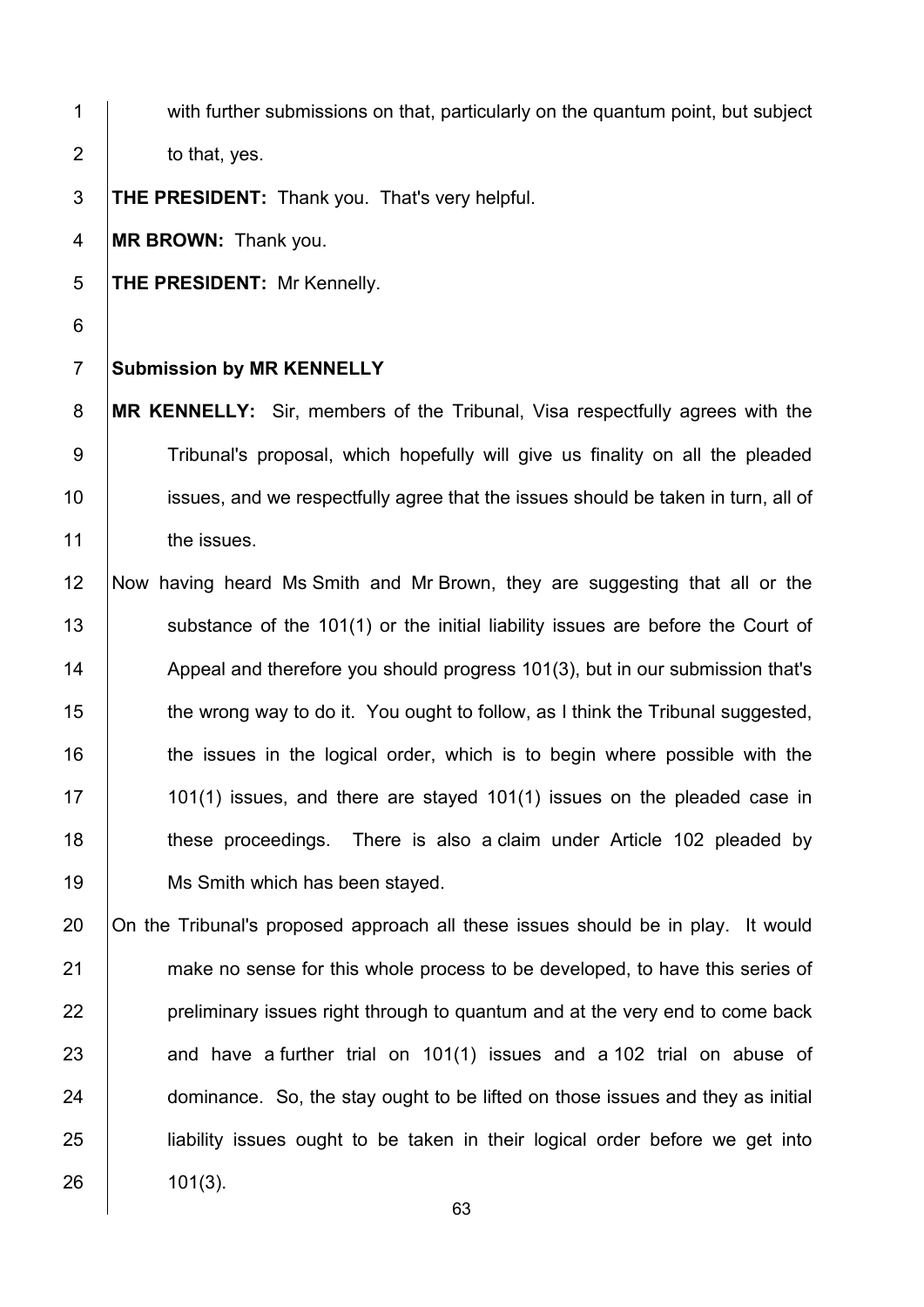with further submissions on that, particularly on the quantum point, but subject to that, yes.

**THE PRESIDENT:** Thank you. That's very helpful.

**MR BROWN:** Thank you.

**THE PRESIDENT:** Mr Kennelly.

**Submission by MR KENNELLY**

**MR KENNELLY:** Sir, members of the Tribunal, Visa respectfully agrees with the Tribunal's proposal, which hopefully will give us finality on all the pleaded issues, and we respectfully agree that the issues should be taken in turn, all of the issues.

Now having heard Ms Smith and Mr Brown, they are suggesting that all or the substance of the 101(1) or the initial liability issues are before the Court of Appeal and therefore you should progress 101(3), but in our submission that's the wrong way to do it. You ought to follow, as I think the Tribunal suggested, the issues in the logical order, which is to begin where possible with the 101(1) issues, and there are stayed 101(1) issues on the pleaded case in these proceedings. There is also a claim under Article 102 pleaded by Ms Smith which has been stayed.

On the Tribunal's proposed approach all these issues should be in play. It would make no sense for this whole process to be developed, to have this series of preliminary issues right through to quantum and at the very end to come back and have a further trial on 101(1) issues and a 102 trial on abuse of dominance. So, the stay ought to be lifted on those issues and they as initial liability issues ought to be taken in their logical order before we get into 101(3).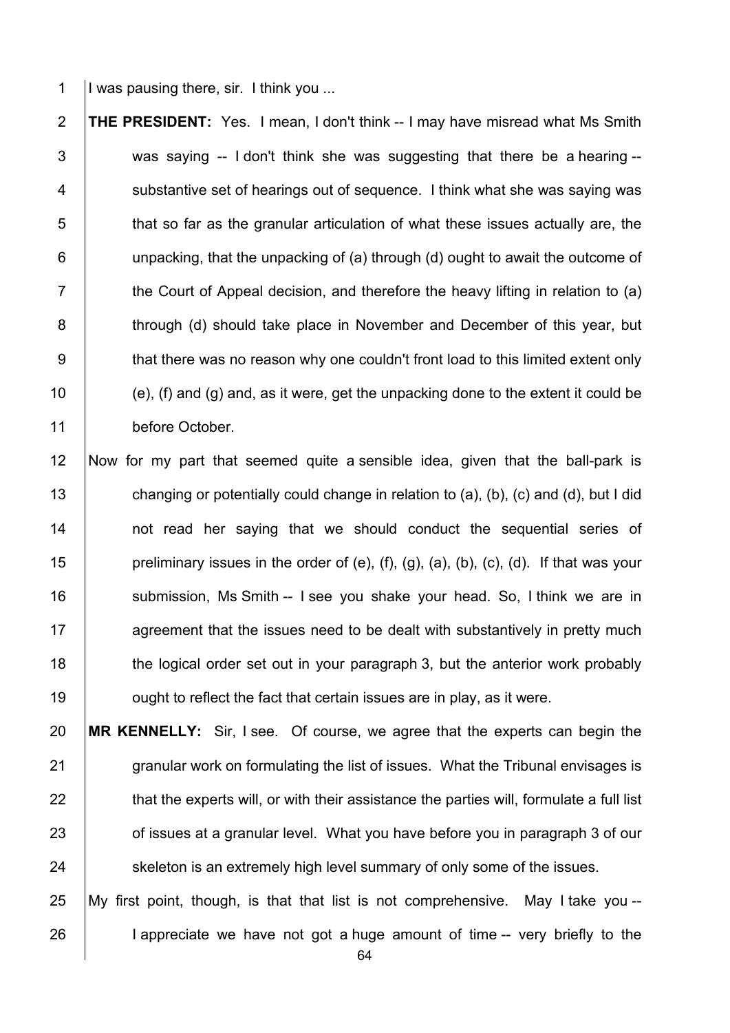I was pausing there, sir. I think you ...

**THE PRESIDENT:** Yes. I mean, I don't think -- I may have misread what Ms Smith was saying -- I don't think she was suggesting that there be a hearing -- substantive set of hearings out of sequence. I think what she was saying was that so far as the granular articulation of what these issues actually are, the unpacking, that the unpacking of (a) through (d) ought to await the outcome of the Court of Appeal decision, and therefore the heavy lifting in relation to (a) through (d) should take place in November and December of this year, but that there was no reason why one couldn't front load to this limited extent only (e), (f) and (g) and, as it were, get the unpacking done to the extent it could be before October.

Now for my part that seemed quite a sensible idea, given that the ball-park is changing or potentially could change in relation to (a), (b), (c) and (d), but I did not read her saying that we should conduct the sequential series of preliminary issues in the order of (e), (f), (g), (a), (b), (c), (d). If that was your submission, Ms Smith -- I see you shake your head. So, I think we are in agreement that the issues need to be dealt with substantively in pretty much the logical order set out in your paragraph 3, but the anterior work probably ought to reflect the fact that certain issues are in play, as it were.

**MR KENNELLY:** Sir, I see. Of course, we agree that the experts can begin the granular work on formulating the list of issues. What the Tribunal envisages is that the experts will, or with their assistance the parties will, formulate a full list of issues at a granular level. What you have before you in paragraph 3 of our skeleton is an extremely high level summary of only some of the issues.

My first point, though, is that that list is not comprehensive. May I take you -- I appreciate we have not got a huge amount of time -- very briefly to the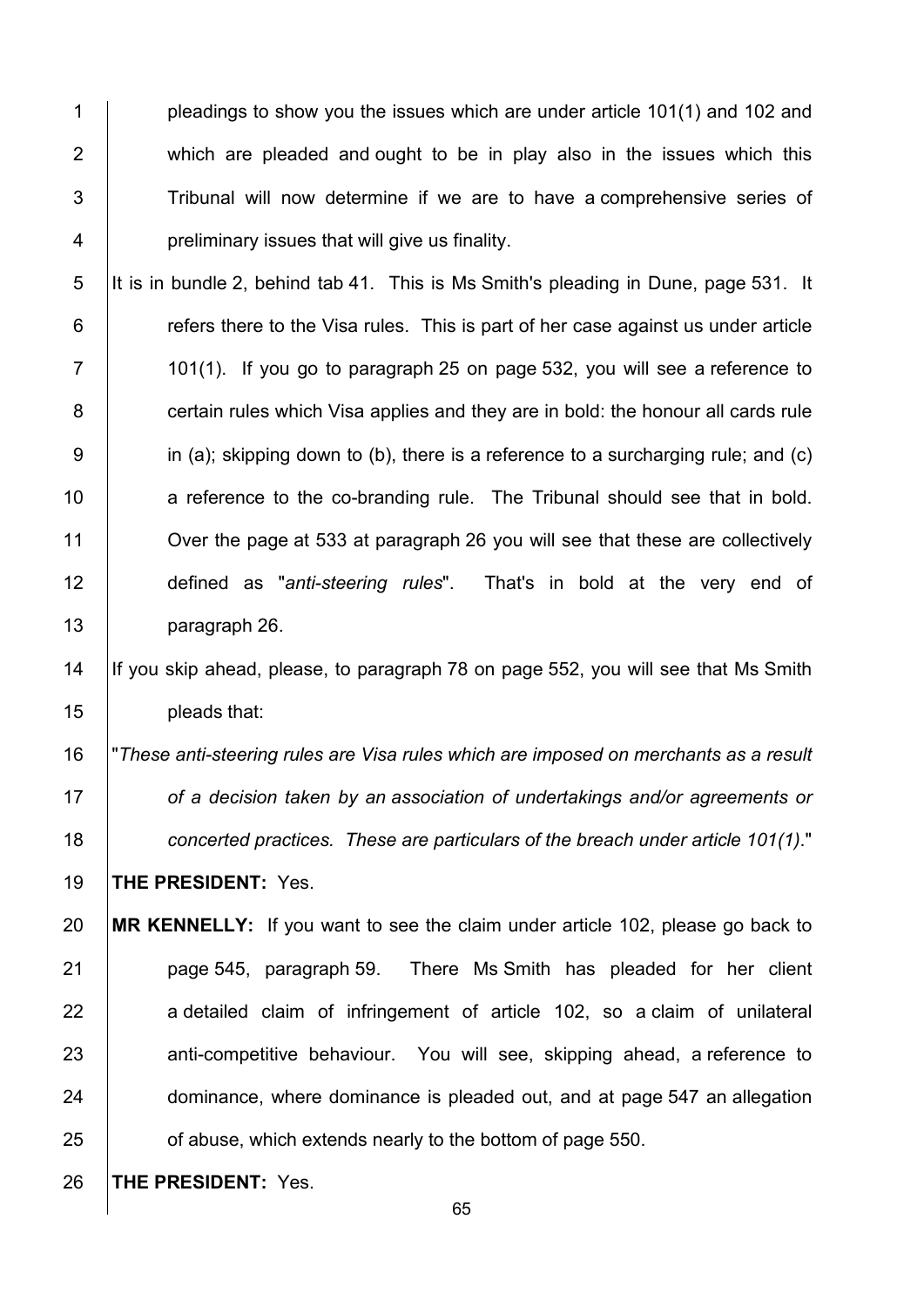pleadings to show you the issues which are under article 101(1) and 102 and which are pleaded and ought to be in play also in the issues which this Tribunal will now determine if we are to have a comprehensive series of preliminary issues that will give us finality.

It is in bundle 2, behind tab 41. This is Ms Smith's pleading in Dune, page 531. It refers there to the Visa rules. This is part of her case against us under article 101(1). If you go to paragraph 25 on page 532, you will see a reference to certain rules which Visa applies and they are in bold: the honour all cards rule in (a); skipping down to (b), there is a reference to a surcharging rule; and (c) a reference to the co-branding rule. The Tribunal should see that in bold. Over the page at 533 at paragraph 26 you will see that these are collectively defined as "*anti-steering rules*". That's in bold at the very end of paragraph 26.

If you skip ahead, please, to paragraph 78 on page 552, you will see that Ms Smith pleads that:

"*These anti-steering rules are Visa rules which are imposed on merchants as a result of a decision taken by an association of undertakings and/or agreements or concerted practices. These are particulars of the breach under article 101(1).*"

**THE PRESIDENT:** Yes.

**MR KENNELLY:** If you want to see the claim under article 102, please go back to page 545, paragraph 59. There Ms Smith has pleaded for her client a detailed claim of infringement of article 102, so a claim of unilateral anti-competitive behaviour. You will see, skipping ahead, a reference to dominance, where dominance is pleaded out, and at page 547 an allegation of abuse, which extends nearly to the bottom of page 550.

**THE PRESIDENT:** Yes.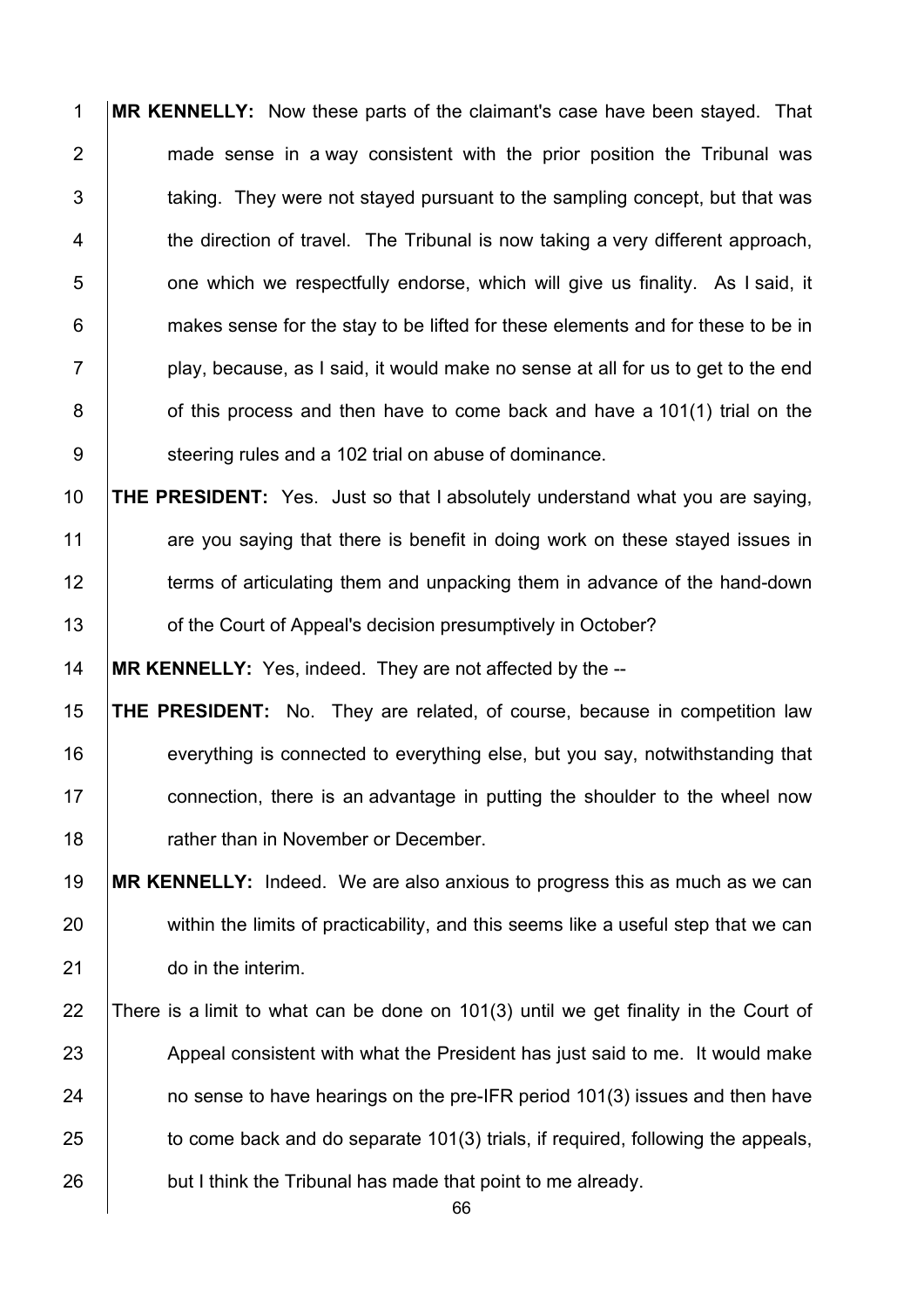**MR KENNELLY:** Now these parts of the claimant's case have been stayed. That made sense in a way consistent with the prior position the Tribunal was taking. They were not stayed pursuant to the sampling concept, but that was the direction of travel. The Tribunal is now taking a very different approach, one which we respectfully endorse, which will give us finality. As I said, it makes sense for the stay to be lifted for these elements and for these to be in play, because, as I said, it would make no sense at all for us to get to the end of this process and then have to come back and have a 101(1) trial on the steering rules and a 102 trial on abuse of dominance.

**THE PRESIDENT:** Yes. Just so that I absolutely understand what you are saying, are you saying that there is benefit in doing work on these stayed issues in terms of articulating them and unpacking them in advance of the hand-down of the Court of Appeal's decision presumptively in October?

**MR KENNELLY:** Yes, indeed. They are not affected by the --

**THE PRESIDENT:** No. They are related, of course, because in competition law everything is connected to everything else, but you say, notwithstanding that connection, there is an advantage in putting the shoulder to the wheel now rather than in November or December.

**MR KENNELLY:** Indeed. We are also anxious to progress this as much as we can within the limits of practicability, and this seems like a useful step that we can do in the interim.

There is a limit to what can be done on 101(3) until we get finality in the Court of Appeal consistent with what the President has just said to me. It would make no sense to have hearings on the pre-IFR period 101(3) issues and then have to come back and do separate 101(3) trials, if required, following the appeals, but I think the Tribunal has made that point to me already.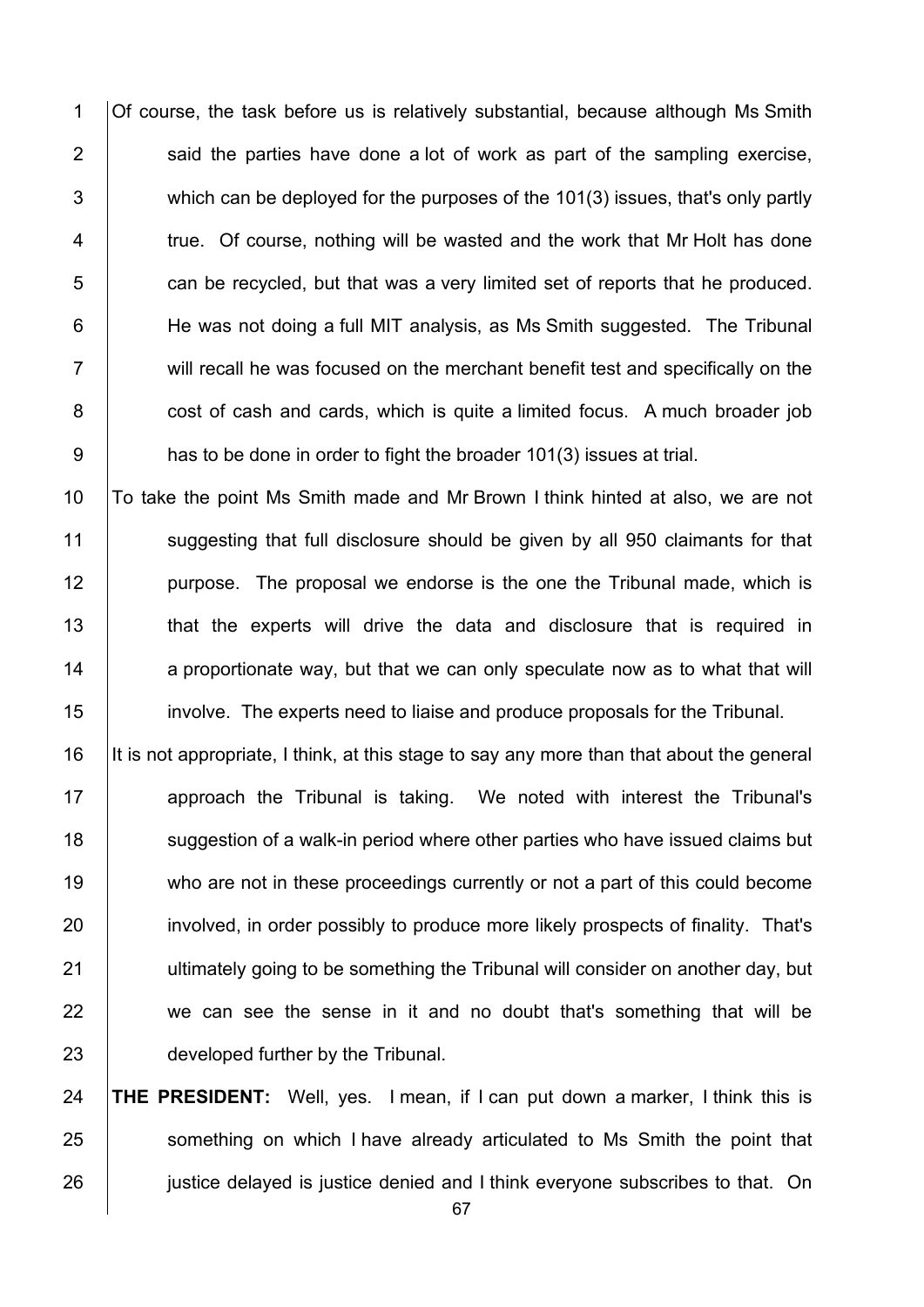Of course, the task before us is relatively substantial, because although Ms Smith said the parties have done a lot of work as part of the sampling exercise, which can be deployed for the purposes of the 101(3) issues, that's only partly true. Of course, nothing will be wasted and the work that Mr Holt has done can be recycled, but that was a very limited set of reports that he produced. He was not doing a full MIT analysis, as Ms Smith suggested. The Tribunal will recall he was focused on the merchant benefit test and specifically on the cost of cash and cards, which is quite a limited focus. A much broader job has to be done in order to fight the broader 101(3) issues at trial.

To take the point Ms Smith made and Mr Brown I think hinted at also, we are not suggesting that full disclosure should be given by all 950 claimants for that purpose. The proposal we endorse is the one the Tribunal made, which is that the experts will drive the data and disclosure that is required in a proportionate way, but that we can only speculate now as to what that will involve. The experts need to liaise and produce proposals for the Tribunal.

It is not appropriate, I think, at this stage to say any more than that about the general approach the Tribunal is taking. We noted with interest the Tribunal's suggestion of a walk-in period where other parties who have issued claims but who are not in these proceedings currently or not a part of this could become involved, in order possibly to produce more likely prospects of finality. That's ultimately going to be something the Tribunal will consider on another day, but we can see the sense in it and no doubt that's something that will be developed further by the Tribunal.

**THE PRESIDENT:** Well, yes. I mean, if I can put down a marker, I think this is something on which I have already articulated to Ms Smith the point that justice delayed is justice denied and I think everyone subscribes to that. On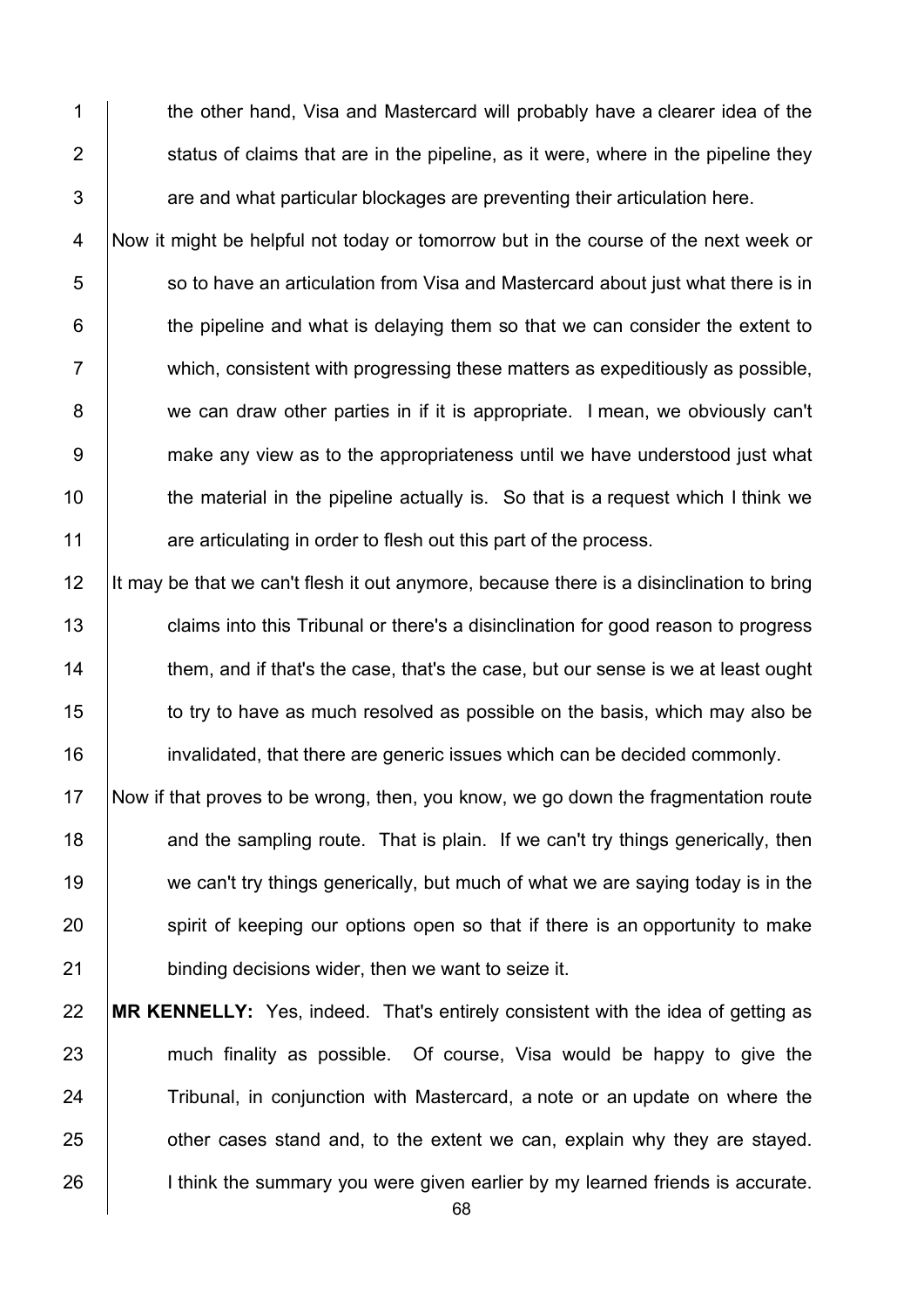the other hand, Visa and Mastercard will probably have a clearer idea of the status of claims that are in the pipeline, as it were, where in the pipeline they are and what particular blockages are preventing their articulation here.

Now it might be helpful not today or tomorrow but in the course of the next week or so to have an articulation from Visa and Mastercard about just what there is in the pipeline and what is delaying them so that we can consider the extent to which, consistent with progressing these matters as expeditiously as possible, we can draw other parties in if it is appropriate. I mean, we obviously can't make any view as to the appropriateness until we have understood just what the material in the pipeline actually is. So that is a request which I think we are articulating in order to flesh out this part of the process.

It may be that we can't flesh it out anymore, because there is a disinclination to bring claims into this Tribunal or there's a disinclination for good reason to progress them, and if that's the case, that's the case, but our sense is we at least ought to try to have as much resolved as possible on the basis, which may also be invalidated, that there are generic issues which can be decided commonly.

Now if that proves to be wrong, then, you know, we go down the fragmentation route and the sampling route. That is plain. If we can't try things generically, then we can't try things generically, but much of what we are saying today is in the spirit of keeping our options open so that if there is an opportunity to make binding decisions wider, then we want to seize it.

**MR KENNELLY:** Yes, indeed. That's entirely consistent with the idea of getting as much finality as possible. Of course, Visa would be happy to give the Tribunal, in conjunction with Mastercard, a note or an update on where the other cases stand and, to the extent we can, explain why they are stayed. I think the summary you were given earlier by my learned friends is accurate.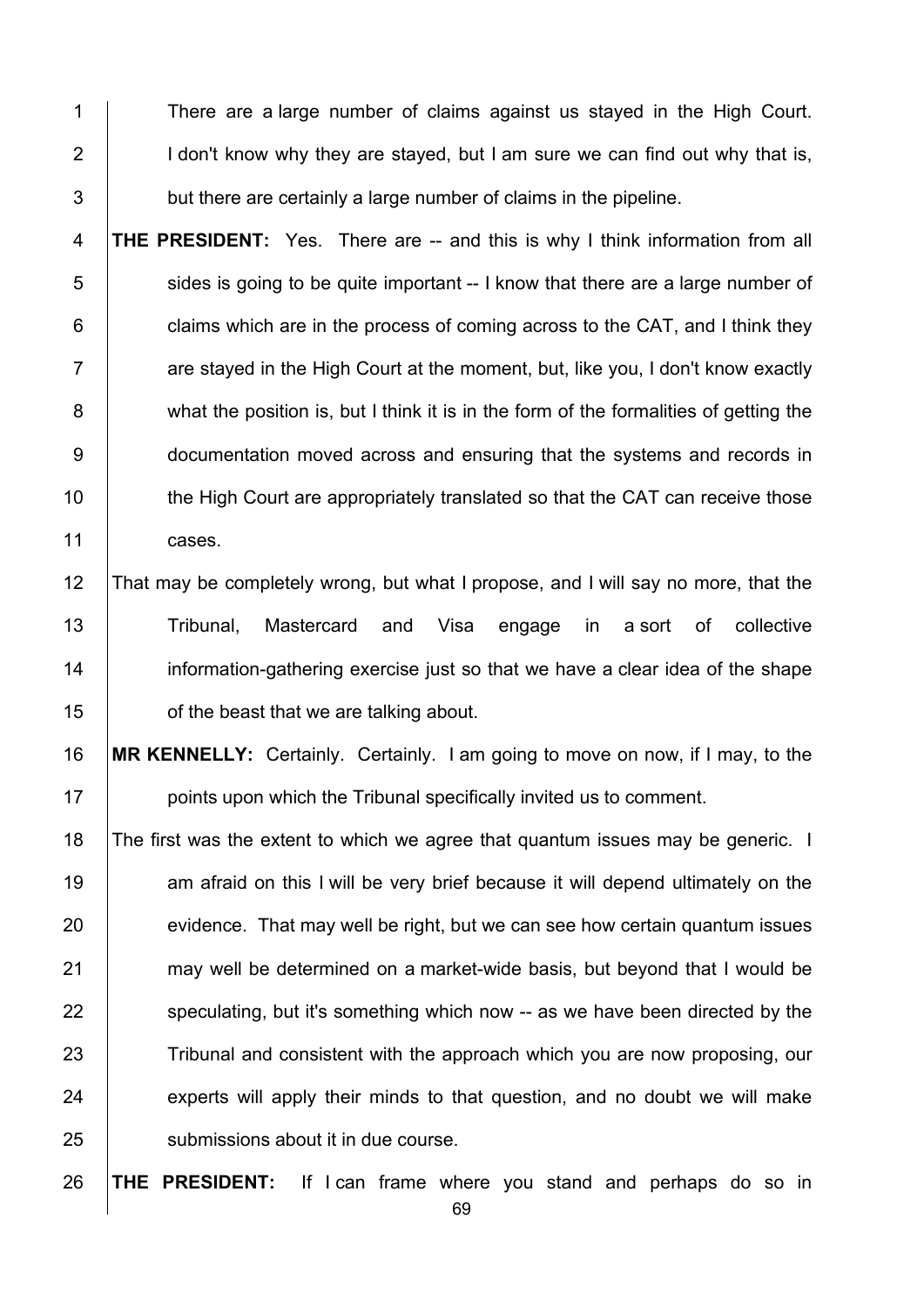There are a large number of claims against us stayed in the High Court. I don't know why they are stayed, but I am sure we can find out why that is, but there are certainly a large number of claims in the pipeline.

**THE PRESIDENT:** Yes. There are -- and this is why I think information from all sides is going to be quite important -- I know that there are a large number of claims which are in the process of coming across to the CAT, and I think they are stayed in the High Court at the moment, but, like you, I don't know exactly what the position is, but I think it is in the form of the formalities of getting the documentation moved across and ensuring that the systems and records in the High Court are appropriately translated so that the CAT can receive those cases.

That may be completely wrong, but what I propose, and I will say no more, that the Tribunal, Mastercard and Visa engage in a sort of collective information-gathering exercise just so that we have a clear idea of the shape of the beast that we are talking about.

**MR KENNELLY:** Certainly. Certainly. I am going to move on now, if I may, to the points upon which the Tribunal specifically invited us to comment.

The first was the extent to which we agree that quantum issues may be generic. I am afraid on this I will be very brief because it will depend ultimately on the evidence. That may well be right, but we can see how certain quantum issues may well be determined on a market-wide basis, but beyond that I would be speculating, but it's something which now -- as we have been directed by the Tribunal and consistent with the approach which you are now proposing, our experts will apply their minds to that question, and no doubt we will make submissions about it in due course.

**THE PRESIDENT:** If I can frame where you stand and perhaps do so in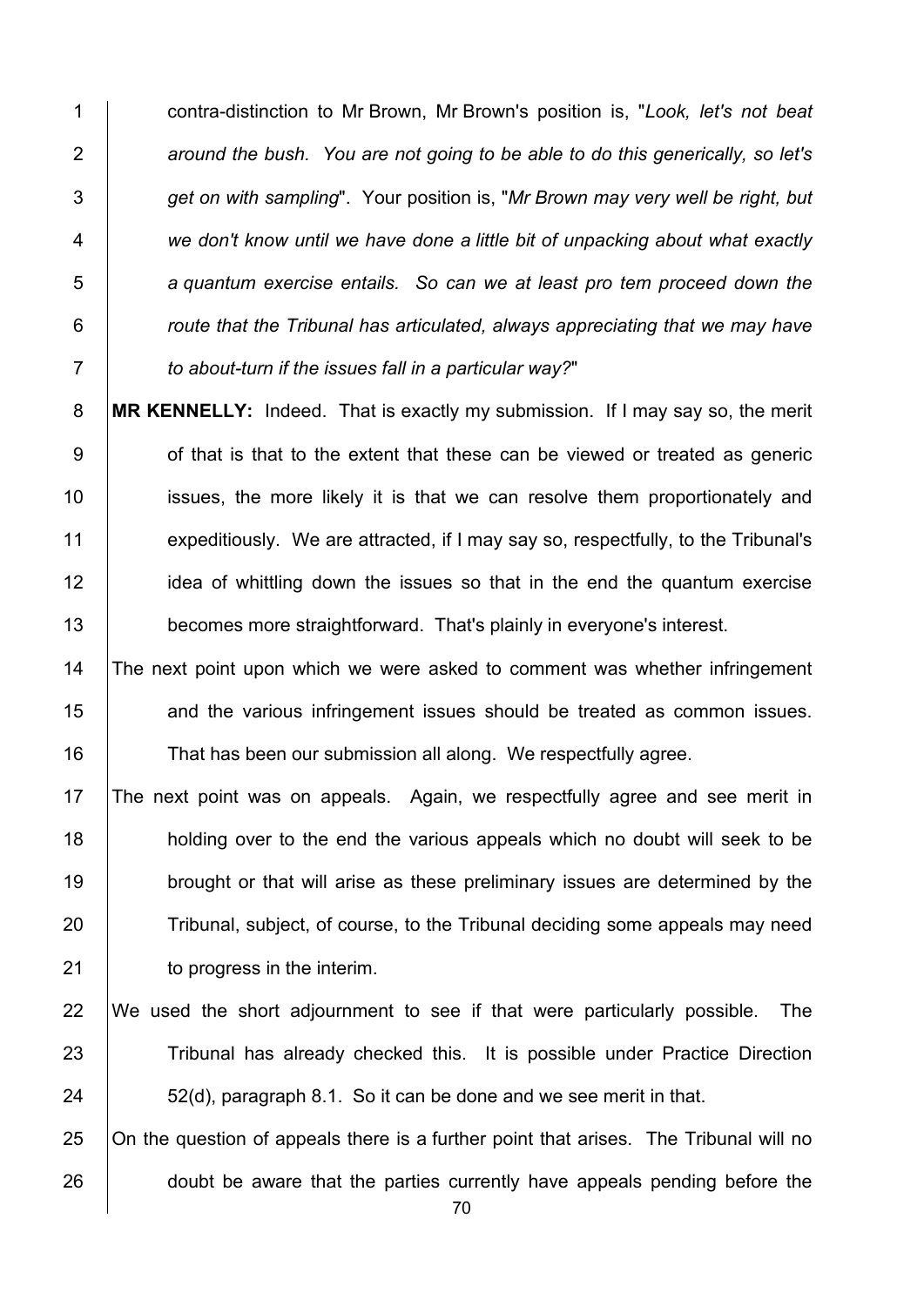contra-distinction to Mr Brown, Mr Brown's position is, "*Look, let's not beat around the bush. You are not going to be able to do this generically, so let's get on with sampling*". Your position is, "*Mr Brown may very well be right, but we don't know until we have done a little bit of unpacking about what exactly a quantum exercise entails. So can we at least pro tem proceed down the route that the Tribunal has articulated, always appreciating that we may have to about-turn if the issues fall in a particular way?*"

**MR KENNELLY:** Indeed. That is exactly my submission. If I may say so, the merit of that is that to the extent that these can be viewed or treated as generic issues, the more likely it is that we can resolve them proportionately and expeditiously. We are attracted, if I may say so, respectfully, to the Tribunal's idea of whittling down the issues so that in the end the quantum exercise becomes more straightforward. That's plainly in everyone's interest.

The next point upon which we were asked to comment was whether infringement and the various infringement issues should be treated as common issues. That has been our submission all along. We respectfully agree.

The next point was on appeals. Again, we respectfully agree and see merit in holding over to the end the various appeals which no doubt will seek to be brought or that will arise as these preliminary issues are determined by the Tribunal, subject, of course, to the Tribunal deciding some appeals may need to progress in the interim.

We used the short adjournment to see if that were particularly possible. The Tribunal has already checked this. It is possible under Practice Direction 52(d), paragraph 8.1. So it can be done and we see merit in that.

On the question of appeals there is a further point that arises. The Tribunal will no doubt be aware that the parties currently have appeals pending before the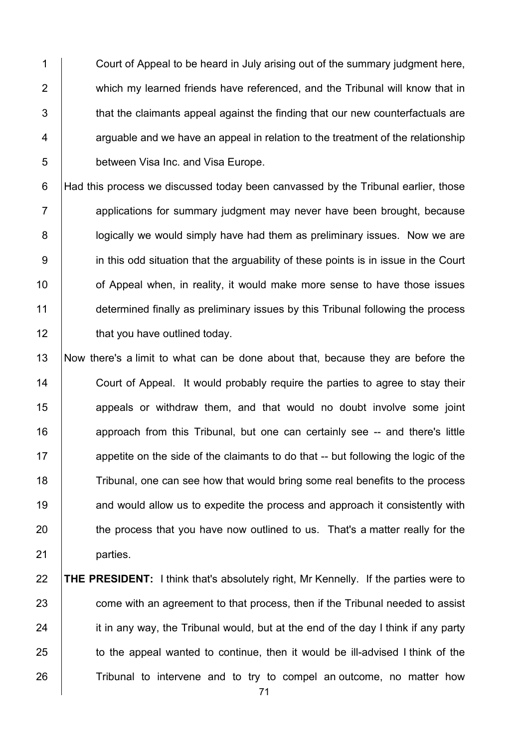Court of Appeal to be heard in July arising out of the summary judgment here, which my learned friends have referenced, and the Tribunal will know that in that the claimants appeal against the finding that our new counterfactuals are arguable and we have an appeal in relation to the treatment of the relationship between Visa Inc. and Visa Europe.

Had this process we discussed today been canvassed by the Tribunal earlier, those applications for summary judgment may never have been brought, because logically we would simply have had them as preliminary issues. Now we are in this odd situation that the arguability of these points is in issue in the Court of Appeal when, in reality, it would make more sense to have those issues determined finally as preliminary issues by this Tribunal following the process that you have outlined today.

Now there's a limit to what can be done about that, because they are before the Court of Appeal. It would probably require the parties to agree to stay their appeals or withdraw them, and that would no doubt involve some joint approach from this Tribunal, but one can certainly see -- and there's little appetite on the side of the claimants to do that -- but following the logic of the Tribunal, one can see how that would bring some real benefits to the process and would allow us to expedite the process and approach it consistently with the process that you have now outlined to us. That's a matter really for the parties.

**THE PRESIDENT:** I think that's absolutely right, Mr Kennelly. If the parties were to come with an agreement to that process, then if the Tribunal needed to assist it in any way, the Tribunal would, but at the end of the day I think if any party to the appeal wanted to continue, then it would be ill-advised I think of the Tribunal to intervene and to try to compel an outcome, no matter how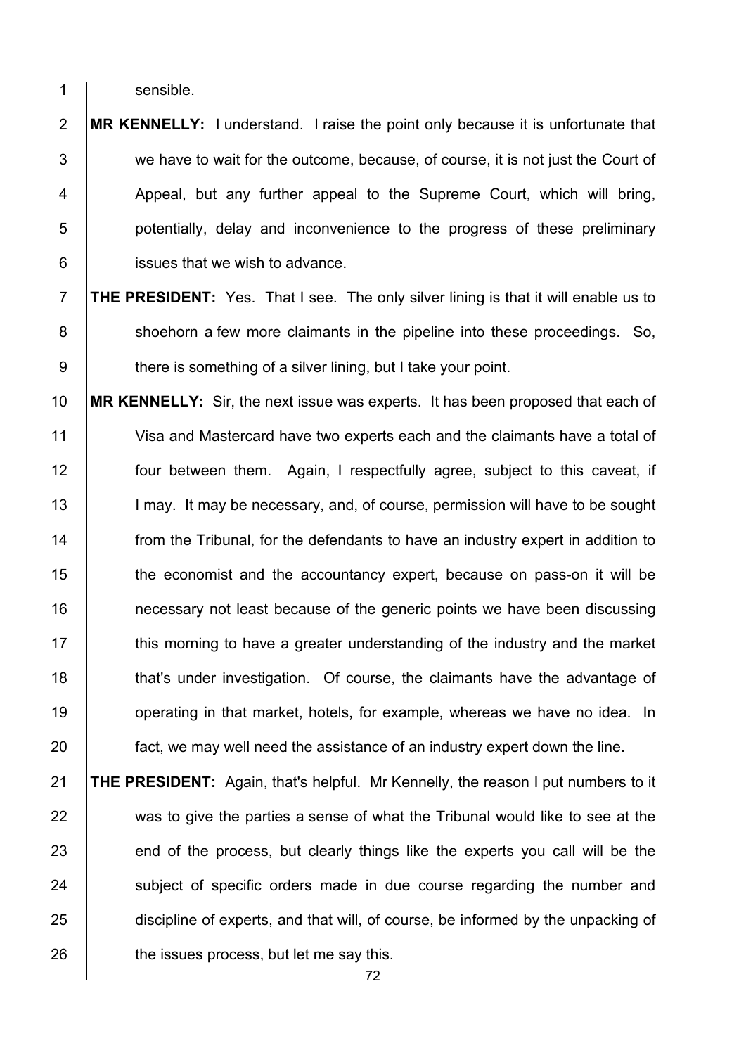sensible.

**MR KENNELLY:** I understand. I raise the point only because it is unfortunate that we have to wait for the outcome, because, of course, it is not just the Court of Appeal, but any further appeal to the Supreme Court, which will bring, potentially, delay and inconvenience to the progress of these preliminary issues that we wish to advance.

**THE PRESIDENT:** Yes. That I see. The only silver lining is that it will enable us to shoehorn a few more claimants in the pipeline into these proceedings. So, there is something of a silver lining, but I take your point.

**MR KENNELLY:** Sir, the next issue was experts. It has been proposed that each of Visa and Mastercard have two experts each and the claimants have a total of four between them. Again, I respectfully agree, subject to this caveat, if I may. It may be necessary, and, of course, permission will have to be sought from the Tribunal, for the defendants to have an industry expert in addition to the economist and the accountancy expert, because on pass-on it will be necessary not least because of the generic points we have been discussing this morning to have a greater understanding of the industry and the market that's under investigation. Of course, the claimants have the advantage of operating in that market, hotels, for example, whereas we have no idea. In fact, we may well need the assistance of an industry expert down the line.

**THE PRESIDENT:** Again, that's helpful. Mr Kennelly, the reason I put numbers to it was to give the parties a sense of what the Tribunal would like to see at the end of the process, but clearly things like the experts you call will be the subject of specific orders made in due course regarding the number and discipline of experts, and that will, of course, be informed by the unpacking of the issues process, but let me say this.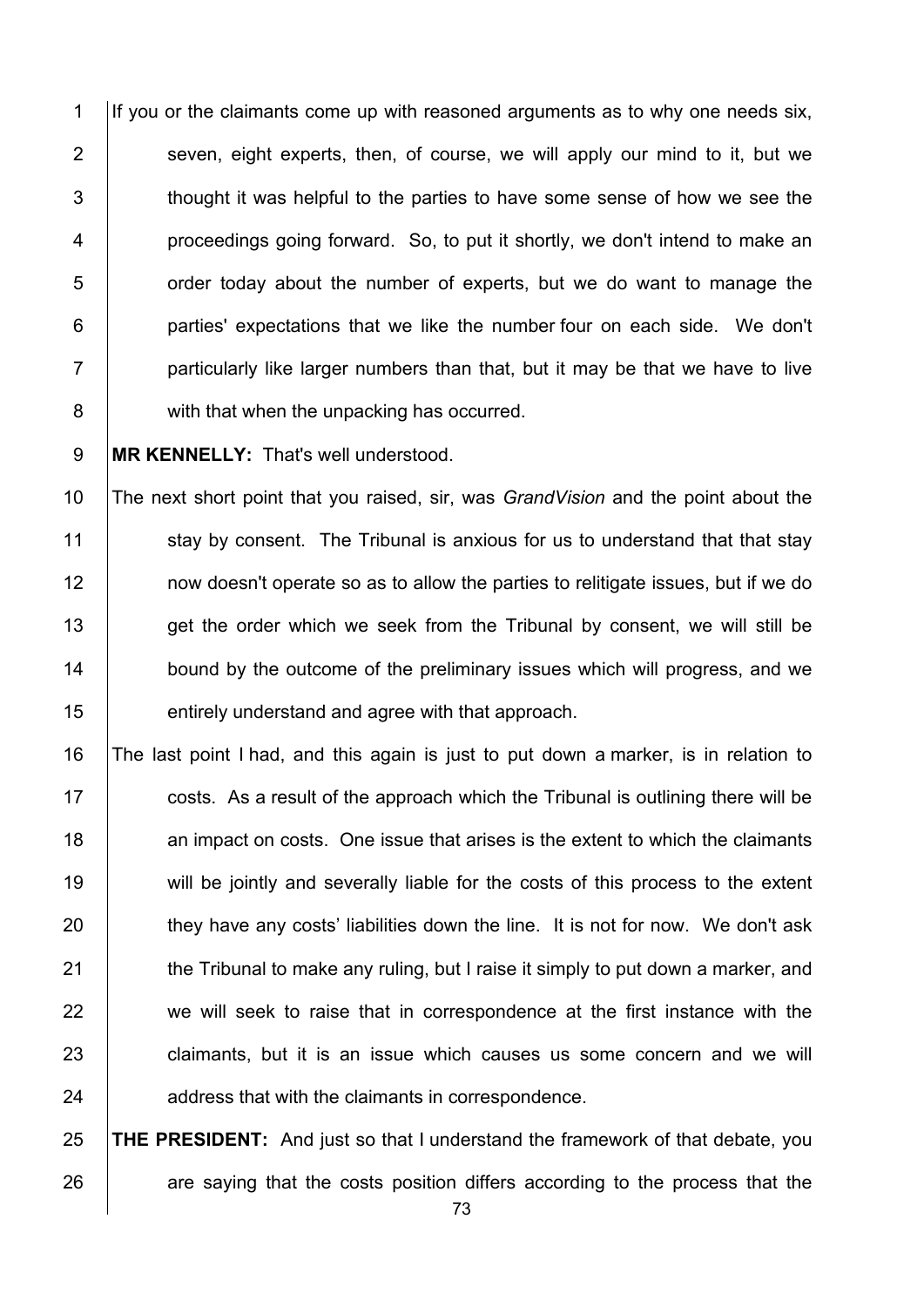If you or the claimants come up with reasoned arguments as to why one needs six, seven, eight experts, then, of course, we will apply our mind to it, but we thought it was helpful to the parties to have some sense of how we see the proceedings going forward. So, to put it shortly, we don't intend to make an order today about the number of experts, but we do want to manage the parties' expectations that we like the number four on each side. We don't particularly like larger numbers than that, but it may be that we have to live with that when the unpacking has occurred.

**MR KENNELLY:** That's well understood.

The next short point that you raised, sir, was *GrandVision* and the point about the stay by consent. The Tribunal is anxious for us to understand that that stay now doesn't operate so as to allow the parties to relitigate issues, but if we do get the order which we seek from the Tribunal by consent, we will still be bound by the outcome of the preliminary issues which will progress, and we entirely understand and agree with that approach.

The last point I had, and this again is just to put down a marker, is in relation to costs. As a result of the approach which the Tribunal is outlining there will be an impact on costs. One issue that arises is the extent to which the claimants will be jointly and severally liable for the costs of this process to the extent they have any costs' liabilities down the line. It is not for now. We don't ask the Tribunal to make any ruling, but I raise it simply to put down a marker, and we will seek to raise that in correspondence at the first instance with the claimants, but it is an issue which causes us some concern and we will address that with the claimants in correspondence.

**THE PRESIDENT:** And just so that I understand the framework of that debate, you are saying that the costs position differs according to the process that the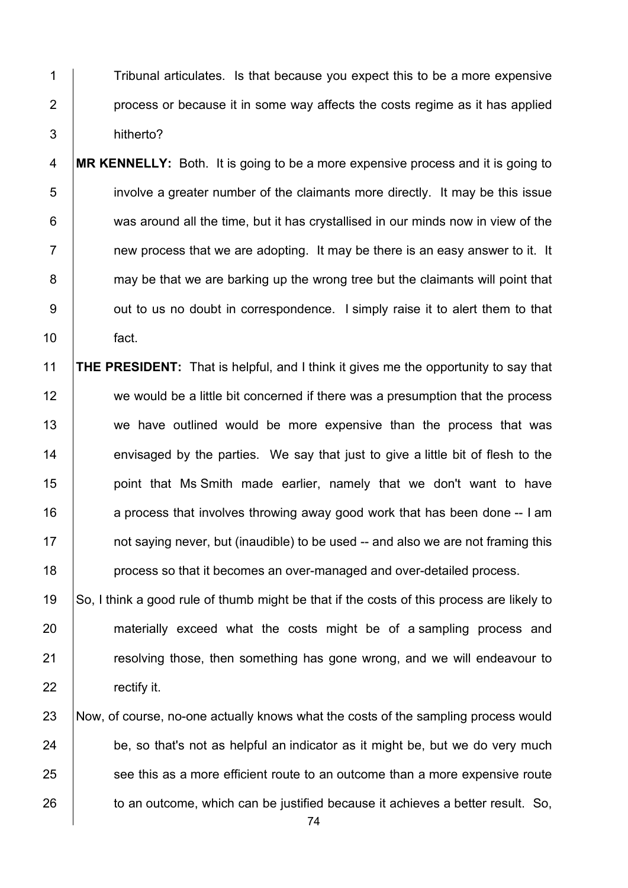Tribunal articulates. Is that because you expect this to be a more expensive process or because it in some way affects the costs regime as it has applied hitherto?

**MR KENNELLY:** Both. It is going to be a more expensive process and it is going to involve a greater number of the claimants more directly. It may be this issue was around all the time, but it has crystallised in our minds now in view of the new process that we are adopting. It may be there is an easy answer to it. It may be that we are barking up the wrong tree but the claimants will point that out to us no doubt in correspondence. I simply raise it to alert them to that fact.

**THE PRESIDENT:** That is helpful, and I think it gives me the opportunity to say that we would be a little bit concerned if there was a presumption that the process we have outlined would be more expensive than the process that was envisaged by the parties. We say that just to give a little bit of flesh to the point that Ms Smith made earlier, namely that we don't want to have a process that involves throwing away good work that has been done -- I am not saying never, but (inaudible) to be used -- and also we are not framing this process so that it becomes an over-managed and over-detailed process.

So, I think a good rule of thumb might be that if the costs of this process are likely to materially exceed what the costs might be of a sampling process and resolving those, then something has gone wrong, and we will endeavour to rectify it.

Now, of course, no-one actually knows what the costs of the sampling process would be, so that's not as helpful an indicator as it might be, but we do very much see this as a more efficient route to an outcome than a more expensive route to an outcome, which can be justified because it achieves a better result. So,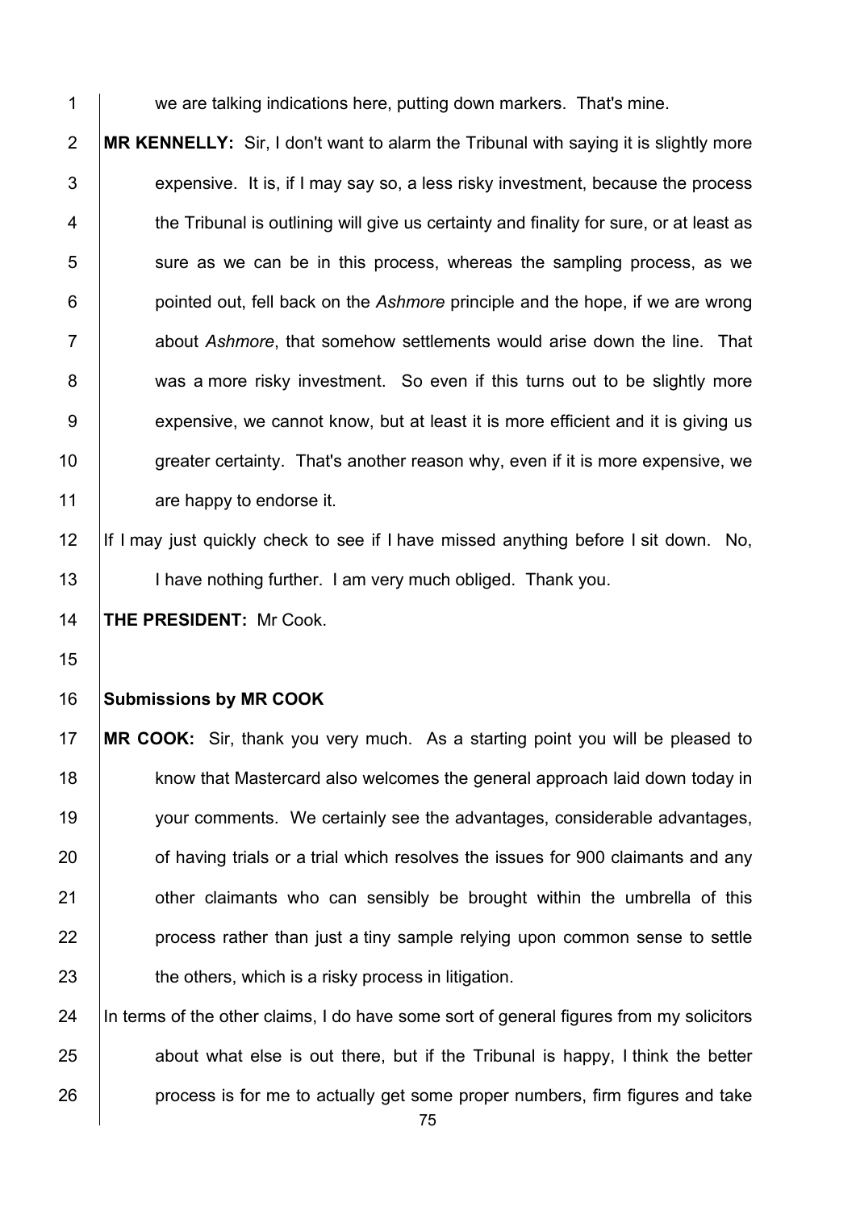we are talking indications here, putting down markers. That's mine.

**MR KENNELLY:** Sir, I don't want to alarm the Tribunal with saying it is slightly more expensive. It is, if I may say so, a less risky investment, because the process the Tribunal is outlining will give us certainty and finality for sure, or at least as sure as we can be in this process, whereas the sampling process, as we pointed out, fell back on the *Ashmore* principle and the hope, if we are wrong about *Ashmore*, that somehow settlements would arise down the line. That was a more risky investment. So even if this turns out to be slightly more expensive, we cannot know, but at least it is more efficient and it is giving us greater certainty. That's another reason why, even if it is more expensive, we are happy to endorse it.

If I may just quickly check to see if I have missed anything before I sit down. No, I have nothing further. I am very much obliged. Thank you.

**THE PRESIDENT:** Mr Cook.

**Submissions by MR COOK**

**MR COOK:** Sir, thank you very much. As a starting point you will be pleased to know that Mastercard also welcomes the general approach laid down today in your comments. We certainly see the advantages, considerable advantages, of having trials or a trial which resolves the issues for 900 claimants and any other claimants who can sensibly be brought within the umbrella of this process rather than just a tiny sample relying upon common sense to settle the others, which is a risky process in litigation.

In terms of the other claims, I do have some sort of general figures from my solicitors about what else is out there, but if the Tribunal is happy, I think the better process is for me to actually get some proper numbers, firm figures and take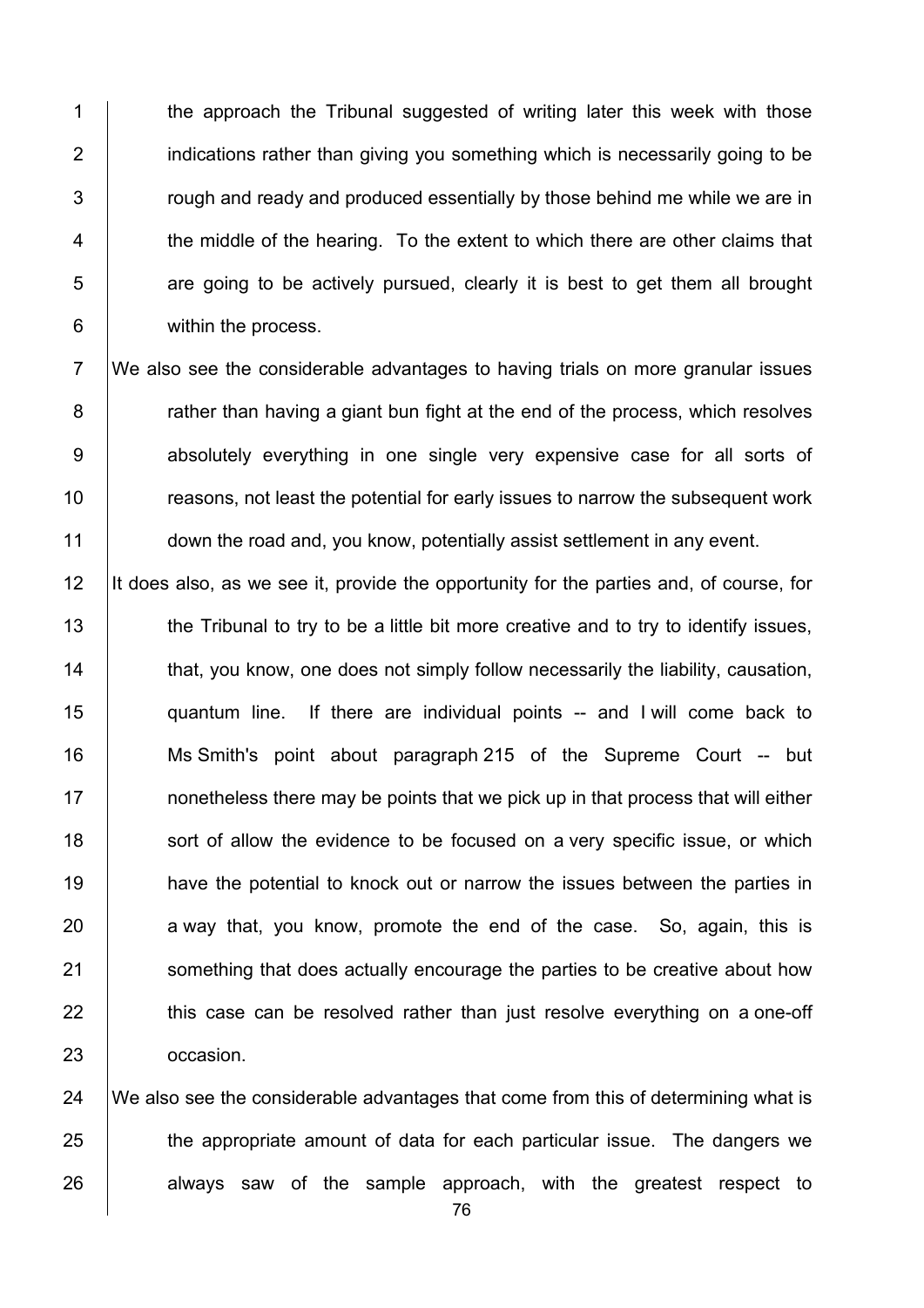the approach the Tribunal suggested of writing later this week with those indications rather than giving you something which is necessarily going to be rough and ready and produced essentially by those behind me while we are in the middle of the hearing. To the extent to which there are other claims that are going to be actively pursued, clearly it is best to get them all brought within the process.

We also see the considerable advantages to having trials on more granular issues rather than having a giant bun fight at the end of the process, which resolves absolutely everything in one single very expensive case for all sorts of reasons, not least the potential for early issues to narrow the subsequent work down the road and, you know, potentially assist settlement in any event.

It does also, as we see it, provide the opportunity for the parties and, of course, for the Tribunal to try to be a little bit more creative and to try to identify issues, that, you know, one does not simply follow necessarily the liability, causation, quantum line. If there are individual points -- and I will come back to Ms Smith's point about paragraph 215 of the Supreme Court -- but nonetheless there may be points that we pick up in that process that will either sort of allow the evidence to be focused on a very specific issue, or which have the potential to knock out or narrow the issues between the parties in a way that, you know, promote the end of the case. So, again, this is something that does actually encourage the parties to be creative about how this case can be resolved rather than just resolve everything on a one-off occasion.

We also see the considerable advantages that come from this of determining what is the appropriate amount of data for each particular issue. The dangers we always saw of the sample approach, with the greatest respect to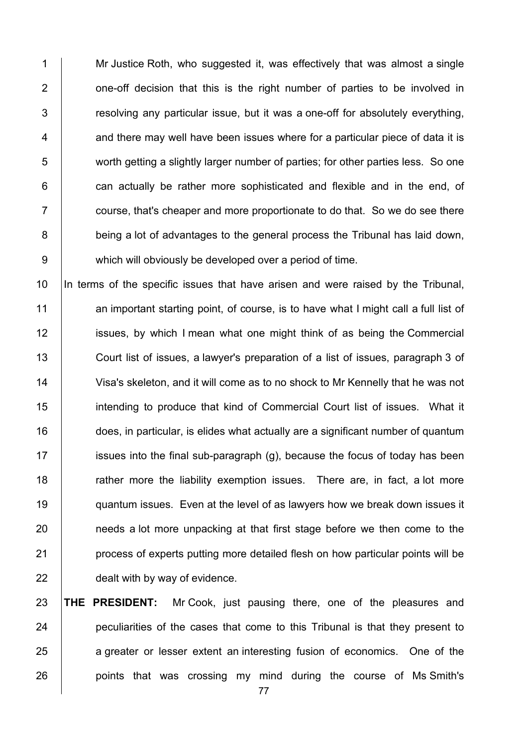Mr Justice Roth, who suggested it, was effectively that was almost a single one-off decision that this is the right number of parties to be involved in resolving any particular issue, but it was a one-off for absolutely everything, and there may well have been issues where for a particular piece of data it is worth getting a slightly larger number of parties; for other parties less. So one can actually be rather more sophisticated and flexible and in the end, of course, that's cheaper and more proportionate to do that. So we do see there being a lot of advantages to the general process the Tribunal has laid down, which will obviously be developed over a period of time.

In terms of the specific issues that have arisen and were raised by the Tribunal, an important starting point, of course, is to have what I might call a full list of issues, by which I mean what one might think of as being the Commercial Court list of issues, a lawyer's preparation of a list of issues, paragraph 3 of Visa's skeleton, and it will come as to no shock to Mr Kennelly that he was not intending to produce that kind of Commercial Court list of issues. What it does, in particular, is elides what actually are a significant number of quantum issues into the final sub-paragraph (g), because the focus of today has been rather more the liability exemption issues. There are, in fact, a lot more quantum issues. Even at the level of as lawyers how we break down issues it needs a lot more unpacking at that first stage before we then come to the process of experts putting more detailed flesh on how particular points will be dealt with by way of evidence.

**THE PRESIDENT:** Mr Cook, just pausing there, one of the pleasures and peculiarities of the cases that come to this Tribunal is that they present to a greater or lesser extent an interesting fusion of economics. One of the points that was crossing my mind during the course of Ms Smith's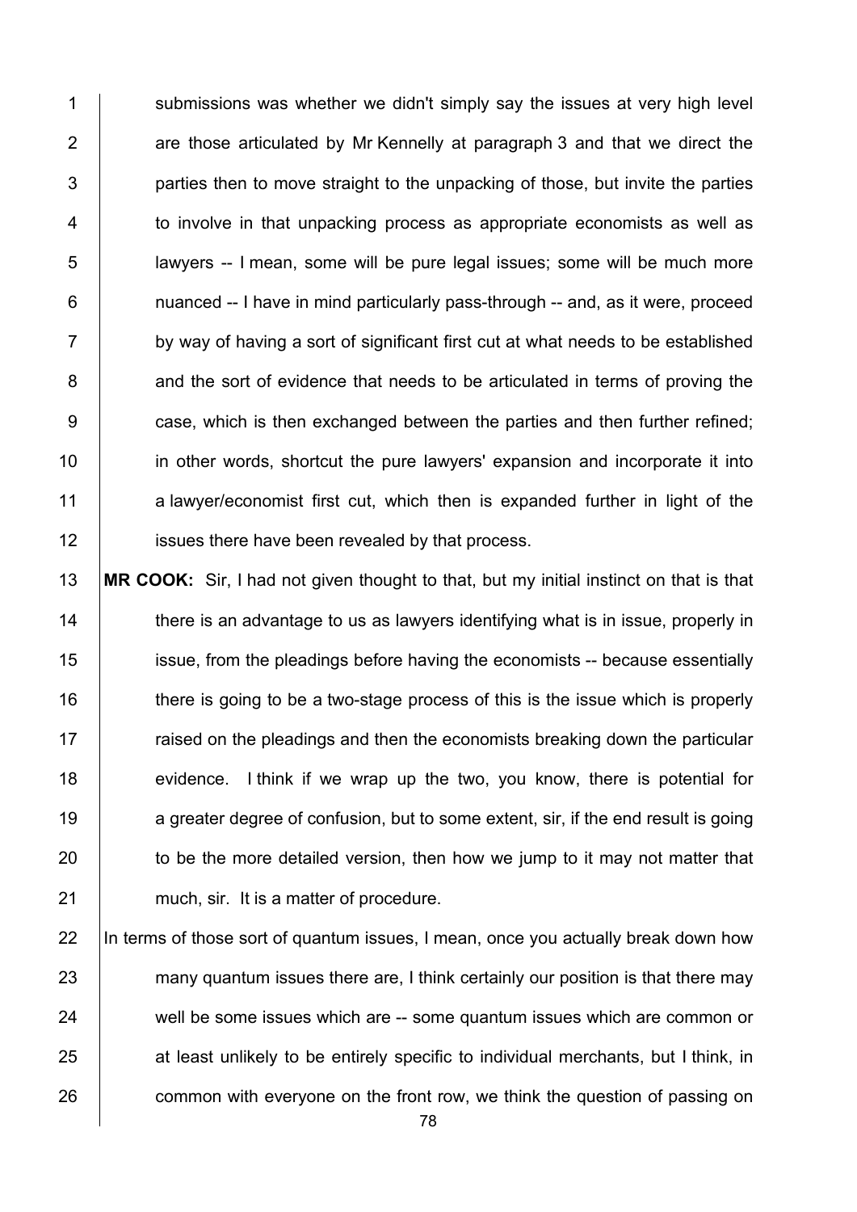submissions was whether we didn't simply say the issues at very high level are those articulated by Mr Kennelly at paragraph 3 and that we direct the parties then to move straight to the unpacking of those, but invite the parties to involve in that unpacking process as appropriate economists as well as lawyers -- I mean, some will be pure legal issues; some will be much more nuanced -- I have in mind particularly pass-through -- and, as it were, proceed by way of having a sort of significant first cut at what needs to be established and the sort of evidence that needs to be articulated in terms of proving the case, which is then exchanged between the parties and then further refined; in other words, shortcut the pure lawyers' expansion and incorporate it into a lawyer/economist first cut, which then is expanded further in light of the issues there have been revealed by that process.

**MR COOK:** Sir, I had not given thought to that, but my initial instinct on that is that there is an advantage to us as lawyers identifying what is in issue, properly in issue, from the pleadings before having the economists -- because essentially there is going to be a two-stage process of this is the issue which is properly raised on the pleadings and then the economists breaking down the particular evidence. I think if we wrap up the two, you know, there is potential for a greater degree of confusion, but to some extent, sir, if the end result is going to be the more detailed version, then how we jump to it may not matter that much, sir. It is a matter of procedure.

In terms of those sort of quantum issues, I mean, once you actually break down how many quantum issues there are, I think certainly our position is that there may well be some issues which are -- some quantum issues which are common or at least unlikely to be entirely specific to individual merchants, but I think, in common with everyone on the front row, we think the question of passing on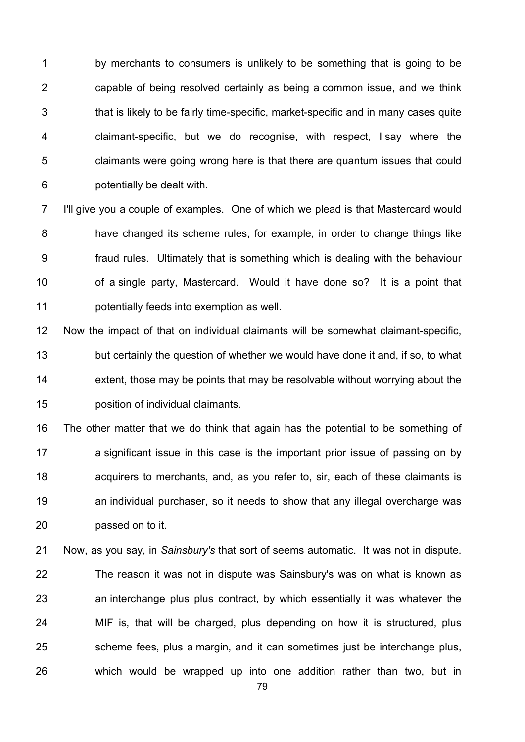by merchants to consumers is unlikely to be something that is going to be capable of being resolved certainly as being a common issue, and we think that is likely to be fairly time-specific, market-specific and in many cases quite claimant-specific, but we do recognise, with respect, I say where the claimants were going wrong here is that there are quantum issues that could potentially be dealt with.

I'll give you a couple of examples. One of which we plead is that Mastercard would have changed its scheme rules, for example, in order to change things like fraud rules. Ultimately that is something which is dealing with the behaviour of a single party, Mastercard. Would it have done so? It is a point that potentially feeds into exemption as well.

Now the impact of that on individual claimants will be somewhat claimant-specific, but certainly the question of whether we would have done it and, if so, to what extent, those may be points that may be resolvable without worrying about the position of individual claimants.

The other matter that we do think that again has the potential to be something of a significant issue in this case is the important prior issue of passing on by acquirers to merchants, and, as you refer to, sir, each of these claimants is an individual purchaser, so it needs to show that any illegal overcharge was passed on to it.

Now, as you say, in *Sainsbury's* that sort of seems automatic. It was not in dispute. The reason it was not in dispute was Sainsbury's was on what is known as an interchange plus plus contract, by which essentially it was whatever the MIF is, that will be charged, plus depending on how it is structured, plus scheme fees, plus a margin, and it can sometimes just be interchange plus, which would be wrapped up into one addition rather than two, but in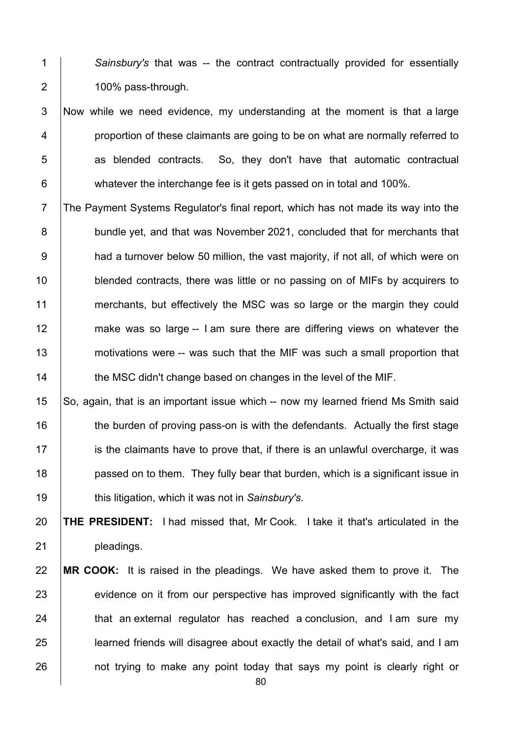*Sainsbury's* that was -- the contract contractually provided for essentially 100% pass-through.

Now while we need evidence, my understanding at the moment is that a large proportion of these claimants are going to be on what are normally referred to as blended contracts. So, they don't have that automatic contractual whatever the interchange fee is it gets passed on in total and 100%.

The Payment Systems Regulator's final report, which has not made its way into the bundle yet, and that was November 2021, concluded that for merchants that had a turnover below 50 million, the vast majority, if not all, of which were on blended contracts, there was little or no passing on of MIFs by acquirers to merchants, but effectively the MSC was so large or the margin they could make was so large -- I am sure there are differing views on whatever the motivations were -- was such that the MIF was such a small proportion that the MSC didn't change based on changes in the level of the MIF.

So, again, that is an important issue which -- now my learned friend Ms Smith said the burden of proving pass-on is with the defendants. Actually the first stage is the claimants have to prove that, if there is an unlawful overcharge, it was passed on to them. They fully bear that burden, which is a significant issue in this litigation, which it was not in *Sainsbury's*.

**THE PRESIDENT:** I had missed that, Mr Cook. I take it that's articulated in the pleadings.

**MR COOK:** It is raised in the pleadings. We have asked them to prove it. The evidence on it from our perspective has improved significantly with the fact that an external regulator has reached a conclusion, and I am sure my learned friends will disagree about exactly the detail of what's said, and I am not trying to make any point today that says my point is clearly right or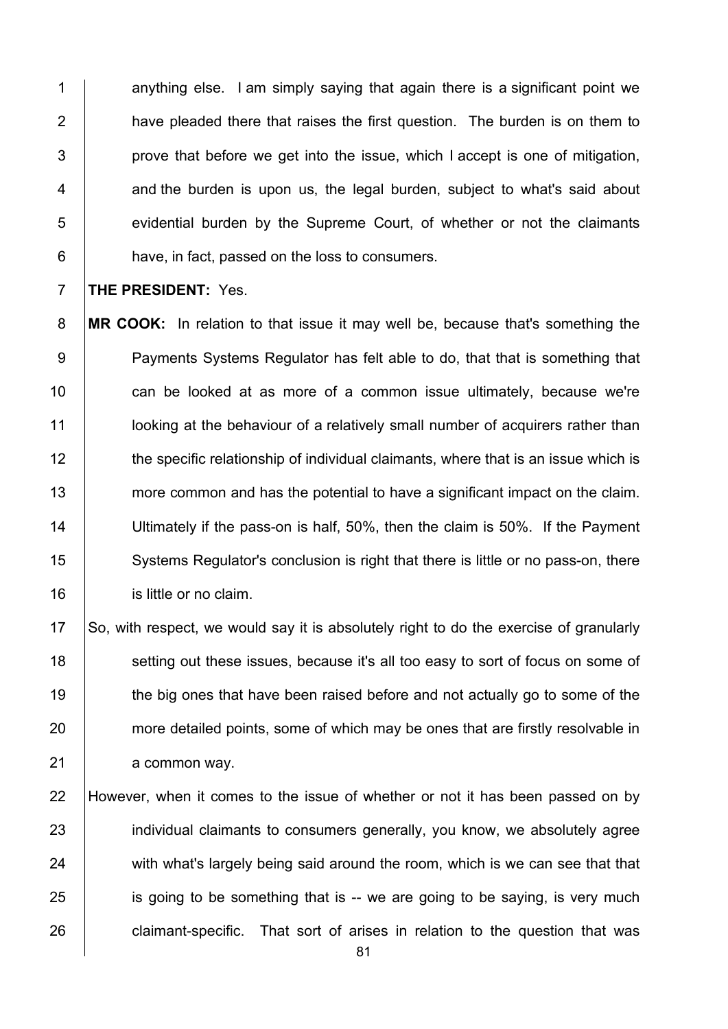anything else. I am simply saying that again there is a significant point we have pleaded there that raises the first question. The burden is on them to prove that before we get into the issue, which I accept is one of mitigation, and the burden is upon us, the legal burden, subject to what's said about evidential burden by the Supreme Court, of whether or not the claimants have, in fact, passed on the loss to consumers.

**THE PRESIDENT:** Yes.

**MR COOK:** In relation to that issue it may well be, because that's something the Payments Systems Regulator has felt able to do, that that is something that can be looked at as more of a common issue ultimately, because we're looking at the behaviour of a relatively small number of acquirers rather than the specific relationship of individual claimants, where that is an issue which is more common and has the potential to have a significant impact on the claim. Ultimately if the pass-on is half, 50%, then the claim is 50%. If the Payment Systems Regulator's conclusion is right that there is little or no pass-on, there is little or no claim.

So, with respect, we would say it is absolutely right to do the exercise of granularly setting out these issues, because it's all too easy to sort of focus on some of the big ones that have been raised before and not actually go to some of the more detailed points, some of which may be ones that are firstly resolvable in a common way.

However, when it comes to the issue of whether or not it has been passed on by individual claimants to consumers generally, you know, we absolutely agree with what's largely being said around the room, which is we can see that that is going to be something that is -- we are going to be saying, is very much claimant-specific. That sort of arises in relation to the question that was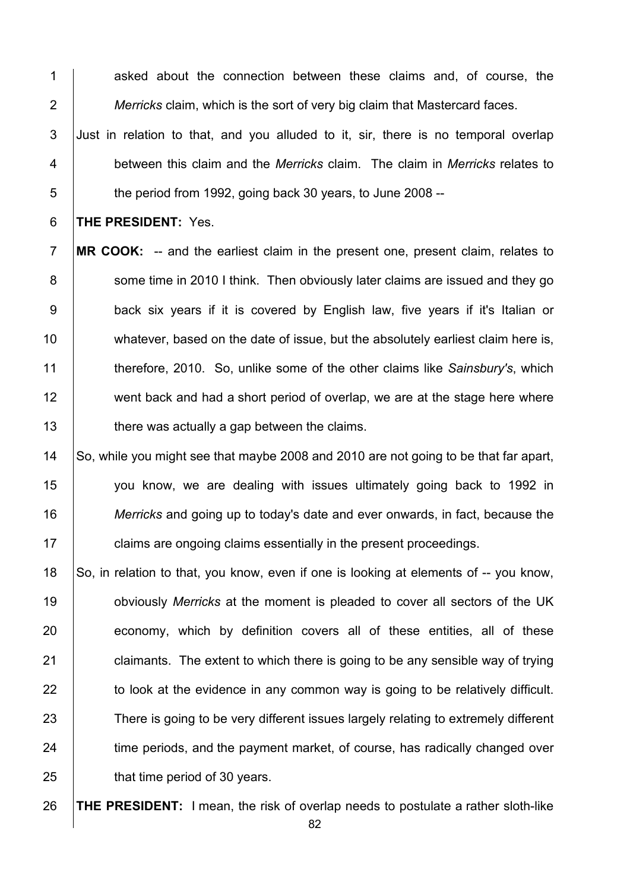asked about the connection between these claims and, of course, the *Merricks* claim, which is the sort of very big claim that Mastercard faces.

Just in relation to that, and you alluded to it, sir, there is no temporal overlap between this claim and the *Merricks* claim. The claim in *Merricks* relates to the period from 1992, going back 30 years, to June 2008 --

**THE PRESIDENT:** Yes.

**MR COOK:** -- and the earliest claim in the present one, present claim, relates to some time in 2010 I think. Then obviously later claims are issued and they go back six years if it is covered by English law, five years if it's Italian or whatever, based on the date of issue, but the absolutely earliest claim here is, therefore, 2010. So, unlike some of the other claims like *Sainsbury's*, which went back and had a short period of overlap, we are at the stage here where there was actually a gap between the claims.

So, while you might see that maybe 2008 and 2010 are not going to be that far apart, you know, we are dealing with issues ultimately going back to 1992 in *Merricks* and going up to today's date and ever onwards, in fact, because the claims are ongoing claims essentially in the present proceedings.

So, in relation to that, you know, even if one is looking at elements of -- you know, obviously *Merricks* at the moment is pleaded to cover all sectors of the UK economy, which by definition covers all of these entities, all of these claimants. The extent to which there is going to be any sensible way of trying to look at the evidence in any common way is going to be relatively difficult. There is going to be very different issues largely relating to extremely different time periods, and the payment market, of course, has radically changed over that time period of 30 years.

**THE PRESIDENT:** I mean, the risk of overlap needs to postulate a rather sloth-like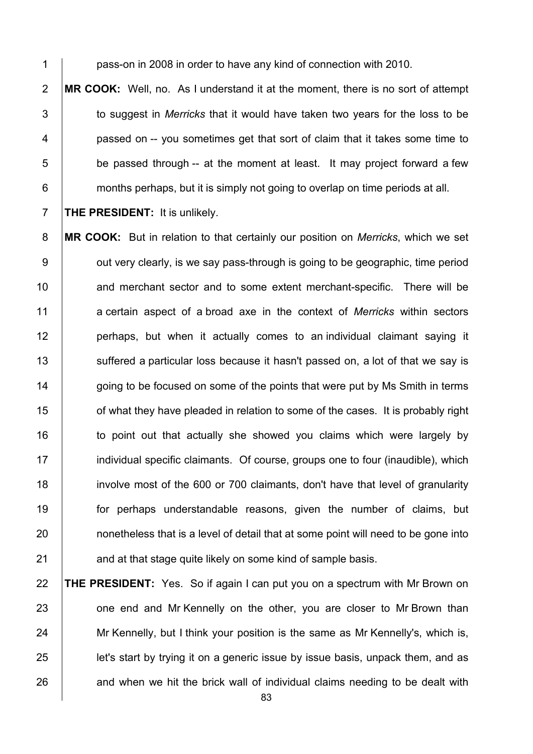pass-on in 2008 in order to have any kind of connection with 2010.

**MR COOK:** Well, no. As I understand it at the moment, there is no sort of attempt to suggest in *Merricks* that it would have taken two years for the loss to be passed on -- you sometimes get that sort of claim that it takes some time to be passed through -- at the moment at least. It may project forward a few months perhaps, but it is simply not going to overlap on time periods at all.

**THE PRESIDENT:** It is unlikely.

**MR COOK:** But in relation to that certainly our position on *Merricks*, which we set out very clearly, is we say pass-through is going to be geographic, time period and merchant sector and to some extent merchant-specific. There will be a certain aspect of a broad axe in the context of *Merricks* within sectors perhaps, but when it actually comes to an individual claimant saying it suffered a particular loss because it hasn't passed on, a lot of that we say is going to be focused on some of the points that were put by Ms Smith in terms of what they have pleaded in relation to some of the cases. It is probably right to point out that actually she showed you claims which were largely by individual specific claimants. Of course, groups one to four (inaudible), which involve most of the 600 or 700 claimants, don't have that level of granularity for perhaps understandable reasons, given the number of claims, but nonetheless that is a level of detail that at some point will need to be gone into and at that stage quite likely on some kind of sample basis.

**THE PRESIDENT:** Yes. So if again I can put you on a spectrum with Mr Brown on one end and Mr Kennelly on the other, you are closer to Mr Brown than Mr Kennelly, but I think your position is the same as Mr Kennelly's, which is, let's start by trying it on a generic issue by issue basis, unpack them, and as and when we hit the brick wall of individual claims needing to be dealt with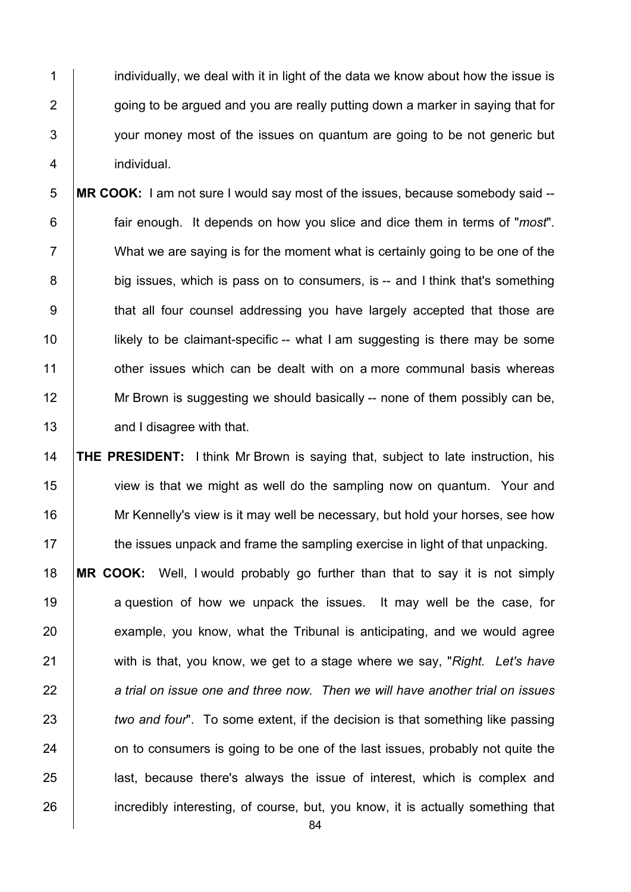individually, we deal with it in light of the data we know about how the issue is going to be argued and you are really putting down a marker in saying that for your money most of the issues on quantum are going to be not generic but individual.

**MR COOK:** I am not sure I would say most of the issues, because somebody said -- fair enough. It depends on how you slice and dice them in terms of "*most*". What we are saying is for the moment what is certainly going to be one of the big issues, which is pass on to consumers, is -- and I think that's something that all four counsel addressing you have largely accepted that those are likely to be claimant-specific -- what I am suggesting is there may be some other issues which can be dealt with on a more communal basis whereas Mr Brown is suggesting we should basically -- none of them possibly can be, and I disagree with that.

**THE PRESIDENT:** I think Mr Brown is saying that, subject to late instruction, his view is that we might as well do the sampling now on quantum. Your and Mr Kennelly's view is it may well be necessary, but hold your horses, see how the issues unpack and frame the sampling exercise in light of that unpacking.

**MR COOK:** Well, I would probably go further than that to say it is not simply a question of how we unpack the issues. It may well be the case, for example, you know, what the Tribunal is anticipating, and we would agree with is that, you know, we get to a stage where we say, "*Right. Let's have a trial on issue one and three now. Then we will have another trial on issues two and four*". To some extent, if the decision is that something like passing on to consumers is going to be one of the last issues, probably not quite the last, because there's always the issue of interest, which is complex and incredibly interesting, of course, but, you know, it is actually something that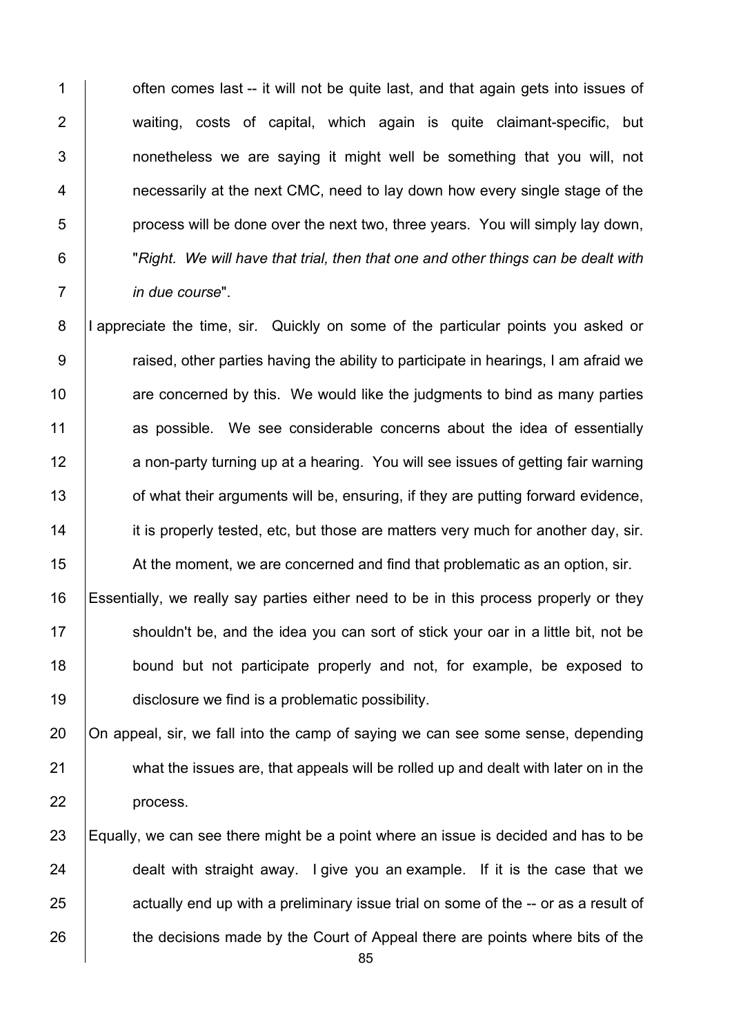often comes last -- it will not be quite last, and that again gets into issues of waiting, costs of capital, which again is quite claimant-specific, but nonetheless we are saying it might well be something that you will, not necessarily at the next CMC, need to lay down how every single stage of the process will be done over the next two, three years. You will simply lay down, "*Right. We will have that trial, then that one and other things can be dealt with in due course*".

I appreciate the time, sir. Quickly on some of the particular points you asked or raised, other parties having the ability to participate in hearings, I am afraid we are concerned by this. We would like the judgments to bind as many parties as possible. We see considerable concerns about the idea of essentially a non-party turning up at a hearing. You will see issues of getting fair warning of what their arguments will be, ensuring, if they are putting forward evidence, it is properly tested, etc, but those are matters very much for another day, sir. At the moment, we are concerned and find that problematic as an option, sir.

Essentially, we really say parties either need to be in this process properly or they shouldn't be, and the idea you can sort of stick your oar in a little bit, not be bound but not participate properly and not, for example, be exposed to disclosure we find is a problematic possibility.

On appeal, sir, we fall into the camp of saying we can see some sense, depending what the issues are, that appeals will be rolled up and dealt with later on in the process.

Equally, we can see there might be a point where an issue is decided and has to be dealt with straight away. I give you an example. If it is the case that we actually end up with a preliminary issue trial on some of the -- or as a result of the decisions made by the Court of Appeal there are points where bits of the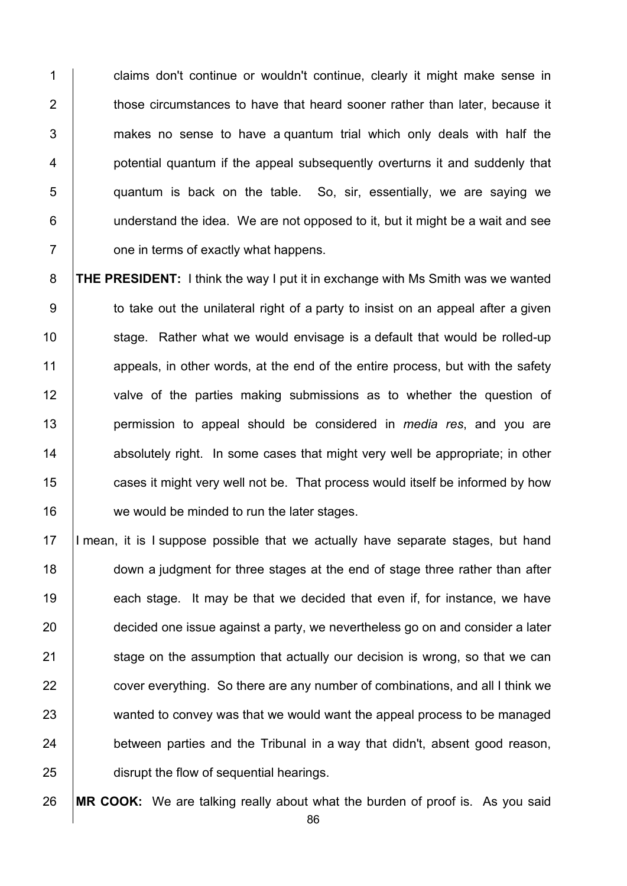claims don't continue or wouldn't continue, clearly it might make sense in those circumstances to have that heard sooner rather than later, because it makes no sense to have a quantum trial which only deals with half the potential quantum if the appeal subsequently overturns it and suddenly that quantum is back on the table. So, sir, essentially, we are saying we understand the idea. We are not opposed to it, but it might be a wait and see one in terms of exactly what happens.

**THE PRESIDENT:** I think the way I put it in exchange with Ms Smith was we wanted to take out the unilateral right of a party to insist on an appeal after a given stage. Rather what we would envisage is a default that would be rolled-up appeals, in other words, at the end of the entire process, but with the safety valve of the parties making submissions as to whether the question of permission to appeal should be considered in *media res*, and you are absolutely right. In some cases that might very well be appropriate; in other cases it might very well not be. That process would itself be informed by how we would be minded to run the later stages.

I mean, it is I suppose possible that we actually have separate stages, but hand down a judgment for three stages at the end of stage three rather than after each stage. It may be that we decided that even if, for instance, we have decided one issue against a party, we nevertheless go on and consider a later stage on the assumption that actually our decision is wrong, so that we can cover everything. So there are any number of combinations, and all I think we wanted to convey was that we would want the appeal process to be managed between parties and the Tribunal in a way that didn't, absent good reason, disrupt the flow of sequential hearings.

**MR COOK:** We are talking really about what the burden of proof is. As you said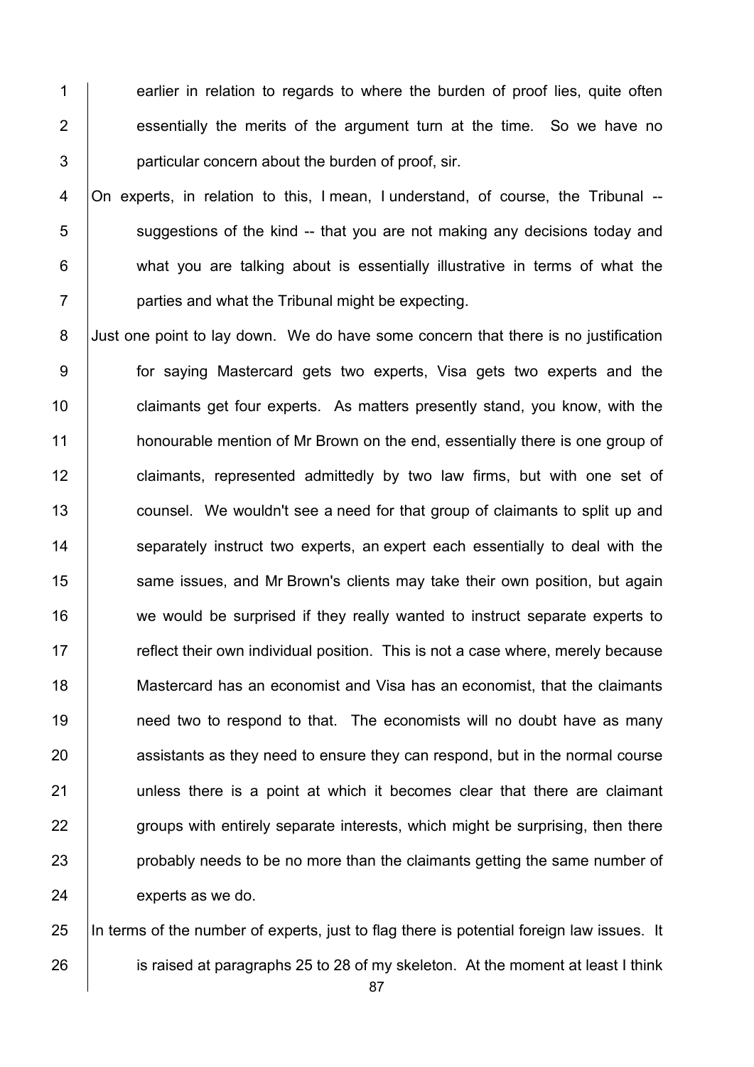earlier in relation to regards to where the burden of proof lies, quite often essentially the merits of the argument turn at the time. So we have no particular concern about the burden of proof, sir.

On experts, in relation to this, I mean, I understand, of course, the Tribunal -- suggestions of the kind -- that you are not making any decisions today and what you are talking about is essentially illustrative in terms of what the parties and what the Tribunal might be expecting.

Just one point to lay down. We do have some concern that there is no justification for saying Mastercard gets two experts, Visa gets two experts and the claimants get four experts. As matters presently stand, you know, with the honourable mention of Mr Brown on the end, essentially there is one group of claimants, represented admittedly by two law firms, but with one set of counsel. We wouldn't see a need for that group of claimants to split up and separately instruct two experts, an expert each essentially to deal with the same issues, and Mr Brown's clients may take their own position, but again we would be surprised if they really wanted to instruct separate experts to reflect their own individual position. This is not a case where, merely because Mastercard has an economist and Visa has an economist, that the claimants need two to respond to that. The economists will no doubt have as many assistants as they need to ensure they can respond, but in the normal course unless there is a point at which it becomes clear that there are claimant groups with entirely separate interests, which might be surprising, then there probably needs to be no more than the claimants getting the same number of experts as we do.

In terms of the number of experts, just to flag there is potential foreign law issues. It is raised at paragraphs 25 to 28 of my skeleton. At the moment at least I think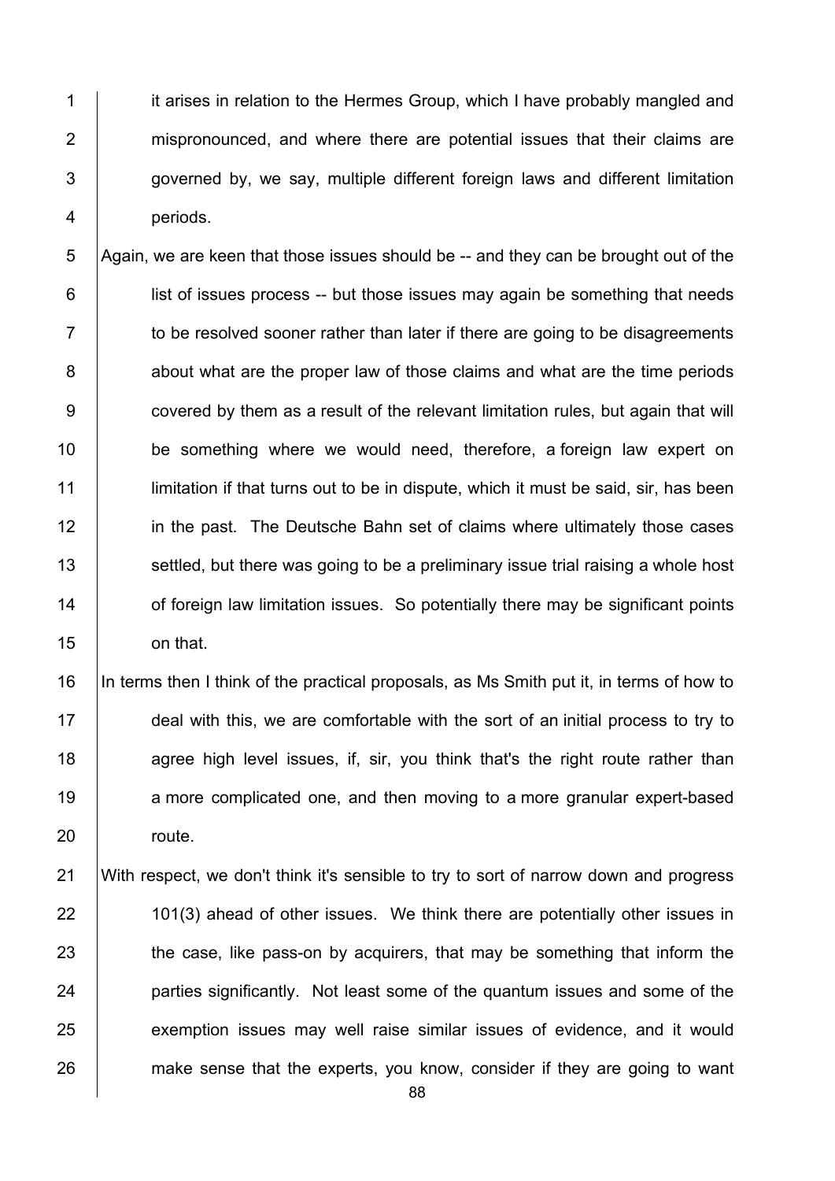it arises in relation to the Hermes Group, which I have probably mangled and mispronounced, and where there are potential issues that their claims are governed by, we say, multiple different foreign laws and different limitation periods.

Again, we are keen that those issues should be -- and they can be brought out of the list of issues process -- but those issues may again be something that needs to be resolved sooner rather than later if there are going to be disagreements about what are the proper law of those claims and what are the time periods covered by them as a result of the relevant limitation rules, but again that will be something where we would need, therefore, a foreign law expert on limitation if that turns out to be in dispute, which it must be said, sir, has been in the past. The Deutsche Bahn set of claims where ultimately those cases settled, but there was going to be a preliminary issue trial raising a whole host of foreign law limitation issues. So potentially there may be significant points on that.

In terms then I think of the practical proposals, as Ms Smith put it, in terms of how to deal with this, we are comfortable with the sort of an initial process to try to agree high level issues, if, sir, you think that's the right route rather than a more complicated one, and then moving to a more granular expert-based route.

With respect, we don't think it's sensible to try to sort of narrow down and progress 101(3) ahead of other issues. We think there are potentially other issues in the case, like pass-on by acquirers, that may be something that inform the parties significantly. Not least some of the quantum issues and some of the exemption issues may well raise similar issues of evidence, and it would make sense that the experts, you know, consider if they are going to want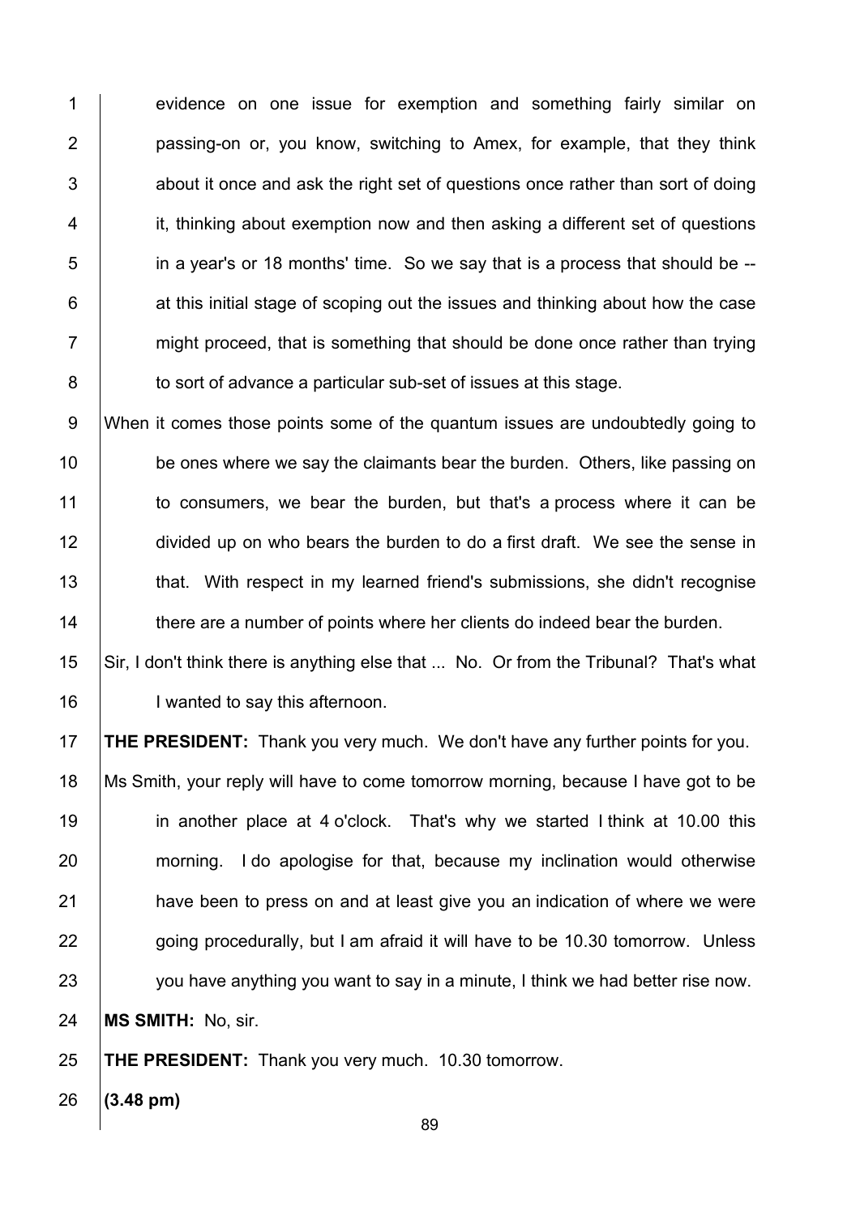evidence on one issue for exemption and something fairly similar on passing-on or, you know, switching to Amex, for example, that they think about it once and ask the right set of questions once rather than sort of doing it, thinking about exemption now and then asking a different set of questions in a year's or 18 months' time. So we say that is a process that should be -- at this initial stage of scoping out the issues and thinking about how the case might proceed, that is something that should be done once rather than trying to sort of advance a particular sub-set of issues at this stage.

When it comes those points some of the quantum issues are undoubtedly going to be ones where we say the claimants bear the burden. Others, like passing on to consumers, we bear the burden, but that's a process where it can be divided up on who bears the burden to do a first draft. We see the sense in that. With respect in my learned friend's submissions, she didn't recognise there are a number of points where her clients do indeed bear the burden.

Sir, I don't think there is anything else that ... No. Or from the Tribunal? That's what I wanted to say this afternoon.

**THE PRESIDENT:** Thank you very much. We don't have any further points for you. Ms Smith, your reply will have to come tomorrow morning, because I have got to be in another place at 4 o'clock. That's why we started I think at 10.00 this morning. I do apologise for that, because my inclination would otherwise have been to press on and at least give you an indication of where we were going procedurally, but I am afraid it will have to be 10.30 tomorrow. Unless you have anything you want to say in a minute, I think we had better rise now.

**MS SMITH:** No, sir.

**THE PRESIDENT:** Thank you very much. 10.30 tomorrow.

**(3.48 pm)**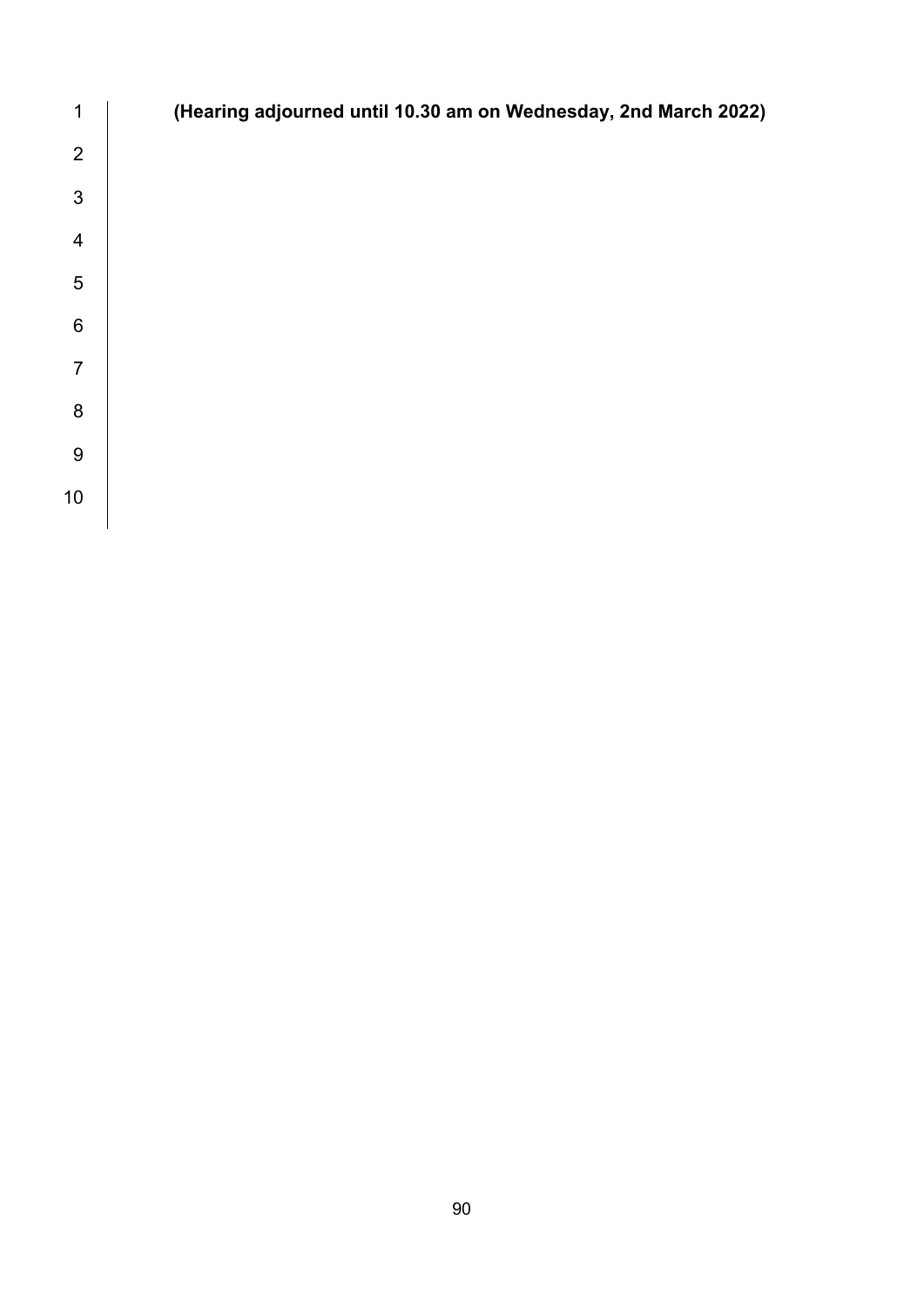**(Hearing adjourned until 10.30 am on Wednesday, 2nd March 2022)**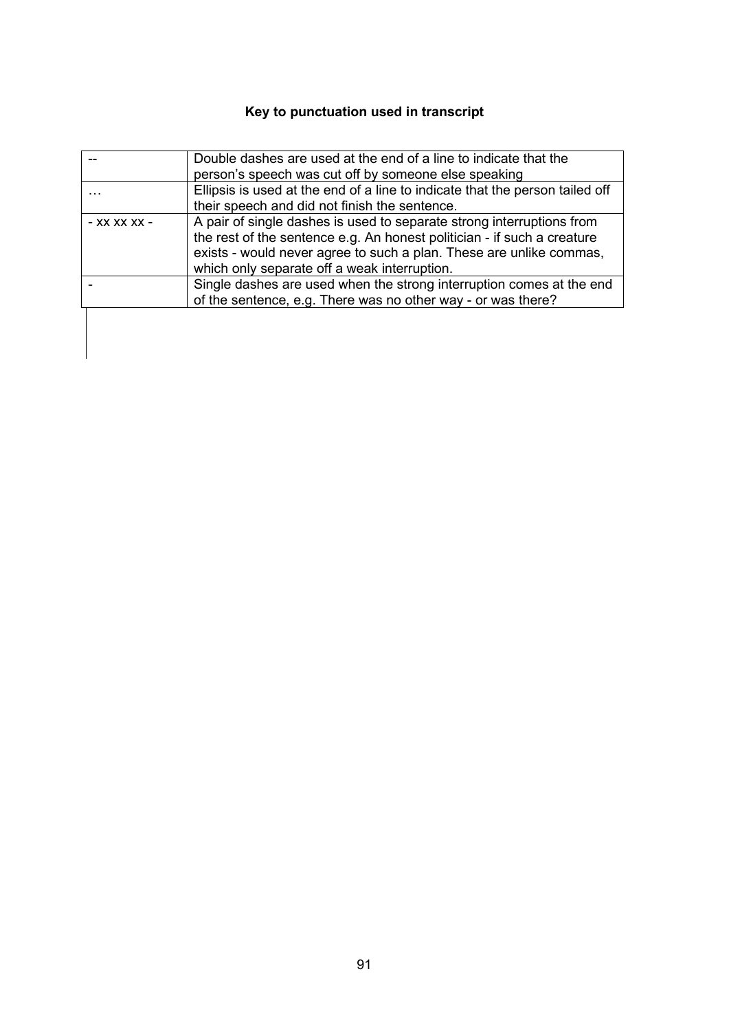**Key to punctuation used in transcript**

| | |
|---|---|
| -- | Double dashes are used at the end of a line to indicate that the person's speech was cut off by someone else speaking |
| … | Ellipsis is used at the end of a line to indicate that the person tailed off their speech and did not finish the sentence. |
| - xx xx xx - | A pair of single dashes is used to separate strong interruptions from the rest of the sentence e.g. An honest politician - if such a creature exists - would never agree to such a plan. These are unlike commas, which only separate off a weak interruption. |
| - | Single dashes are used when the strong interruption comes at the end of the sentence, e.g. There was no other way - or was there? |